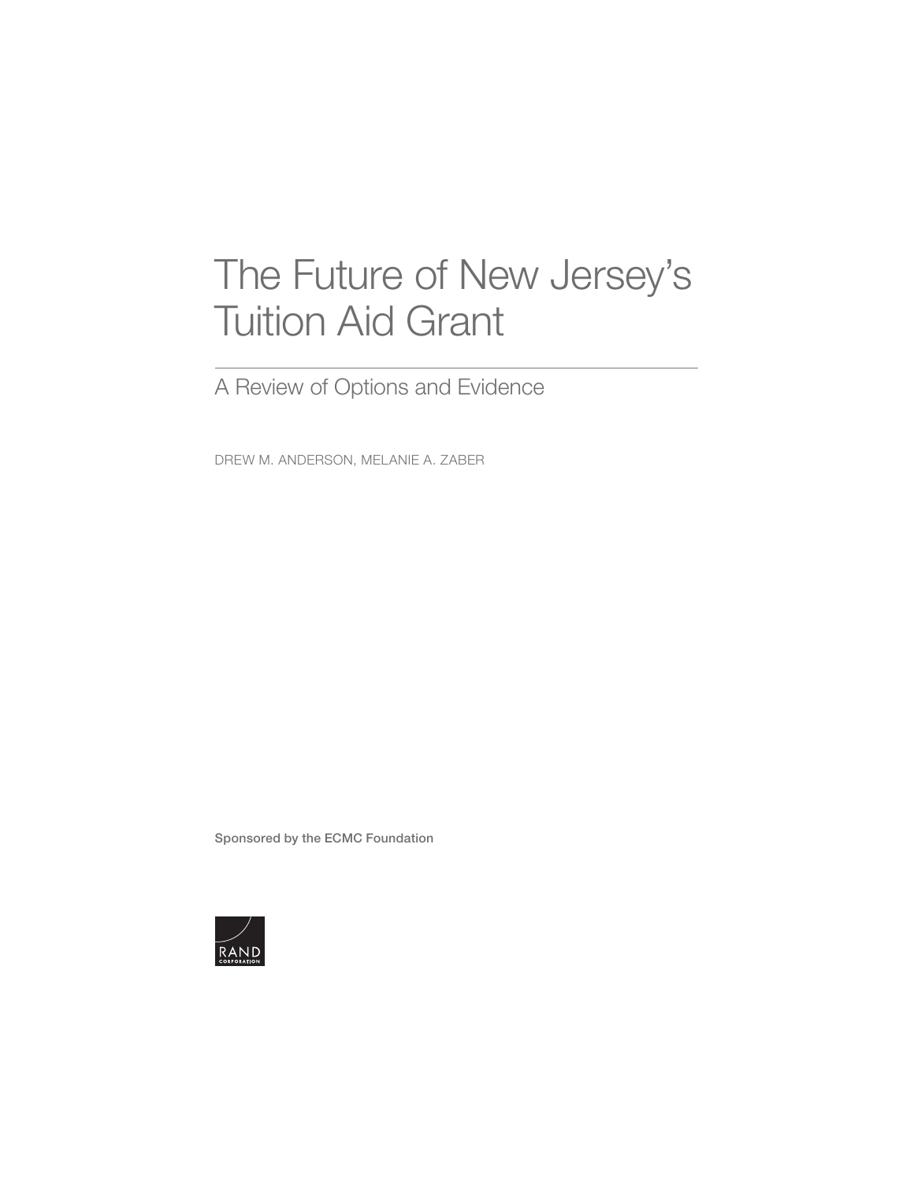# The Future of New Jersey's Tuition Aid Grant

## A Review of Options and Evidence

DREW M. ANDERSON, MELANIE A. ZABER

Sponsored by the ECMC Foundation

RAND CORPORATION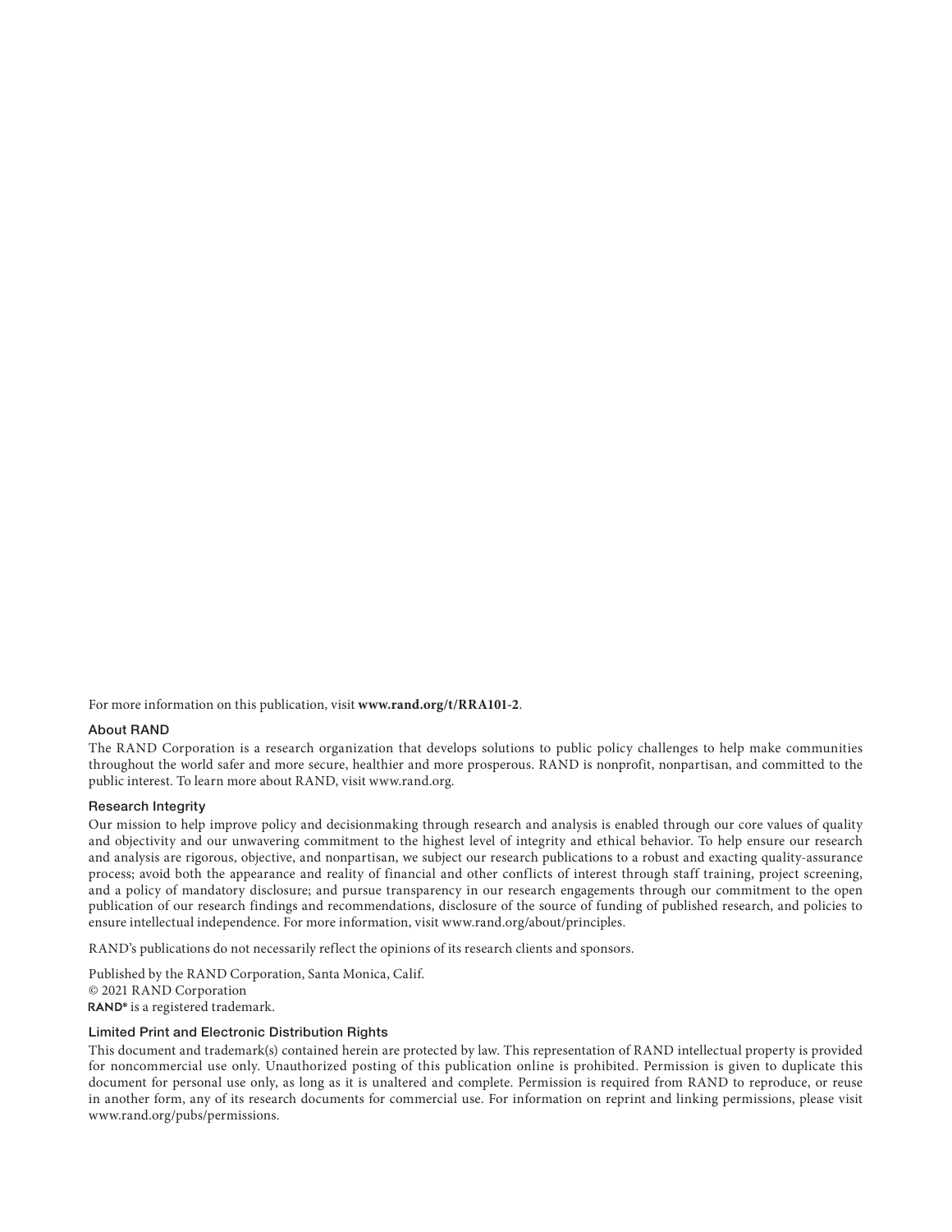For more information on this publication, visit **www.rand.org/t/RRA101-2**.

### About RAND

The RAND Corporation is a research organization that develops solutions to public policy challenges to help make communities throughout the world safer and more secure, healthier and more prosperous. RAND is nonprofit, nonpartisan, and committed to the public interest. To learn more about RAND, visit www.rand.org.

### Research Integrity

Our mission to help improve policy and decisionmaking through research and analysis is enabled through our core values of quality and objectivity and our unwavering commitment to the highest level of integrity and ethical behavior. To help ensure our research and analysis are rigorous, objective, and nonpartisan, we subject our research publications to a robust and exacting quality-assurance process; avoid both the appearance and reality of financial and other conflicts of interest through staff training, project screening, and a policy of mandatory disclosure; and pursue transparency in our research engagements through our commitment to the open publication of our research findings and recommendations, disclosure of the source of funding of published research, and policies to ensure intellectual independence. For more information, visit www.rand.org/about/principles.

RAND's publications do not necessarily reflect the opinions of its research clients and sponsors.

Published by the RAND Corporation, Santa Monica, Calif.
© 2021 RAND Corporation
RAND® is a registered trademark.

### Limited Print and Electronic Distribution Rights

This document and trademark(s) contained herein are protected by law. This representation of RAND intellectual property is provided for noncommercial use only. Unauthorized posting of this publication online is prohibited. Permission is given to duplicate this document for personal use only, as long as it is unaltered and complete. Permission is required from RAND to reproduce, or reuse in another form, any of its research documents for commercial use. For information on reprint and linking permissions, please visit www.rand.org/pubs/permissions.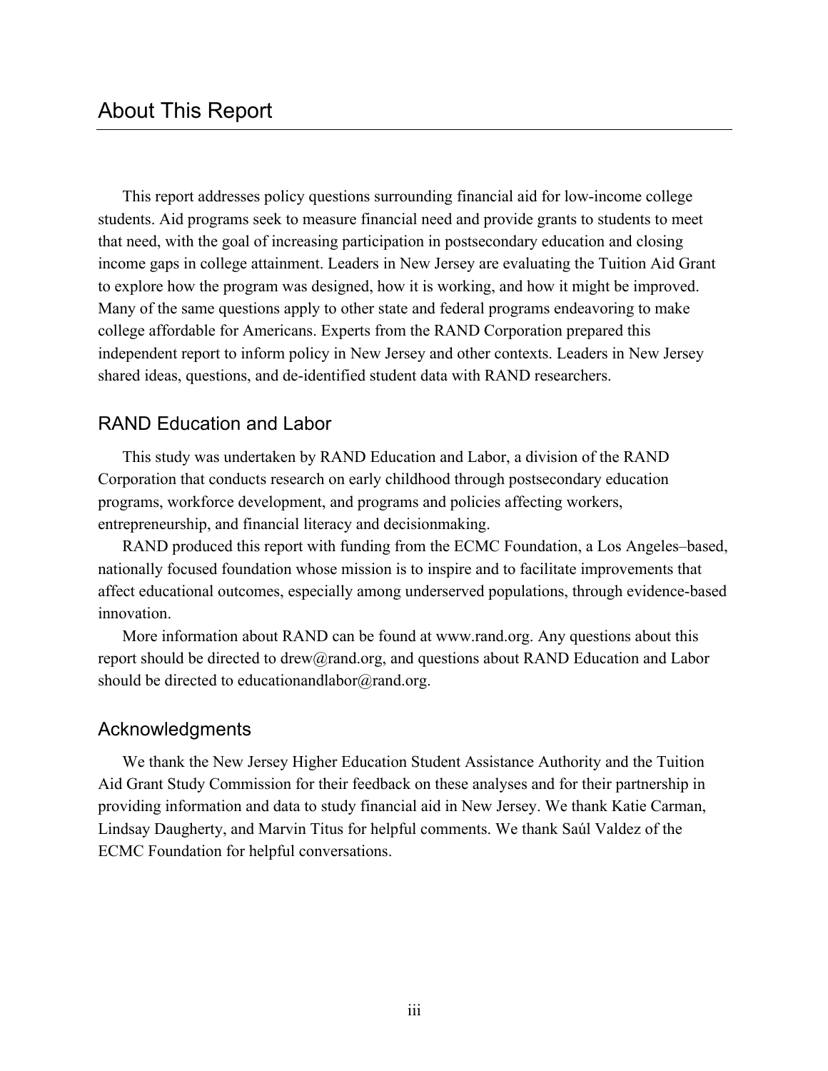# About This Report

This report addresses policy questions surrounding financial aid for low-income college students. Aid programs seek to measure financial need and provide grants to students to meet that need, with the goal of increasing participation in postsecondary education and closing income gaps in college attainment. Leaders in New Jersey are evaluating the Tuition Aid Grant to explore how the program was designed, how it is working, and how it might be improved. Many of the same questions apply to other state and federal programs endeavoring to make college affordable for Americans. Experts from the RAND Corporation prepared this independent report to inform policy in New Jersey and other contexts. Leaders in New Jersey shared ideas, questions, and de-identified student data with RAND researchers.

## RAND Education and Labor

This study was undertaken by RAND Education and Labor, a division of the RAND Corporation that conducts research on early childhood through postsecondary education programs, workforce development, and programs and policies affecting workers, entrepreneurship, and financial literacy and decisionmaking.

RAND produced this report with funding from the ECMC Foundation, a Los Angeles–based, nationally focused foundation whose mission is to inspire and to facilitate improvements that affect educational outcomes, especially among underserved populations, through evidence-based innovation.

More information about RAND can be found at www.rand.org. Any questions about this report should be directed to drew@rand.org, and questions about RAND Education and Labor should be directed to educationandlabor@rand.org.

## Acknowledgments

We thank the New Jersey Higher Education Student Assistance Authority and the Tuition Aid Grant Study Commission for their feedback on these analyses and for their partnership in providing information and data to study financial aid in New Jersey. We thank Katie Carman, Lindsay Daugherty, and Marvin Titus for helpful comments. We thank Saúl Valdez of the ECMC Foundation for helpful conversations.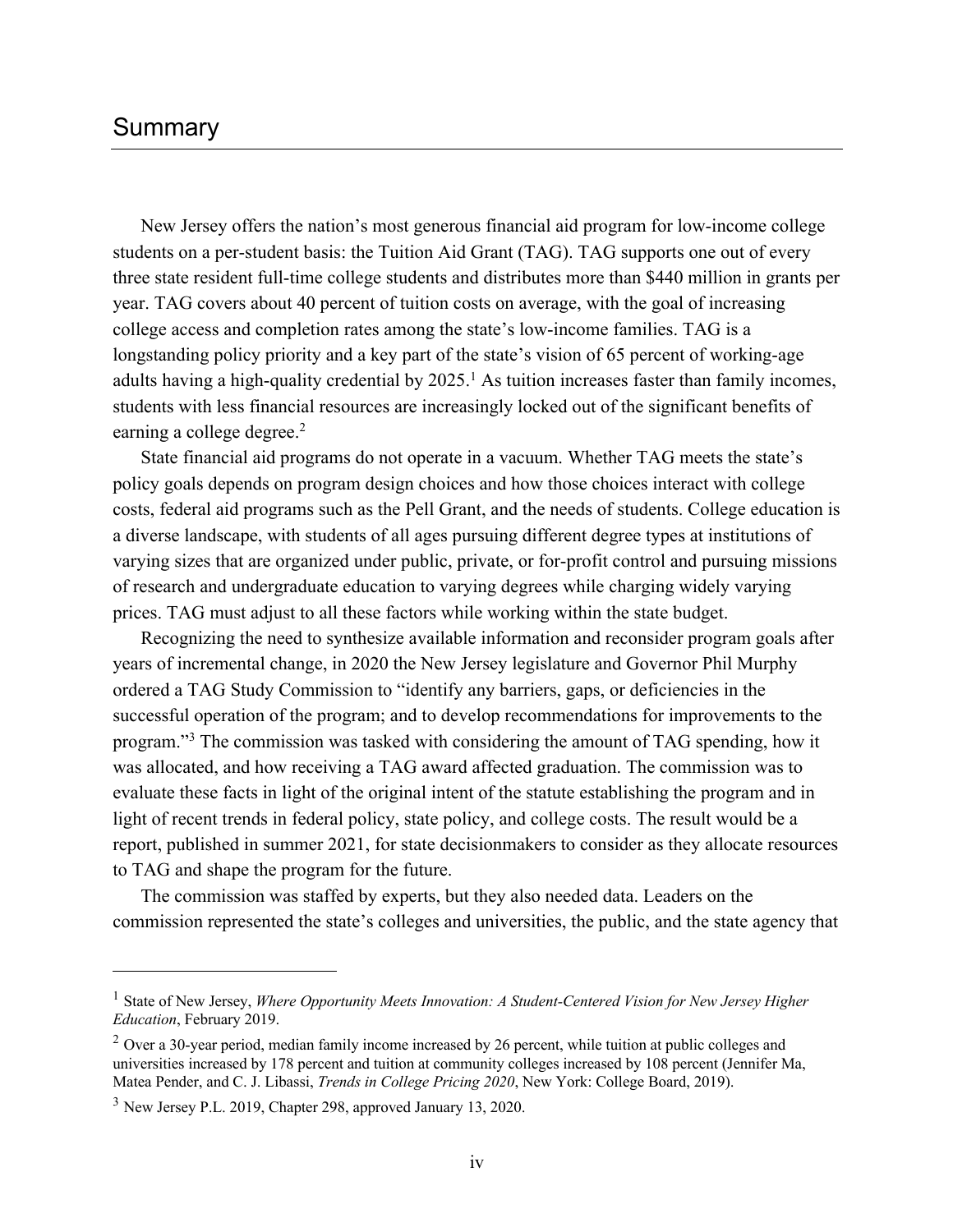# Summary

New Jersey offers the nation's most generous financial aid program for low-income college students on a per-student basis: the Tuition Aid Grant (TAG). TAG supports one out of every three state resident full-time college students and distributes more than $440 million in grants per year. TAG covers about 40 percent of tuition costs on average, with the goal of increasing college access and completion rates among the state's low-income families. TAG is a longstanding policy priority and a key part of the state's vision of 65 percent of working-age adults having a high-quality credential by 2025.[1] As tuition increases faster than family incomes, students with less financial resources are increasingly locked out of the significant benefits of earning a college degree.[2]

State financial aid programs do not operate in a vacuum. Whether TAG meets the state's policy goals depends on program design choices and how those choices interact with college costs, federal aid programs such as the Pell Grant, and the needs of students. College education is a diverse landscape, with students of all ages pursuing different degree types at institutions of varying sizes that are organized under public, private, or for-profit control and pursuing missions of research and undergraduate education to varying degrees while charging widely varying prices. TAG must adjust to all these factors while working within the state budget.

Recognizing the need to synthesize available information and reconsider program goals after years of incremental change, in 2020 the New Jersey legislature and Governor Phil Murphy ordered a TAG Study Commission to "identify any barriers, gaps, or deficiencies in the successful operation of the program; and to develop recommendations for improvements to the program."[3] The commission was tasked with considering the amount of TAG spending, how it was allocated, and how receiving a TAG award affected graduation. The commission was to evaluate these facts in light of the original intent of the statute establishing the program and in light of recent trends in federal policy, state policy, and college costs. The result would be a report, published in summer 2021, for state decisionmakers to consider as they allocate resources to TAG and shape the program for the future.

The commission was staffed by experts, but they also needed data. Leaders on the commission represented the state's colleges and universities, the public, and the state agency that

---

[1] State of New Jersey, *Where Opportunity Meets Innovation: A Student-Centered Vision for New Jersey Higher Education*, February 2019.

[2] Over a 30-year period, median family income increased by 26 percent, while tuition at public colleges and universities increased by 178 percent and tuition at community colleges increased by 108 percent (Jennifer Ma, Matea Pender, and C. J. Libassi, *Trends in College Pricing 2020*, New York: College Board, 2019).

[3] New Jersey P.L. 2019, Chapter 298, approved January 13, 2020.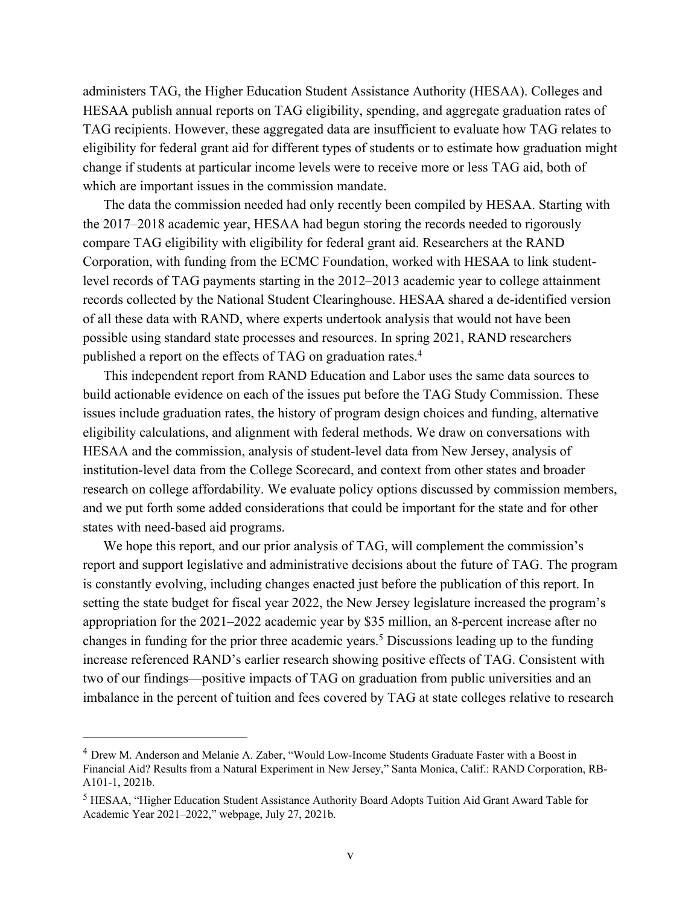administers TAG, the Higher Education Student Assistance Authority (HESAA). Colleges and HESAA publish annual reports on TAG eligibility, spending, and aggregate graduation rates of TAG recipients. However, these aggregated data are insufficient to evaluate how TAG relates to eligibility for federal grant aid for different types of students or to estimate how graduation might change if students at particular income levels were to receive more or less TAG aid, both of which are important issues in the commission mandate.

The data the commission needed had only recently been compiled by HESAA. Starting with the 2017–2018 academic year, HESAA had begun storing the records needed to rigorously compare TAG eligibility with eligibility for federal grant aid. Researchers at the RAND Corporation, with funding from the ECMC Foundation, worked with HESAA to link student-level records of TAG payments starting in the 2012–2013 academic year to college attainment records collected by the National Student Clearinghouse. HESAA shared a de-identified version of all these data with RAND, where experts undertook analysis that would not have been possible using standard state processes and resources. In spring 2021, RAND researchers published a report on the effects of TAG on graduation rates.[4]

This independent report from RAND Education and Labor uses the same data sources to build actionable evidence on each of the issues put before the TAG Study Commission. These issues include graduation rates, the history of program design choices and funding, alternative eligibility calculations, and alignment with federal methods. We draw on conversations with HESAA and the commission, analysis of student-level data from New Jersey, analysis of institution-level data from the College Scorecard, and context from other states and broader research on college affordability. We evaluate policy options discussed by commission members, and we put forth some added considerations that could be important for the state and for other states with need-based aid programs.

We hope this report, and our prior analysis of TAG, will complement the commission's report and support legislative and administrative decisions about the future of TAG. The program is constantly evolving, including changes enacted just before the publication of this report. In setting the state budget for fiscal year 2022, the New Jersey legislature increased the program's appropriation for the 2021–2022 academic year by $35 million, an 8-percent increase after no changes in funding for the prior three academic years.[5] Discussions leading up to the funding increase referenced RAND's earlier research showing positive effects of TAG. Consistent with two of our findings—positive impacts of TAG on graduation from public universities and an imbalance in the percent of tuition and fees covered by TAG at state colleges relative to research

---

[4] Drew M. Anderson and Melanie A. Zaber, "Would Low-Income Students Graduate Faster with a Boost in Financial Aid? Results from a Natural Experiment in New Jersey," Santa Monica, Calif.: RAND Corporation, RB-A101-1, 2021b.

[5] HESAA, "Higher Education Student Assistance Authority Board Adopts Tuition Aid Grant Award Table for Academic Year 2021–2022," webpage, July 27, 2021b.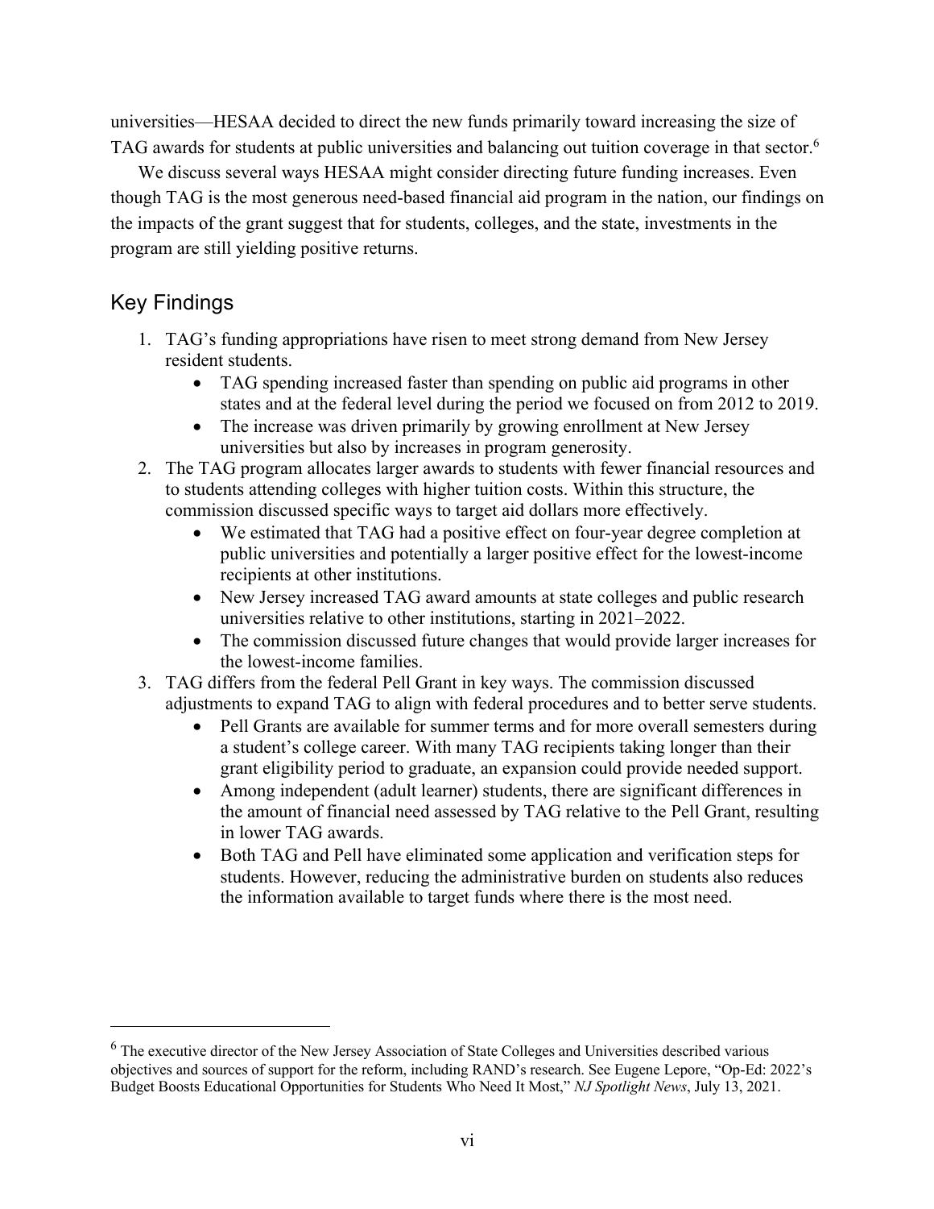universities—HESAA decided to direct the new funds primarily toward increasing the size of TAG awards for students at public universities and balancing out tuition coverage in that sector.[6]

We discuss several ways HESAA might consider directing future funding increases. Even though TAG is the most generous need-based financial aid program in the nation, our findings on the impacts of the grant suggest that for students, colleges, and the state, investments in the program are still yielding positive returns.

## Key Findings

1. TAG's funding appropriations have risen to meet strong demand from New Jersey resident students.
   - TAG spending increased faster than spending on public aid programs in other states and at the federal level during the period we focused on from 2012 to 2019.
   - The increase was driven primarily by growing enrollment at New Jersey universities but also by increases in program generosity.
2. The TAG program allocates larger awards to students with fewer financial resources and to students attending colleges with higher tuition costs. Within this structure, the commission discussed specific ways to target aid dollars more effectively.
   - We estimated that TAG had a positive effect on four-year degree completion at public universities and potentially a larger positive effect for the lowest-income recipients at other institutions.
   - New Jersey increased TAG award amounts at state colleges and public research universities relative to other institutions, starting in 2021–2022.
   - The commission discussed future changes that would provide larger increases for the lowest-income families.
3. TAG differs from the federal Pell Grant in key ways. The commission discussed adjustments to expand TAG to align with federal procedures and to better serve students.
   - Pell Grants are available for summer terms and for more overall semesters during a student's college career. With many TAG recipients taking longer than their grant eligibility period to graduate, an expansion could provide needed support.
   - Among independent (adult learner) students, there are significant differences in the amount of financial need assessed by TAG relative to the Pell Grant, resulting in lower TAG awards.
   - Both TAG and Pell have eliminated some application and verification steps for students. However, reducing the administrative burden on students also reduces the information available to target funds where there is the most need.

[6] The executive director of the New Jersey Association of State Colleges and Universities described various objectives and sources of support for the reform, including RAND's research. See Eugene Lepore, "Op-Ed: 2022's Budget Boosts Educational Opportunities for Students Who Need It Most," *NJ Spotlight News*, July 13, 2021.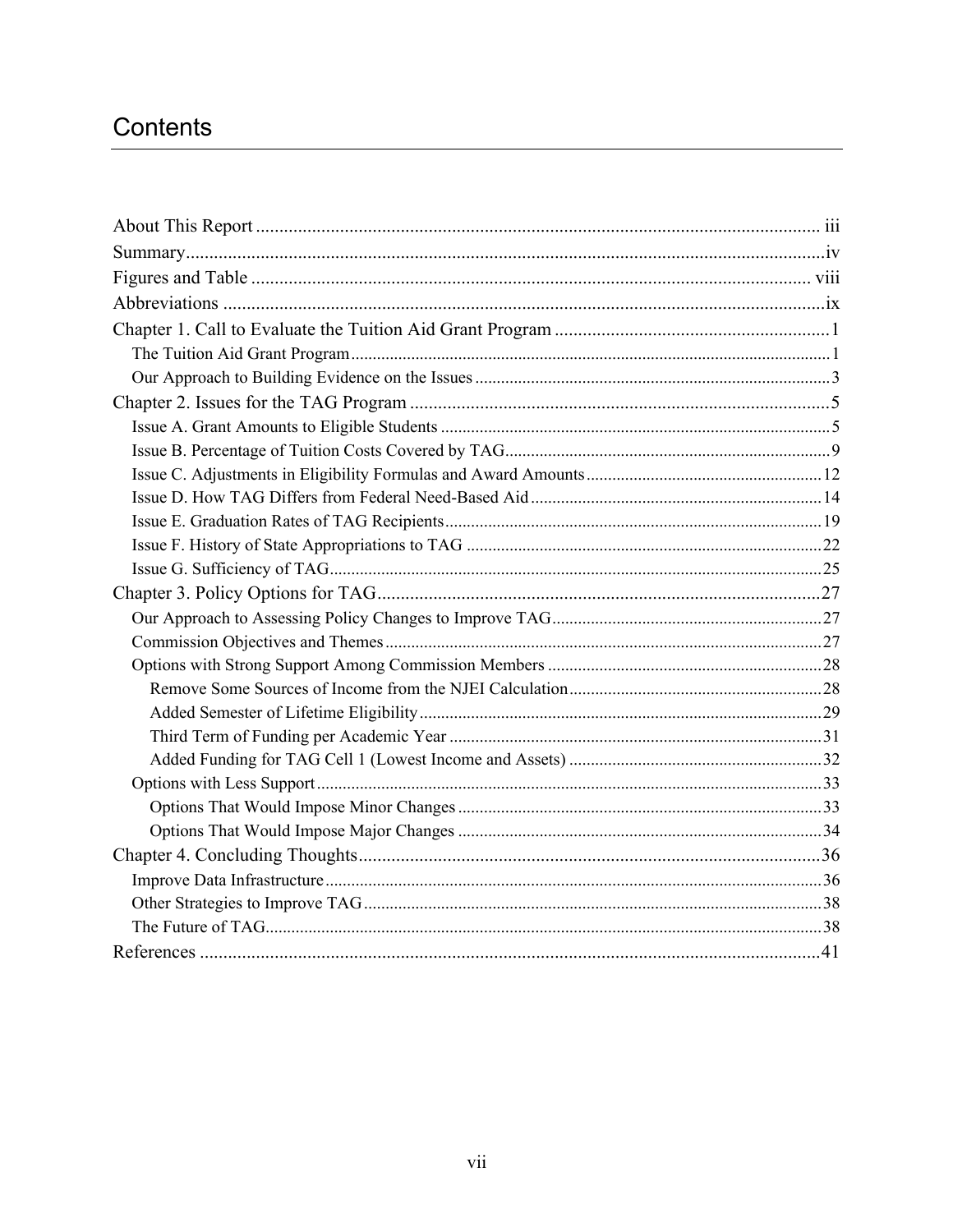# Contents

About This Report ... iii
Summary ... iv
Figures and Table ... viii
Abbreviations ... ix
Chapter 1. Call to Evaluate the Tuition Aid Grant Program ... 1
- The Tuition Aid Grant Program ... 1
- Our Approach to Building Evidence on the Issues ... 3

Chapter 2. Issues for the TAG Program ... 5
- Issue A. Grant Amounts to Eligible Students ... 5
- Issue B. Percentage of Tuition Costs Covered by TAG ... 9
- Issue C. Adjustments in Eligibility Formulas and Award Amounts ... 12
- Issue D. How TAG Differs from Federal Need-Based Aid ... 14
- Issue E. Graduation Rates of TAG Recipients ... 19
- Issue F. History of State Appropriations to TAG ... 22
- Issue G. Sufficiency of TAG ... 25

Chapter 3. Policy Options for TAG ... 27
- Our Approach to Assessing Policy Changes to Improve TAG ... 27
- Commission Objectives and Themes ... 27
- Options with Strong Support Among Commission Members ... 28
  - Remove Some Sources of Income from the NJEI Calculation ... 28
  - Added Semester of Lifetime Eligibility ... 29
  - Third Term of Funding per Academic Year ... 31
  - Added Funding for TAG Cell 1 (Lowest Income and Assets) ... 32
- Options with Less Support ... 33
  - Options That Would Impose Minor Changes ... 33
  - Options That Would Impose Major Changes ... 34

Chapter 4. Concluding Thoughts ... 36
- Improve Data Infrastructure ... 36
- Other Strategies to Improve TAG ... 38
- The Future of TAG ... 38

References ... 41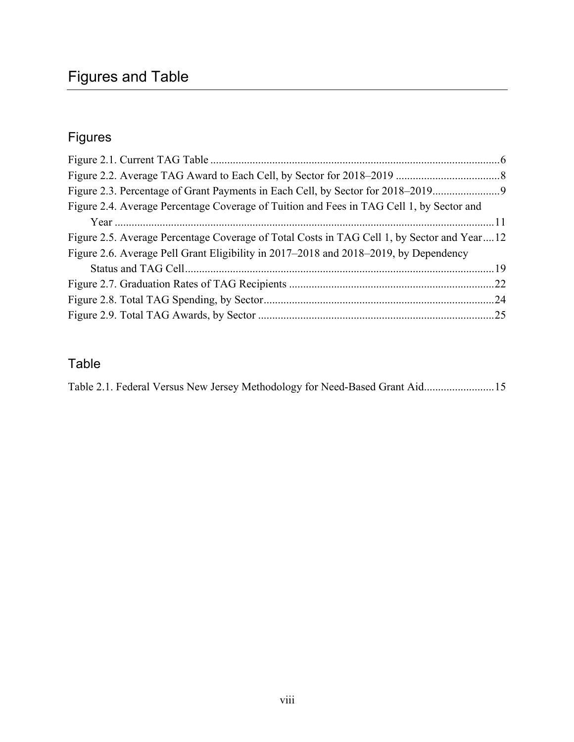# Figures and Table

## Figures

Figure 2.1. Current TAG Table ....................................................................................................6
Figure 2.2. Average TAG Award to Each Cell, by Sector for 2018–2019 .....................................8
Figure 2.3. Percentage of Grant Payments in Each Cell, by Sector for 2018–2019........................9
Figure 2.4. Average Percentage Coverage of Tuition and Fees in TAG Cell 1, by Sector and Year ......................................................................................................................................11
Figure 2.5. Average Percentage Coverage of Total Costs in TAG Cell 1, by Sector and Year ....12
Figure 2.6. Average Pell Grant Eligibility in 2017–2018 and 2018–2019, by Dependency Status and TAG Cell.............................................................................................................19
Figure 2.7. Graduation Rates of TAG Recipients .........................................................................22
Figure 2.8. Total TAG Spending, by Sector..................................................................................24
Figure 2.9. Total TAG Awards, by Sector ....................................................................................25

## Table

Table 2.1. Federal Versus New Jersey Methodology for Need-Based Grant Aid.........................15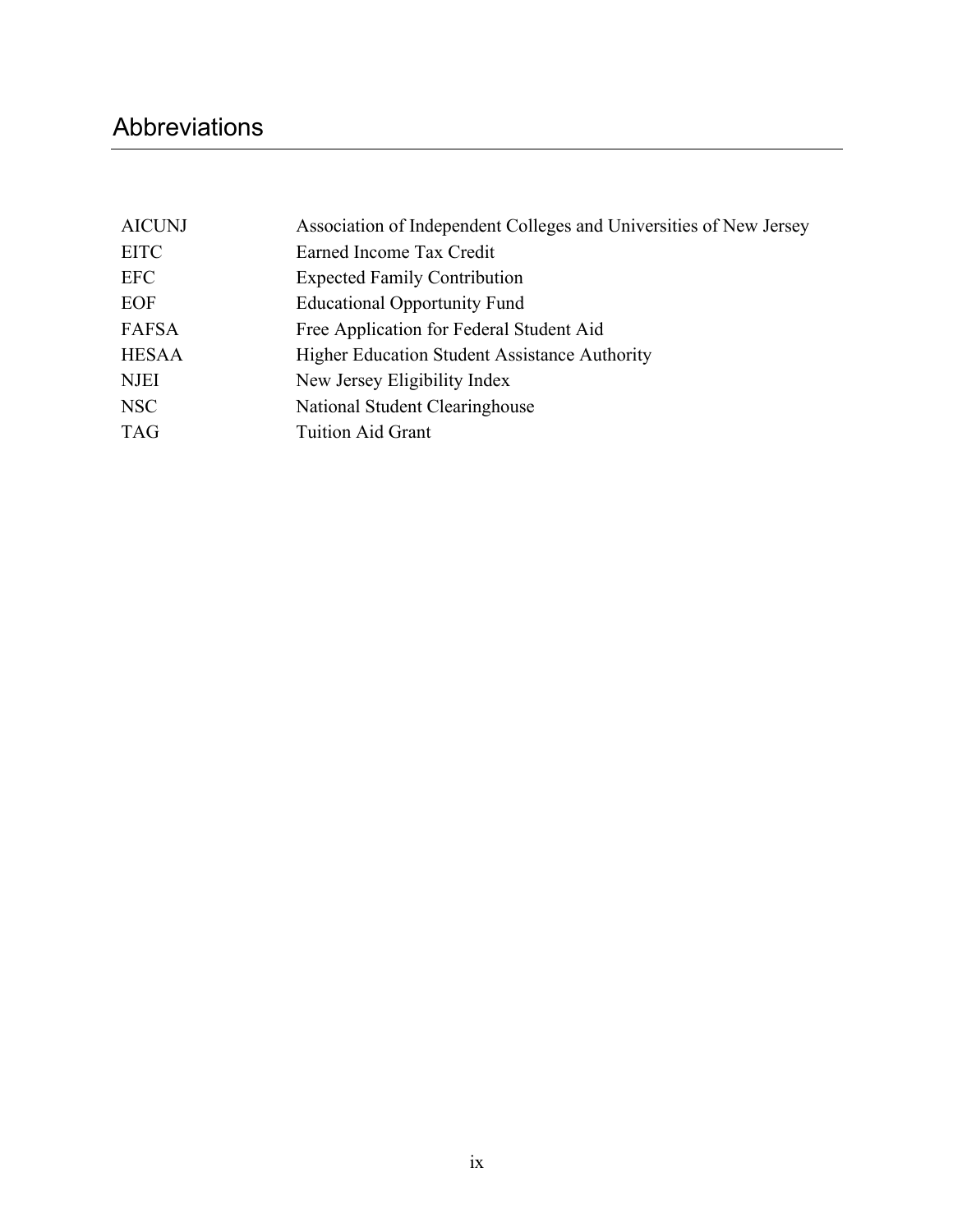# Abbreviations

| | |
|---|---|
| AICUNJ | Association of Independent Colleges and Universities of New Jersey |
| EITC | Earned Income Tax Credit |
| EFC | Expected Family Contribution |
| EOF | Educational Opportunity Fund |
| FAFSA | Free Application for Federal Student Aid |
| HESAA | Higher Education Student Assistance Authority |
| NJEI | New Jersey Eligibility Index |
| NSC | National Student Clearinghouse |
| TAG | Tuition Aid Grant |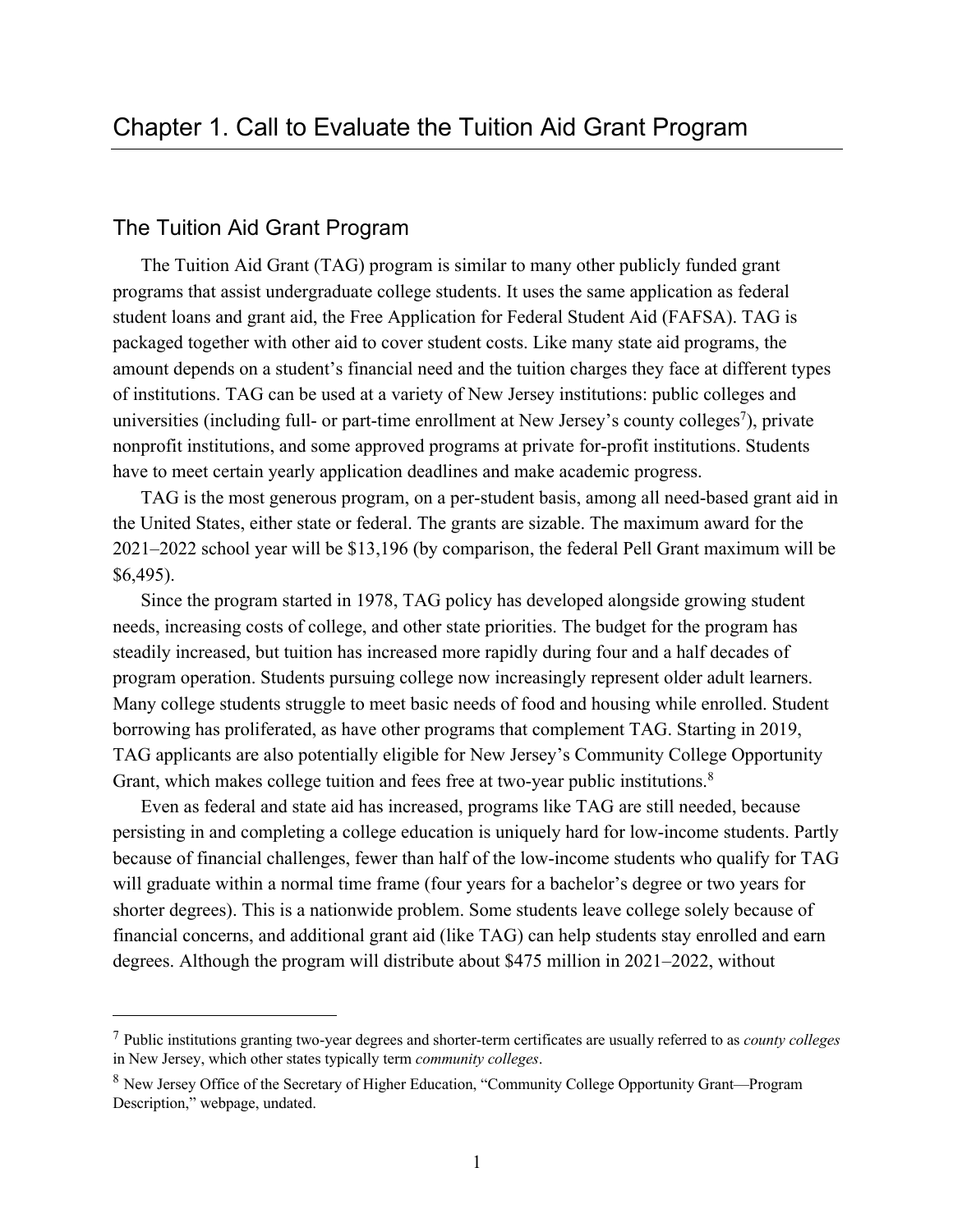# Chapter 1. Call to Evaluate the Tuition Aid Grant Program

## The Tuition Aid Grant Program

The Tuition Aid Grant (TAG) program is similar to many other publicly funded grant programs that assist undergraduate college students. It uses the same application as federal student loans and grant aid, the Free Application for Federal Student Aid (FAFSA). TAG is packaged together with other aid to cover student costs. Like many state aid programs, the amount depends on a student's financial need and the tuition charges they face at different types of institutions. TAG can be used at a variety of New Jersey institutions: public colleges and universities (including full- or part-time enrollment at New Jersey's county colleges[7]), private nonprofit institutions, and some approved programs at private for-profit institutions. Students have to meet certain yearly application deadlines and make academic progress.

TAG is the most generous program, on a per-student basis, among all need-based grant aid in the United States, either state or federal. The grants are sizable. The maximum award for the 2021–2022 school year will be $13,196 (by comparison, the federal Pell Grant maximum will be $6,495).

Since the program started in 1978, TAG policy has developed alongside growing student needs, increasing costs of college, and other state priorities. The budget for the program has steadily increased, but tuition has increased more rapidly during four and a half decades of program operation. Students pursuing college now increasingly represent older adult learners. Many college students struggle to meet basic needs of food and housing while enrolled. Student borrowing has proliferated, as have other programs that complement TAG. Starting in 2019, TAG applicants are also potentially eligible for New Jersey's Community College Opportunity Grant, which makes college tuition and fees free at two-year public institutions.[8]

Even as federal and state aid has increased, programs like TAG are still needed, because persisting in and completing a college education is uniquely hard for low-income students. Partly because of financial challenges, fewer than half of the low-income students who qualify for TAG will graduate within a normal time frame (four years for a bachelor's degree or two years for shorter degrees). This is a nationwide problem. Some students leave college solely because of financial concerns, and additional grant aid (like TAG) can help students stay enrolled and earn degrees. Although the program will distribute about $475 million in 2021–2022, without

---

[7] Public institutions granting two-year degrees and shorter-term certificates are usually referred to as *county colleges* in New Jersey, which other states typically term *community colleges*.

[8] New Jersey Office of the Secretary of Higher Education, "Community College Opportunity Grant—Program Description," webpage, undated.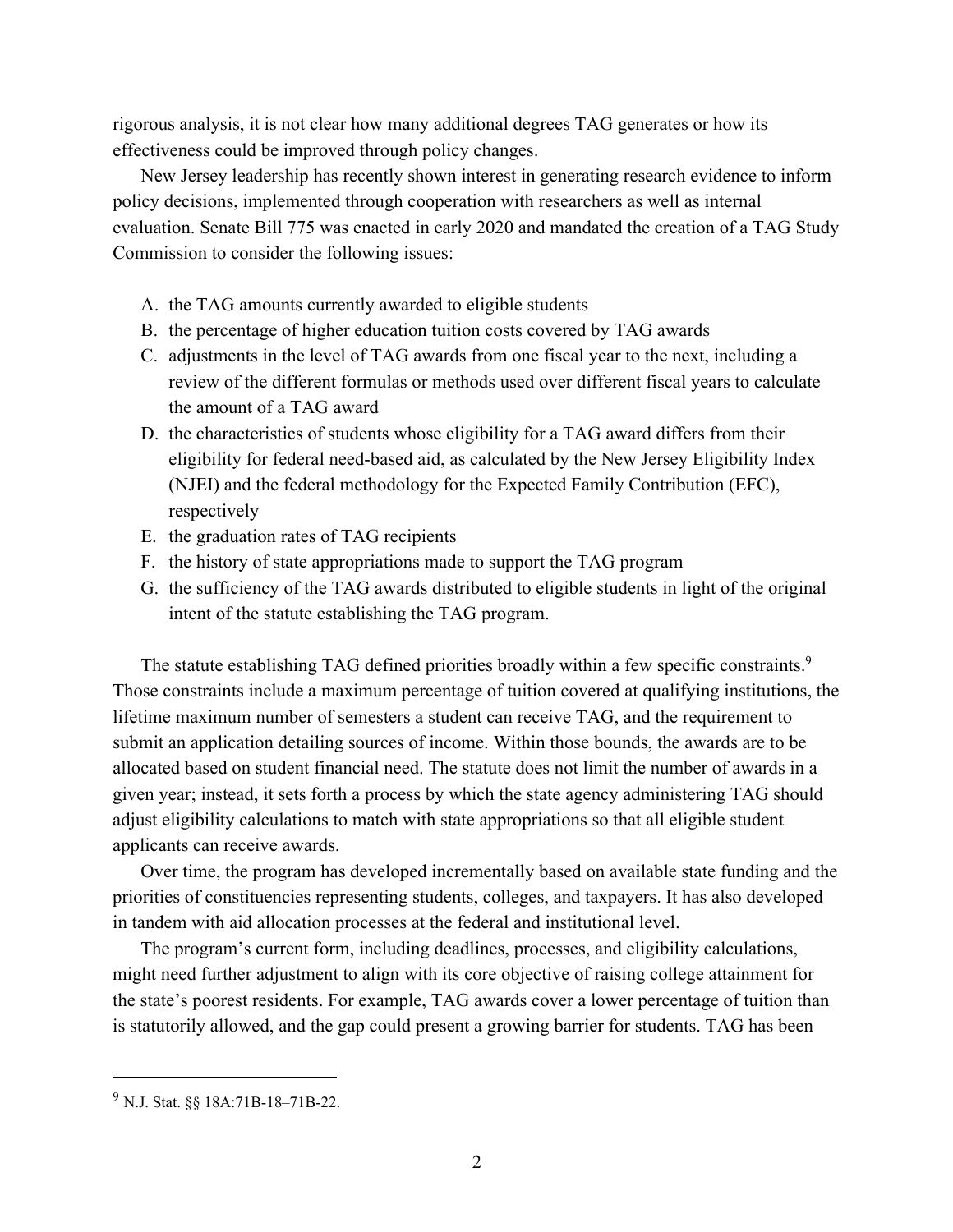rigorous analysis, it is not clear how many additional degrees TAG generates or how its effectiveness could be improved through policy changes.

New Jersey leadership has recently shown interest in generating research evidence to inform policy decisions, implemented through cooperation with researchers as well as internal evaluation. Senate Bill 775 was enacted in early 2020 and mandated the creation of a TAG Study Commission to consider the following issues:

A. the TAG amounts currently awarded to eligible students
B. the percentage of higher education tuition costs covered by TAG awards
C. adjustments in the level of TAG awards from one fiscal year to the next, including a review of the different formulas or methods used over different fiscal years to calculate the amount of a TAG award
D. the characteristics of students whose eligibility for a TAG award differs from their eligibility for federal need-based aid, as calculated by the New Jersey Eligibility Index (NJEI) and the federal methodology for the Expected Family Contribution (EFC), respectively
E. the graduation rates of TAG recipients
F. the history of state appropriations made to support the TAG program
G. the sufficiency of the TAG awards distributed to eligible students in light of the original intent of the statute establishing the TAG program.

The statute establishing TAG defined priorities broadly within a few specific constraints.[9] Those constraints include a maximum percentage of tuition covered at qualifying institutions, the lifetime maximum number of semesters a student can receive TAG, and the requirement to submit an application detailing sources of income. Within those bounds, the awards are to be allocated based on student financial need. The statute does not limit the number of awards in a given year; instead, it sets forth a process by which the state agency administering TAG should adjust eligibility calculations to match with state appropriations so that all eligible student applicants can receive awards.

Over time, the program has developed incrementally based on available state funding and the priorities of constituencies representing students, colleges, and taxpayers. It has also developed in tandem with aid allocation processes at the federal and institutional level.

The program's current form, including deadlines, processes, and eligibility calculations, might need further adjustment to align with its core objective of raising college attainment for the state's poorest residents. For example, TAG awards cover a lower percentage of tuition than is statutorily allowed, and the gap could present a growing barrier for students. TAG has been

[9] N.J. Stat. §§ 18A:71B-18–71B-22.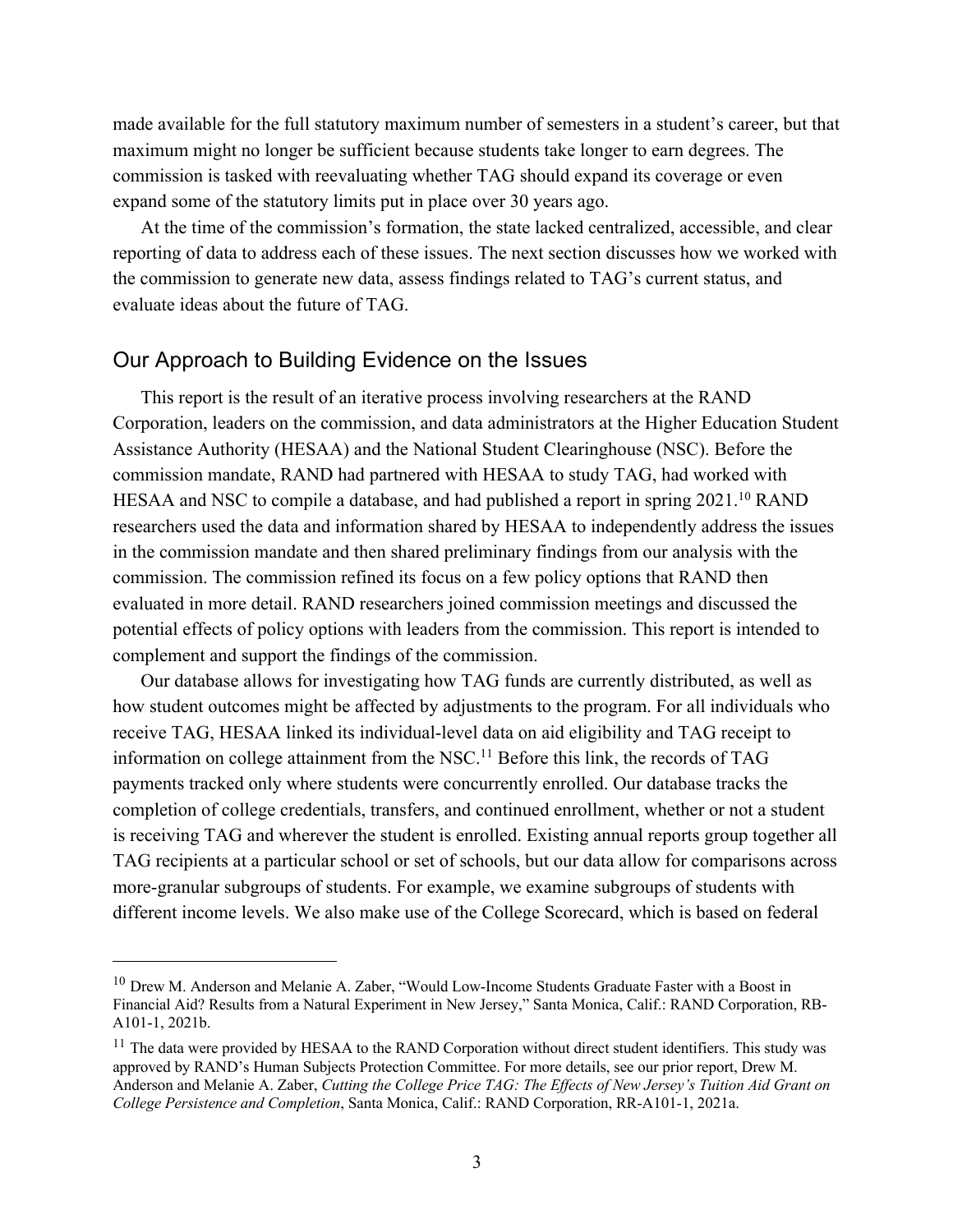made available for the full statutory maximum number of semesters in a student's career, but that maximum might no longer be sufficient because students take longer to earn degrees. The commission is tasked with reevaluating whether TAG should expand its coverage or even expand some of the statutory limits put in place over 30 years ago.

At the time of the commission's formation, the state lacked centralized, accessible, and clear reporting of data to address each of these issues. The next section discusses how we worked with the commission to generate new data, assess findings related to TAG's current status, and evaluate ideas about the future of TAG.

## Our Approach to Building Evidence on the Issues

This report is the result of an iterative process involving researchers at the RAND Corporation, leaders on the commission, and data administrators at the Higher Education Student Assistance Authority (HESAA) and the National Student Clearinghouse (NSC). Before the commission mandate, RAND had partnered with HESAA to study TAG, had worked with HESAA and NSC to compile a database, and had published a report in spring 2021.[10] RAND researchers used the data and information shared by HESAA to independently address the issues in the commission mandate and then shared preliminary findings from our analysis with the commission. The commission refined its focus on a few policy options that RAND then evaluated in more detail. RAND researchers joined commission meetings and discussed the potential effects of policy options with leaders from the commission. This report is intended to complement and support the findings of the commission.

Our database allows for investigating how TAG funds are currently distributed, as well as how student outcomes might be affected by adjustments to the program. For all individuals who receive TAG, HESAA linked its individual-level data on aid eligibility and TAG receipt to information on college attainment from the NSC.[11] Before this link, the records of TAG payments tracked only where students were concurrently enrolled. Our database tracks the completion of college credentials, transfers, and continued enrollment, whether or not a student is receiving TAG and wherever the student is enrolled. Existing annual reports group together all TAG recipients at a particular school or set of schools, but our data allow for comparisons across more-granular subgroups of students. For example, we examine subgroups of students with different income levels. We also make use of the College Scorecard, which is based on federal

---

[10] Drew M. Anderson and Melanie A. Zaber, "Would Low-Income Students Graduate Faster with a Boost in Financial Aid? Results from a Natural Experiment in New Jersey," Santa Monica, Calif.: RAND Corporation, RB-A101-1, 2021b.

[11] The data were provided by HESAA to the RAND Corporation without direct student identifiers. This study was approved by RAND's Human Subjects Protection Committee. For more details, see our prior report, Drew M. Anderson and Melanie A. Zaber, *Cutting the College Price TAG: The Effects of New Jersey's Tuition Aid Grant on College Persistence and Completion*, Santa Monica, Calif.: RAND Corporation, RR-A101-1, 2021a.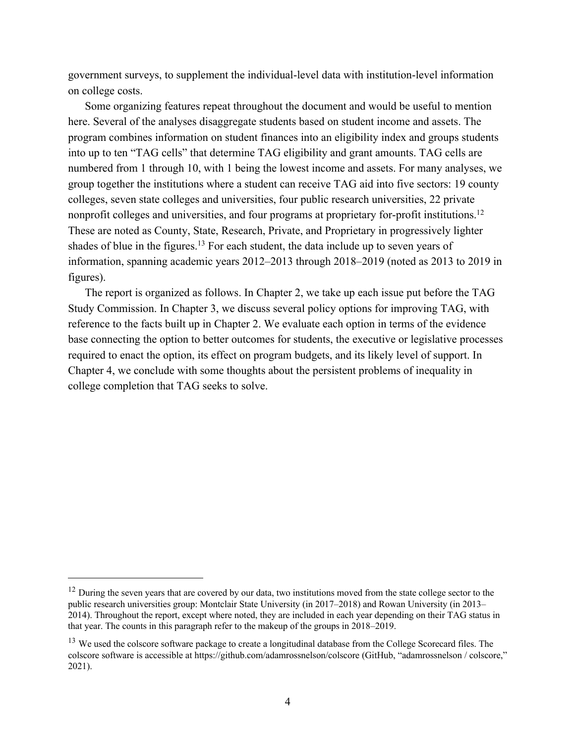government surveys, to supplement the individual-level data with institution-level information on college costs.

Some organizing features repeat throughout the document and would be useful to mention here. Several of the analyses disaggregate students based on student income and assets. The program combines information on student finances into an eligibility index and groups students into up to ten "TAG cells" that determine TAG eligibility and grant amounts. TAG cells are numbered from 1 through 10, with 1 being the lowest income and assets. For many analyses, we group together the institutions where a student can receive TAG aid into five sectors: 19 county colleges, seven state colleges and universities, four public research universities, 22 private nonprofit colleges and universities, and four programs at proprietary for-profit institutions.[12] These are noted as County, State, Research, Private, and Proprietary in progressively lighter shades of blue in the figures.[13] For each student, the data include up to seven years of information, spanning academic years 2012–2013 through 2018–2019 (noted as 2013 to 2019 in figures).

The report is organized as follows. In Chapter 2, we take up each issue put before the TAG Study Commission. In Chapter 3, we discuss several policy options for improving TAG, with reference to the facts built up in Chapter 2. We evaluate each option in terms of the evidence base connecting the option to better outcomes for students, the executive or legislative processes required to enact the option, its effect on program budgets, and its likely level of support. In Chapter 4, we conclude with some thoughts about the persistent problems of inequality in college completion that TAG seeks to solve.

---

[12] During the seven years that are covered by our data, two institutions moved from the state college sector to the public research universities group: Montclair State University (in 2017–2018) and Rowan University (in 2013–2014). Throughout the report, except where noted, they are included in each year depending on their TAG status in that year. The counts in this paragraph refer to the makeup of the groups in 2018–2019.

[13] We used the colscore software package to create a longitudinal database from the College Scorecard files. The colscore software is accessible at https://github.com/adamrossnelson/colscore (GitHub, "adamrossnelson / colscore," 2021).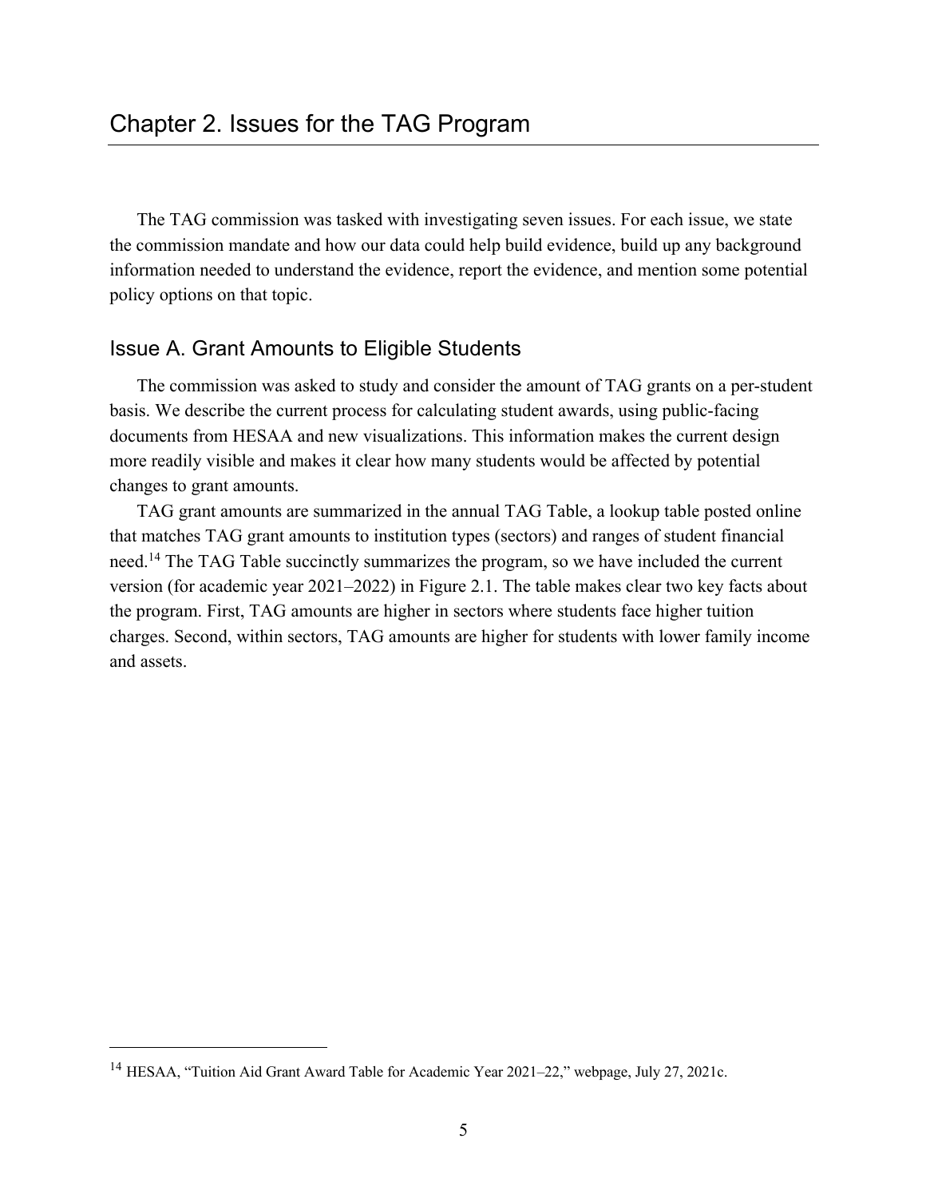# Chapter 2. Issues for the TAG Program

The TAG commission was tasked with investigating seven issues. For each issue, we state the commission mandate and how our data could help build evidence, build up any background information needed to understand the evidence, report the evidence, and mention some potential policy options on that topic.

## Issue A. Grant Amounts to Eligible Students

The commission was asked to study and consider the amount of TAG grants on a per-student basis. We describe the current process for calculating student awards, using public-facing documents from HESAA and new visualizations. This information makes the current design more readily visible and makes it clear how many students would be affected by potential changes to grant amounts.

TAG grant amounts are summarized in the annual TAG Table, a lookup table posted online that matches TAG grant amounts to institution types (sectors) and ranges of student financial need.[14] The TAG Table succinctly summarizes the program, so we have included the current version (for academic year 2021–2022) in Figure 2.1. The table makes clear two key facts about the program. First, TAG amounts are higher in sectors where students face higher tuition charges. Second, within sectors, TAG amounts are higher for students with lower family income and assets.

---

[14] HESAA, "Tuition Aid Grant Award Table for Academic Year 2021–22," webpage, July 27, 2021c.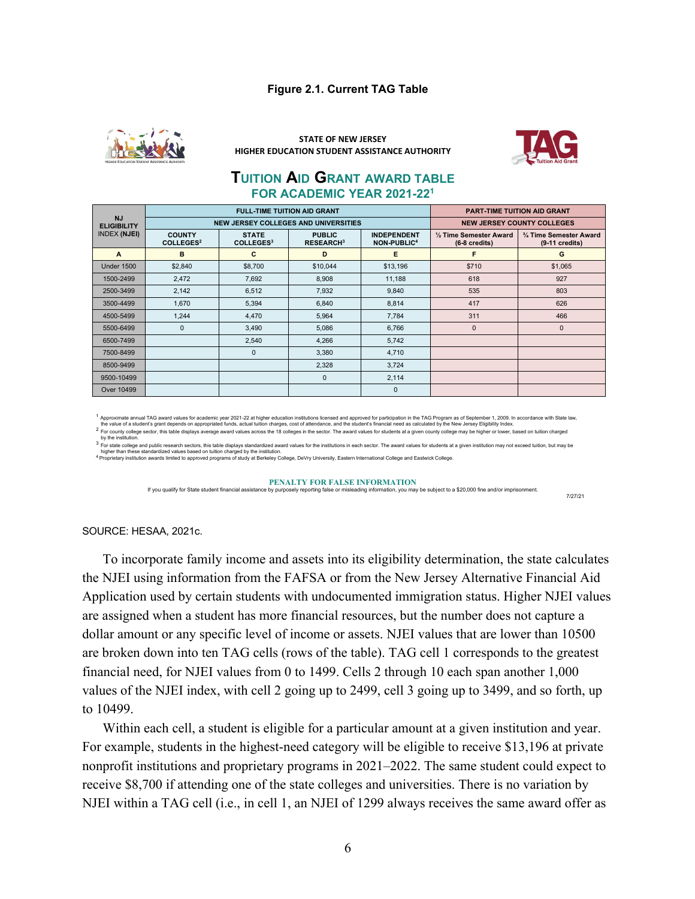**Figure 2.1. Current TAG Table**

STATE OF NEW JERSEY
HIGHER EDUCATION STUDENT ASSISTANCE AUTHORITY

## TUITION AID GRANT AWARD TABLE FOR ACADEMIC YEAR 2021-22[1]

| NJ ELIGIBILITY INDEX (NJEI) | FULL-TIME TUITION AID GRANT | | | | PART-TIME TUITION AID GRANT | |
|---|---|---|---|---|---|---|
| | NEW JERSEY COLLEGES AND UNIVERSITIES | | | | NEW JERSEY COUNTY COLLEGES | |
| | COUNTY COLLEGES[2] | STATE COLLEGES[3] | PUBLIC RESEARCH[3] | INDEPENDENT NON-PUBLIC[4] | ½ Time Semester Award (6-8 credits) | ¾ Time Semester Award (9-11 credits) |
| A | B | C | D | E | F | G |
| Under 1500 | $2,840 | $8,700 | $10,044 | $13,196 | $710 | $1,065 |
| 1500-2499 | 2,472 | 7,692 | 8,908 | 11,188 | 618 | 927 |
| 2500-3499 | 2,142 | 6,512 | 7,932 | 9,840 | 535 | 803 |
| 3500-4499 | 1,670 | 5,394 | 6,840 | 8,814 | 417 | 626 |
| 4500-5499 | 1,244 | 4,470 | 5,964 | 7,784 | 311 | 466 |
| 5500-6499 | 0 | 3,490 | 5,086 | 6,766 | 0 | 0 |
| 6500-7499 | | 2,540 | 4,266 | 5,742 | | |
| 7500-8499 | | 0 | 3,380 | 4,710 | | |
| 8500-9499 | | | 2,328 | 3,724 | | |
| 9500-10499 | | | 0 | 2,114 | | |
| Over 10499 | | | | 0 | | |

[1] Approximate annual TAG award values for academic year 2021-22 at higher education institutions licensed and approved for participation in the TAG Program as of September 1, 2009. In accordance with State law, the value of a student's grant depends on appropriated funds, actual tuition charges, cost of attendance, and the student's financial need as calculated by the New Jersey Eligibility Index.
[2] For county college sector, this table displays average award values across the 18 colleges in the sector. The award values for students at a given county college may be higher or lower, based on tuition charged by the institution.
[3] For state college and public research sectors, this table displays standardized award values for the institutions in each sector. The award values for students at a given institution may not exceed tuition, but may be higher than these standardized values based on tuition charged by the institution.
[4] Proprietary institution awards limited to approved programs of study at Berkeley College, DeVry University, Eastern International College and Eastwick College.

**PENALTY FOR FALSE INFORMATION**
If you qualify for State student financial assistance by purposely reporting false or misleading information, you may be subject to a $20,000 fine and/or imprisonment.

7/27/21

SOURCE: HESAA, 2021c.

To incorporate family income and assets into its eligibility determination, the state calculates the NJEI using information from the FAFSA or from the New Jersey Alternative Financial Aid Application used by certain students with undocumented immigration status. Higher NJEI values are assigned when a student has more financial resources, but the number does not capture a dollar amount or any specific level of income or assets. NJEI values that are lower than 10500 are broken down into ten TAG cells (rows of the table). TAG cell 1 corresponds to the greatest financial need, for NJEI values from 0 to 1499. Cells 2 through 10 each span another 1,000 values of the NJEI index, with cell 2 going up to 2499, cell 3 going up to 3499, and so forth, up to 10499.

Within each cell, a student is eligible for a particular amount at a given institution and year. For example, students in the highest-need category will be eligible to receive $13,196 at private nonprofit institutions and proprietary programs in 2021–2022. The same student could expect to receive $8,700 if attending one of the state colleges and universities. There is no variation by NJEI within a TAG cell (i.e., in cell 1, an NJEI of 1299 always receives the same award offer as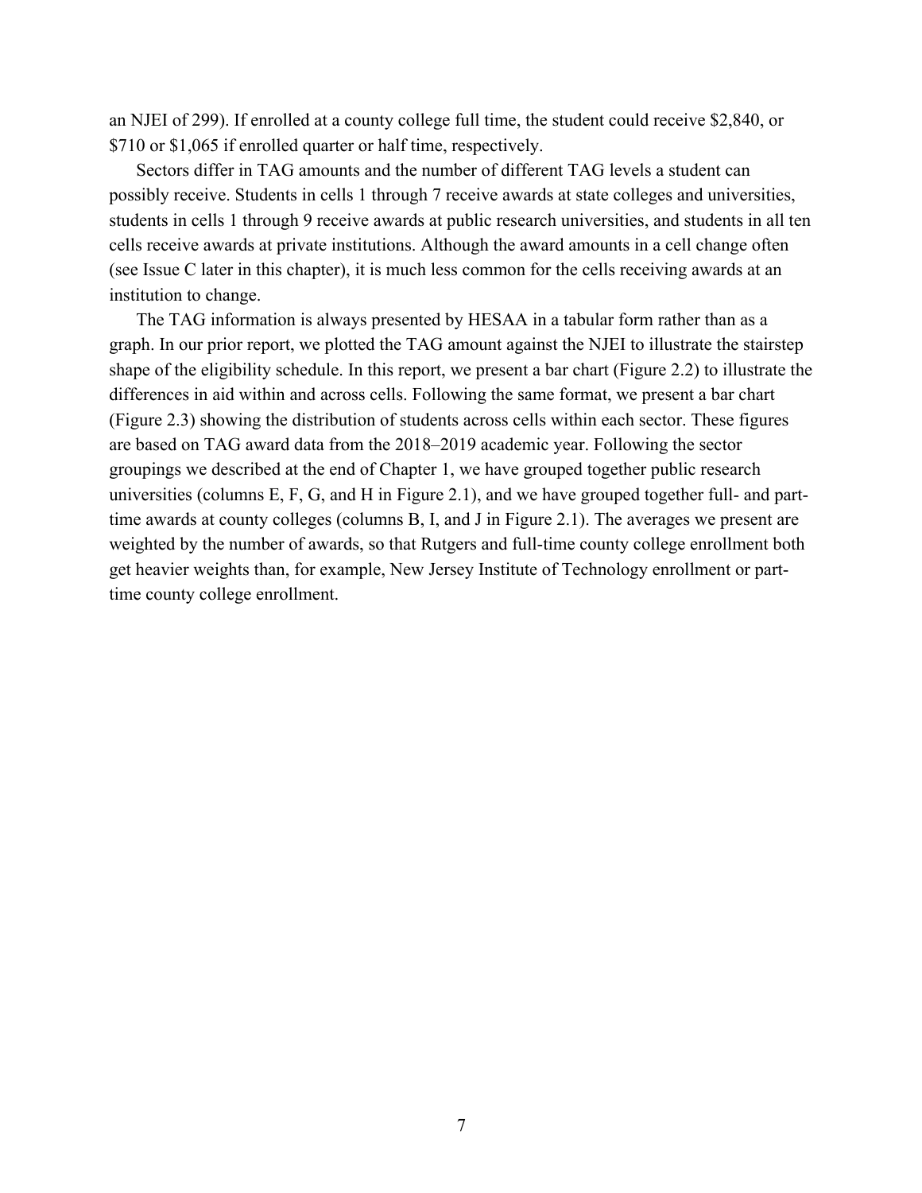an NJEI of 299). If enrolled at a county college full time, the student could receive $2,840, or $710 or $1,065 if enrolled quarter or half time, respectively.

Sectors differ in TAG amounts and the number of different TAG levels a student can possibly receive. Students in cells 1 through 7 receive awards at state colleges and universities, students in cells 1 through 9 receive awards at public research universities, and students in all ten cells receive awards at private institutions. Although the award amounts in a cell change often (see Issue C later in this chapter), it is much less common for the cells receiving awards at an institution to change.

The TAG information is always presented by HESAA in a tabular form rather than as a graph. In our prior report, we plotted the TAG amount against the NJEI to illustrate the stairstep shape of the eligibility schedule. In this report, we present a bar chart (Figure 2.2) to illustrate the differences in aid within and across cells. Following the same format, we present a bar chart (Figure 2.3) showing the distribution of students across cells within each sector. These figures are based on TAG award data from the 2018–2019 academic year. Following the sector groupings we described at the end of Chapter 1, we have grouped together public research universities (columns E, F, G, and H in Figure 2.1), and we have grouped together full- and part-time awards at county colleges (columns B, I, and J in Figure 2.1). The averages we present are weighted by the number of awards, so that Rutgers and full-time county college enrollment both get heavier weights than, for example, New Jersey Institute of Technology enrollment or part-time county college enrollment.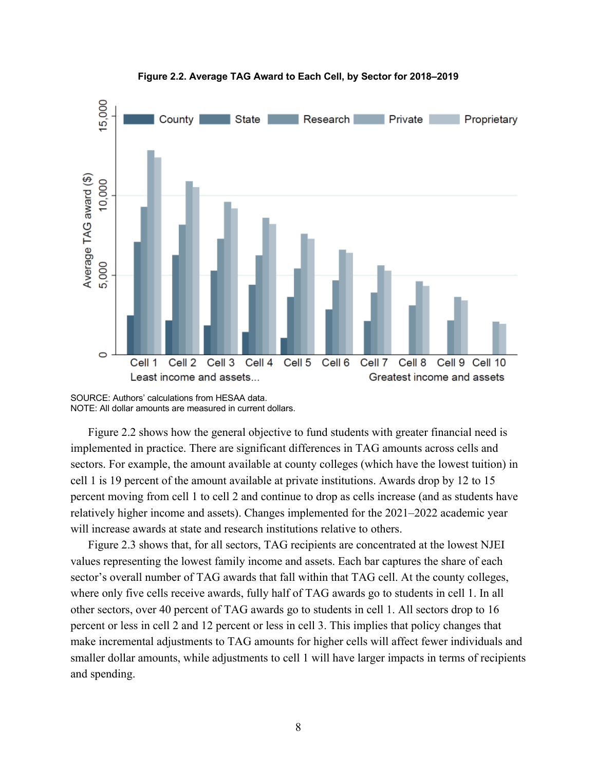**Figure 2.2. Average TAG Award to Each Cell, by Sector for 2018–2019**

SOURCE: Authors' calculations from HESAA data.
NOTE: All dollar amounts are measured in current dollars.

Figure 2.2 shows how the general objective to fund students with greater financial need is implemented in practice. There are significant differences in TAG amounts across cells and sectors. For example, the amount available at county colleges (which have the lowest tuition) in cell 1 is 19 percent of the amount available at private institutions. Awards drop by 12 to 15 percent moving from cell 1 to cell 2 and continue to drop as cells increase (and as students have relatively higher income and assets). Changes implemented for the 2021–2022 academic year will increase awards at state and research institutions relative to others.

Figure 2.3 shows that, for all sectors, TAG recipients are concentrated at the lowest NJEI values representing the lowest family income and assets. Each bar captures the share of each sector's overall number of TAG awards that fall within that TAG cell. At the county colleges, where only five cells receive awards, fully half of TAG awards go to students in cell 1. In all other sectors, over 40 percent of TAG awards go to students in cell 1. All sectors drop to 16 percent or less in cell 2 and 12 percent or less in cell 3. This implies that policy changes that make incremental adjustments to TAG amounts for higher cells will affect fewer individuals and smaller dollar amounts, while adjustments to cell 1 will have larger impacts in terms of recipients and spending.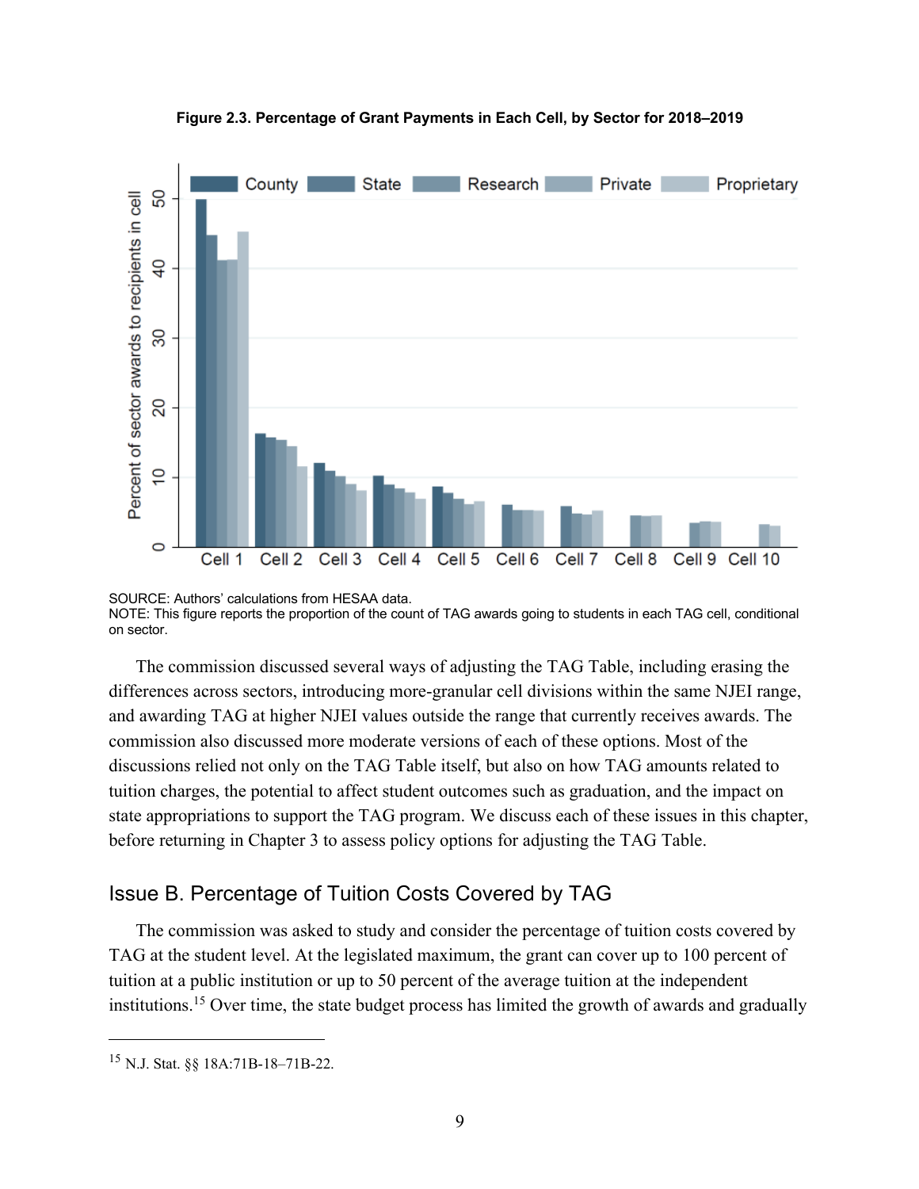**Figure 2.3. Percentage of Grant Payments in Each Cell, by Sector for 2018–2019**

SOURCE: Authors' calculations from HESAA data.
NOTE: This figure reports the proportion of the count of TAG awards going to students in each TAG cell, conditional on sector.

The commission discussed several ways of adjusting the TAG Table, including erasing the differences across sectors, introducing more-granular cell divisions within the same NJEI range, and awarding TAG at higher NJEI values outside the range that currently receives awards. The commission also discussed more moderate versions of each of these options. Most of the discussions relied not only on the TAG Table itself, but also on how TAG amounts related to tuition charges, the potential to affect student outcomes such as graduation, and the impact on state appropriations to support the TAG program. We discuss each of these issues in this chapter, before returning in Chapter 3 to assess policy options for adjusting the TAG Table.

## Issue B. Percentage of Tuition Costs Covered by TAG

The commission was asked to study and consider the percentage of tuition costs covered by TAG at the student level. At the legislated maximum, the grant can cover up to 100 percent of tuition at a public institution or up to 50 percent of the average tuition at the independent institutions.[15] Over time, the state budget process has limited the growth of awards and gradually

[15] N.J. Stat. §§ 18A:71B-18–71B-22.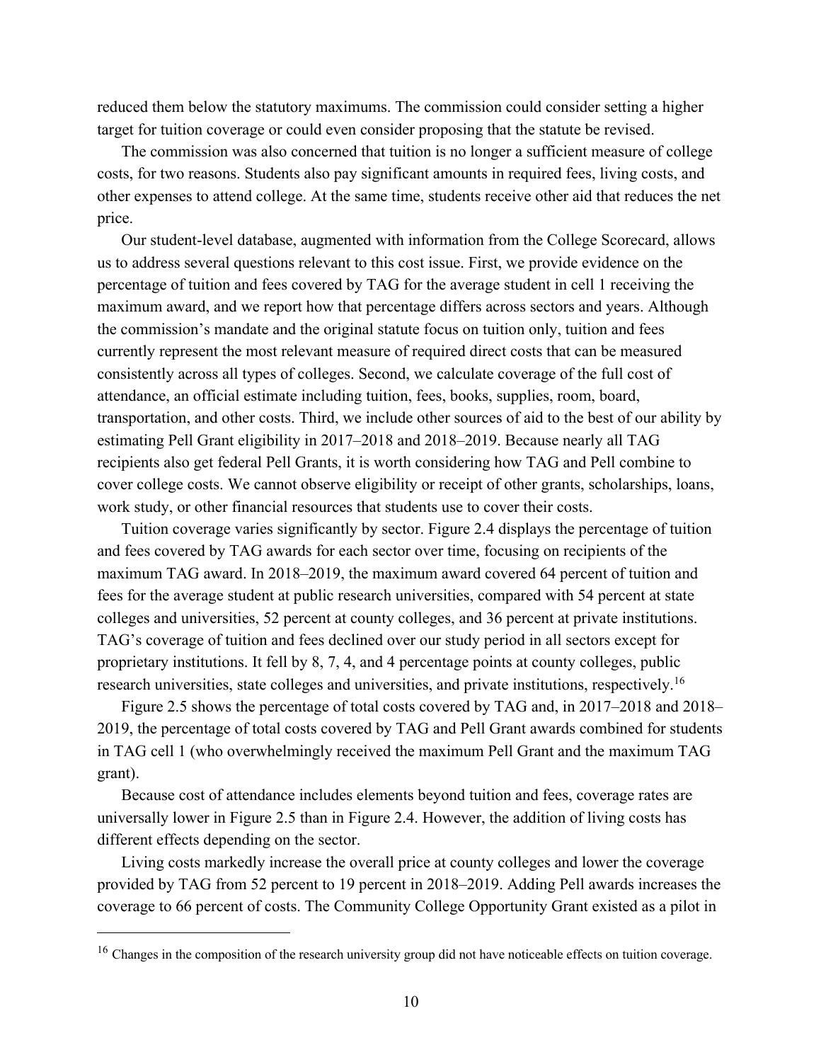reduced them below the statutory maximums. The commission could consider setting a higher target for tuition coverage or could even consider proposing that the statute be revised.

The commission was also concerned that tuition is no longer a sufficient measure of college costs, for two reasons. Students also pay significant amounts in required fees, living costs, and other expenses to attend college. At the same time, students receive other aid that reduces the net price.

Our student-level database, augmented with information from the College Scorecard, allows us to address several questions relevant to this cost issue. First, we provide evidence on the percentage of tuition and fees covered by TAG for the average student in cell 1 receiving the maximum award, and we report how that percentage differs across sectors and years. Although the commission's mandate and the original statute focus on tuition only, tuition and fees currently represent the most relevant measure of required direct costs that can be measured consistently across all types of colleges. Second, we calculate coverage of the full cost of attendance, an official estimate including tuition, fees, books, supplies, room, board, transportation, and other costs. Third, we include other sources of aid to the best of our ability by estimating Pell Grant eligibility in 2017–2018 and 2018–2019. Because nearly all TAG recipients also get federal Pell Grants, it is worth considering how TAG and Pell combine to cover college costs. We cannot observe eligibility or receipt of other grants, scholarships, loans, work study, or other financial resources that students use to cover their costs.

Tuition coverage varies significantly by sector. Figure 2.4 displays the percentage of tuition and fees covered by TAG awards for each sector over time, focusing on recipients of the maximum TAG award. In 2018–2019, the maximum award covered 64 percent of tuition and fees for the average student at public research universities, compared with 54 percent at state colleges and universities, 52 percent at county colleges, and 36 percent at private institutions. TAG's coverage of tuition and fees declined over our study period in all sectors except for proprietary institutions. It fell by 8, 7, 4, and 4 percentage points at county colleges, public research universities, state colleges and universities, and private institutions, respectively.[16]

Figure 2.5 shows the percentage of total costs covered by TAG and, in 2017–2018 and 2018–2019, the percentage of total costs covered by TAG and Pell Grant awards combined for students in TAG cell 1 (who overwhelmingly received the maximum Pell Grant and the maximum TAG grant).

Because cost of attendance includes elements beyond tuition and fees, coverage rates are universally lower in Figure 2.5 than in Figure 2.4. However, the addition of living costs has different effects depending on the sector.

Living costs markedly increase the overall price at county colleges and lower the coverage provided by TAG from 52 percent to 19 percent in 2018–2019. Adding Pell awards increases the coverage to 66 percent of costs. The Community College Opportunity Grant existed as a pilot in

---

[16] Changes in the composition of the research university group did not have noticeable effects on tuition coverage.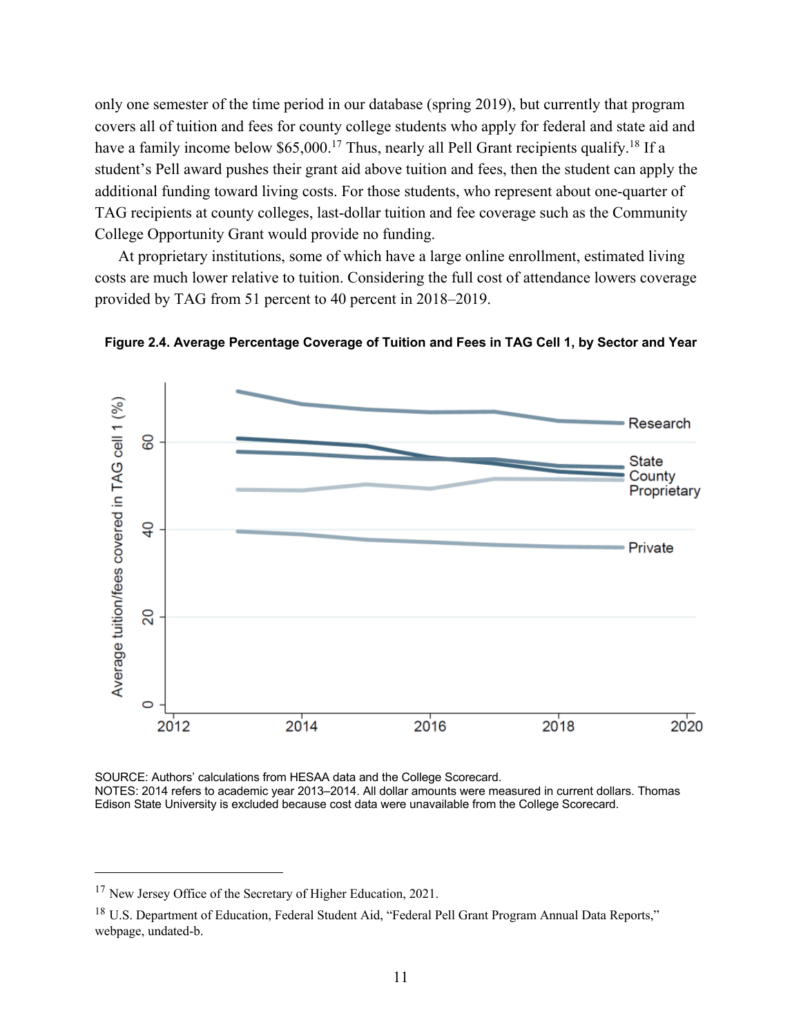only one semester of the time period in our database (spring 2019), but currently that program covers all of tuition and fees for county college students who apply for federal and state aid and have a family income below $65,000.[17] Thus, nearly all Pell Grant recipients qualify.[18] If a student's Pell award pushes their grant aid above tuition and fees, then the student can apply the additional funding toward living costs. For those students, who represent about one-quarter of TAG recipients at county colleges, last-dollar tuition and fee coverage such as the Community College Opportunity Grant would provide no funding.

At proprietary institutions, some of which have a large online enrollment, estimated living costs are much lower relative to tuition. Considering the full cost of attendance lowers coverage provided by TAG from 51 percent to 40 percent in 2018–2019.

**Figure 2.4. Average Percentage Coverage of Tuition and Fees in TAG Cell 1, by Sector and Year**

SOURCE: Authors' calculations from HESAA data and the College Scorecard.
NOTES: 2014 refers to academic year 2013–2014. All dollar amounts were measured in current dollars. Thomas Edison State University is excluded because cost data were unavailable from the College Scorecard.

---

[17] New Jersey Office of the Secretary of Higher Education, 2021.

[18] U.S. Department of Education, Federal Student Aid, "Federal Pell Grant Program Annual Data Reports," webpage, undated-b.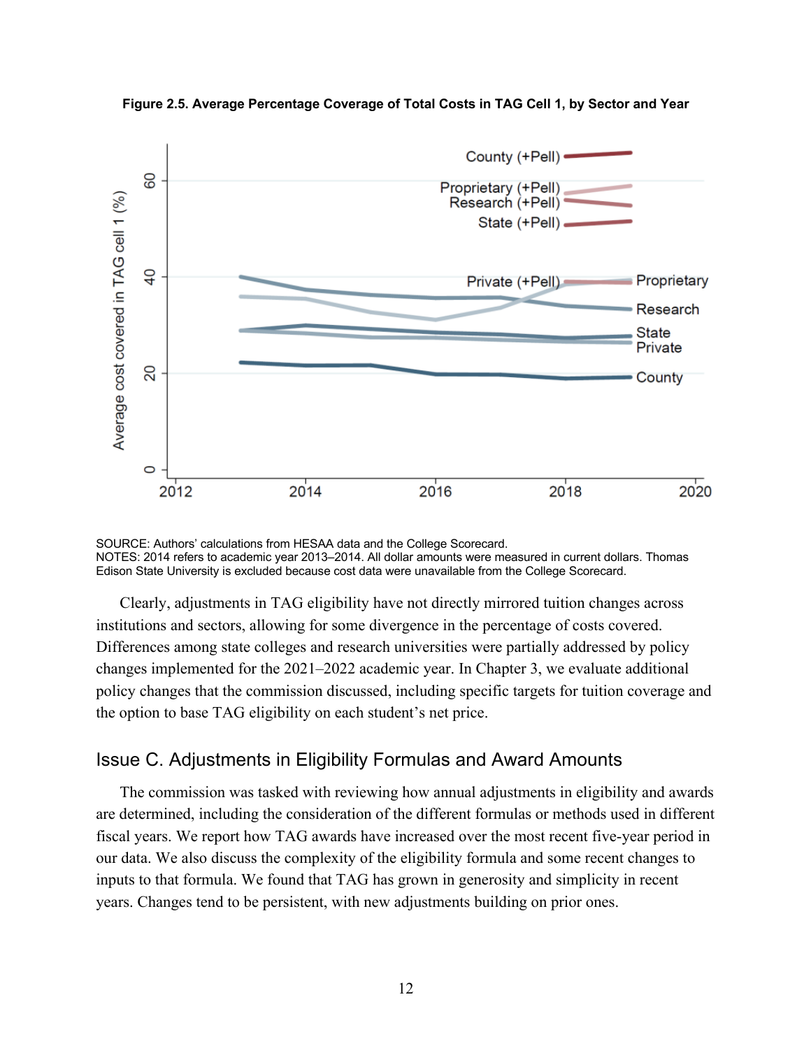**Figure 2.5. Average Percentage Coverage of Total Costs in TAG Cell 1, by Sector and Year**

SOURCE: Authors' calculations from HESAA data and the College Scorecard.
NOTES: 2014 refers to academic year 2013–2014. All dollar amounts were measured in current dollars. Thomas Edison State University is excluded because cost data were unavailable from the College Scorecard.

Clearly, adjustments in TAG eligibility have not directly mirrored tuition changes across institutions and sectors, allowing for some divergence in the percentage of costs covered. Differences among state colleges and research universities were partially addressed by policy changes implemented for the 2021–2022 academic year. In Chapter 3, we evaluate additional policy changes that the commission discussed, including specific targets for tuition coverage and the option to base TAG eligibility on each student's net price.

## Issue C. Adjustments in Eligibility Formulas and Award Amounts

The commission was tasked with reviewing how annual adjustments in eligibility and awards are determined, including the consideration of the different formulas or methods used in different fiscal years. We report how TAG awards have increased over the most recent five-year period in our data. We also discuss the complexity of the eligibility formula and some recent changes to inputs to that formula. We found that TAG has grown in generosity and simplicity in recent years. Changes tend to be persistent, with new adjustments building on prior ones.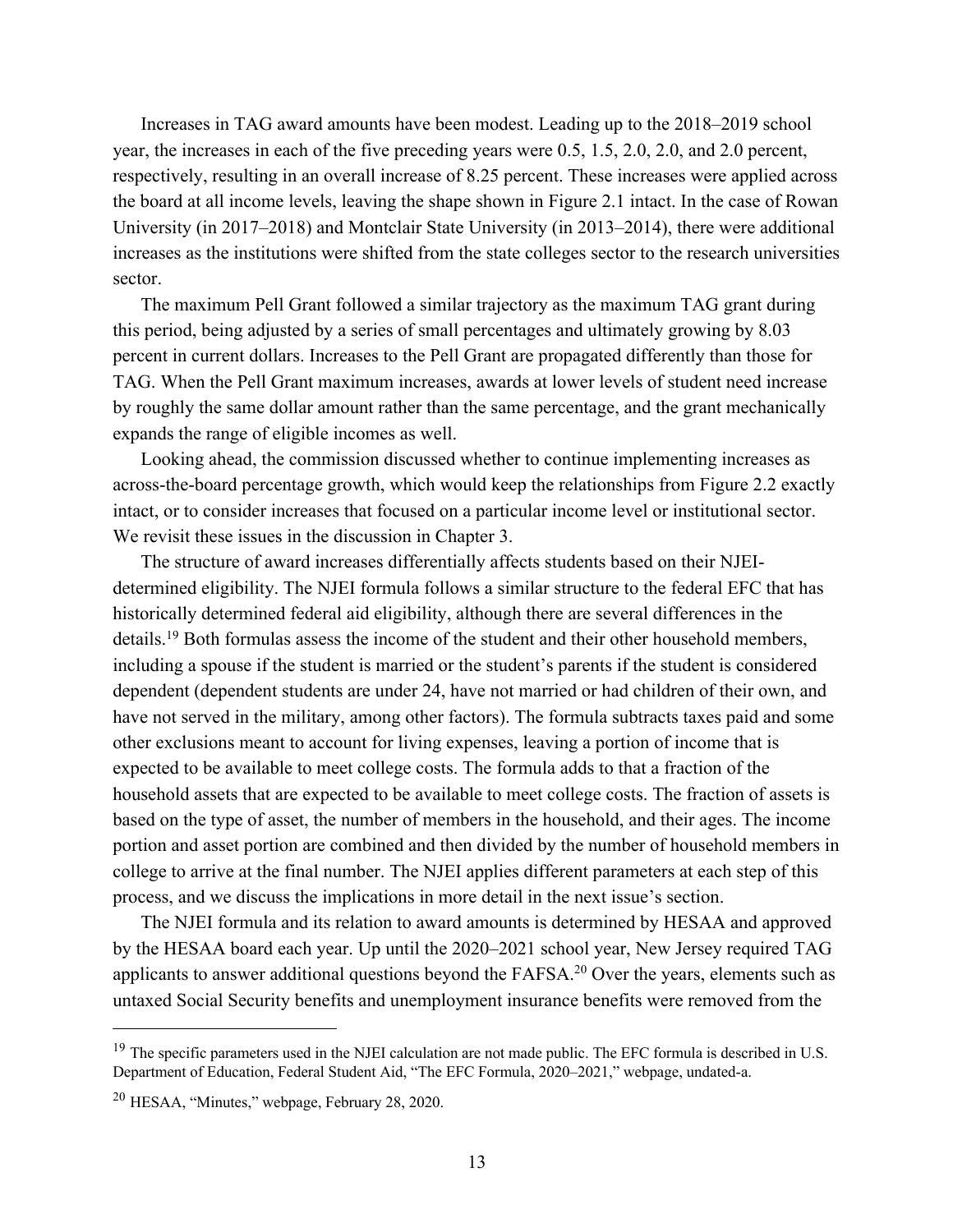Increases in TAG award amounts have been modest. Leading up to the 2018–2019 school year, the increases in each of the five preceding years were 0.5, 1.5, 2.0, 2.0, and 2.0 percent, respectively, resulting in an overall increase of 8.25 percent. These increases were applied across the board at all income levels, leaving the shape shown in Figure 2.1 intact. In the case of Rowan University (in 2017–2018) and Montclair State University (in 2013–2014), there were additional increases as the institutions were shifted from the state colleges sector to the research universities sector.

The maximum Pell Grant followed a similar trajectory as the maximum TAG grant during this period, being adjusted by a series of small percentages and ultimately growing by 8.03 percent in current dollars. Increases to the Pell Grant are propagated differently than those for TAG. When the Pell Grant maximum increases, awards at lower levels of student need increase by roughly the same dollar amount rather than the same percentage, and the grant mechanically expands the range of eligible incomes as well.

Looking ahead, the commission discussed whether to continue implementing increases as across-the-board percentage growth, which would keep the relationships from Figure 2.2 exactly intact, or to consider increases that focused on a particular income level or institutional sector. We revisit these issues in the discussion in Chapter 3.

The structure of award increases differentially affects students based on their NJEI-determined eligibility. The NJEI formula follows a similar structure to the federal EFC that has historically determined federal aid eligibility, although there are several differences in the details.[19] Both formulas assess the income of the student and their other household members, including a spouse if the student is married or the student's parents if the student is considered dependent (dependent students are under 24, have not married or had children of their own, and have not served in the military, among other factors). The formula subtracts taxes paid and some other exclusions meant to account for living expenses, leaving a portion of income that is expected to be available to meet college costs. The formula adds to that a fraction of the household assets that are expected to be available to meet college costs. The fraction of assets is based on the type of asset, the number of members in the household, and their ages. The income portion and asset portion are combined and then divided by the number of household members in college to arrive at the final number. The NJEI applies different parameters at each step of this process, and we discuss the implications in more detail in the next issue's section.

The NJEI formula and its relation to award amounts is determined by HESAA and approved by the HESAA board each year. Up until the 2020–2021 school year, New Jersey required TAG applicants to answer additional questions beyond the FAFSA.[20] Over the years, elements such as untaxed Social Security benefits and unemployment insurance benefits were removed from the

[19] The specific parameters used in the NJEI calculation are not made public. The EFC formula is described in U.S. Department of Education, Federal Student Aid, "The EFC Formula, 2020–2021," webpage, undated-a.

[20] HESAA, "Minutes," webpage, February 28, 2020.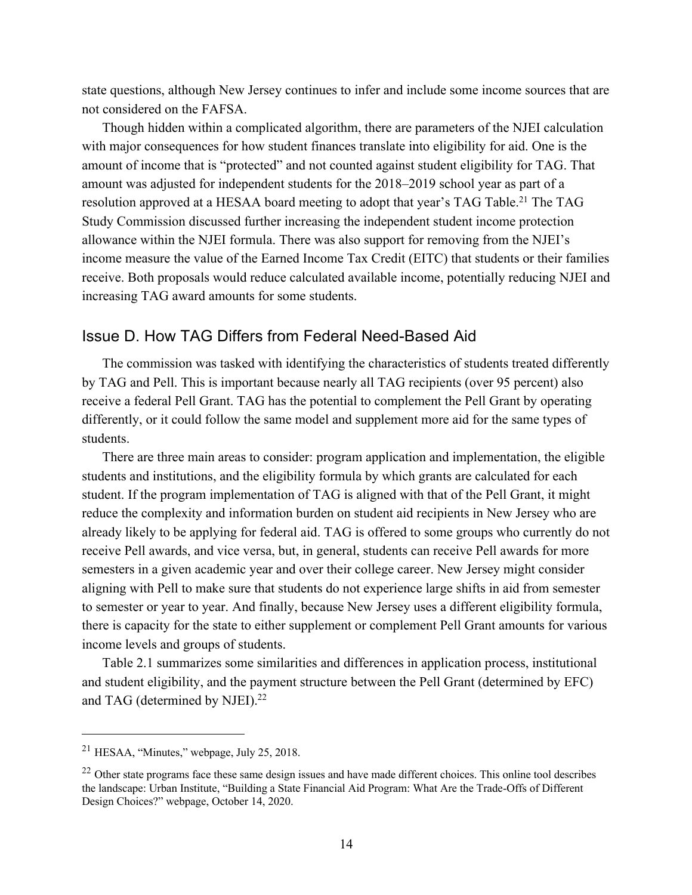state questions, although New Jersey continues to infer and include some income sources that are not considered on the FAFSA.

Though hidden within a complicated algorithm, there are parameters of the NJEI calculation with major consequences for how student finances translate into eligibility for aid. One is the amount of income that is "protected" and not counted against student eligibility for TAG. That amount was adjusted for independent students for the 2018–2019 school year as part of a resolution approved at a HESAA board meeting to adopt that year's TAG Table.[21] The TAG Study Commission discussed further increasing the independent student income protection allowance within the NJEI formula. There was also support for removing from the NJEI's income measure the value of the Earned Income Tax Credit (EITC) that students or their families receive. Both proposals would reduce calculated available income, potentially reducing NJEI and increasing TAG award amounts for some students.

## Issue D. How TAG Differs from Federal Need-Based Aid

The commission was tasked with identifying the characteristics of students treated differently by TAG and Pell. This is important because nearly all TAG recipients (over 95 percent) also receive a federal Pell Grant. TAG has the potential to complement the Pell Grant by operating differently, or it could follow the same model and supplement more aid for the same types of students.

There are three main areas to consider: program application and implementation, the eligible students and institutions, and the eligibility formula by which grants are calculated for each student. If the program implementation of TAG is aligned with that of the Pell Grant, it might reduce the complexity and information burden on student aid recipients in New Jersey who are already likely to be applying for federal aid. TAG is offered to some groups who currently do not receive Pell awards, and vice versa, but, in general, students can receive Pell awards for more semesters in a given academic year and over their college career. New Jersey might consider aligning with Pell to make sure that students do not experience large shifts in aid from semester to semester or year to year. And finally, because New Jersey uses a different eligibility formula, there is capacity for the state to either supplement or complement Pell Grant amounts for various income levels and groups of students.

Table 2.1 summarizes some similarities and differences in application process, institutional and student eligibility, and the payment structure between the Pell Grant (determined by EFC) and TAG (determined by NJEI).[22]

---

[21] HESAA, "Minutes," webpage, July 25, 2018.

[22] Other state programs face these same design issues and have made different choices. This online tool describes the landscape: Urban Institute, "Building a State Financial Aid Program: What Are the Trade-Offs of Different Design Choices?" webpage, October 14, 2020.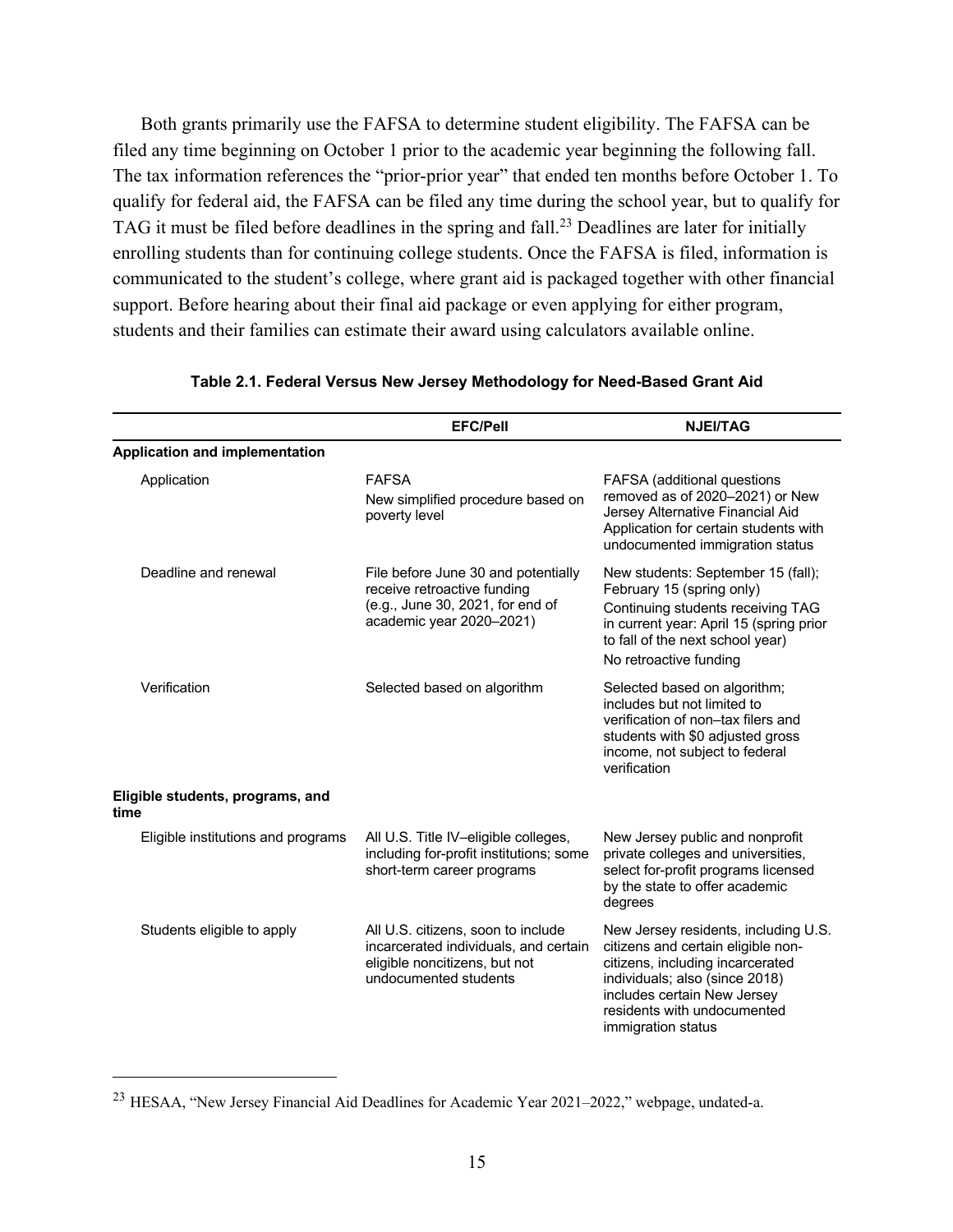Both grants primarily use the FAFSA to determine student eligibility. The FAFSA can be filed any time beginning on October 1 prior to the academic year beginning the following fall. The tax information references the "prior-prior year" that ended ten months before October 1. To qualify for federal aid, the FAFSA can be filed any time during the school year, but to qualify for TAG it must be filed before deadlines in the spring and fall.[23] Deadlines are later for initially enrolling students than for continuing college students. Once the FAFSA is filed, information is communicated to the student's college, where grant aid is packaged together with other financial support. Before hearing about their final aid package or even applying for either program, students and their families can estimate their award using calculators available online.

**Table 2.1. Federal Versus New Jersey Methodology for Need-Based Grant Aid**

| | EFC/Pell | NJEI/TAG |
|---|---|---|
| **Application and implementation** | | |
| Application | FAFSA<br>New simplified procedure based on poverty level | FAFSA (additional questions removed as of 2020–2021) or New Jersey Alternative Financial Aid Application for certain students with undocumented immigration status |
| Deadline and renewal | File before June 30 and potentially receive retroactive funding (e.g., June 30, 2021, for end of academic year 2020–2021) | New students: September 15 (fall); February 15 (spring only)<br>Continuing students receiving TAG in current year: April 15 (spring prior to fall of the next school year)<br>No retroactive funding |
| Verification | Selected based on algorithm | Selected based on algorithm; includes but not limited to verification of non–tax filers and students with $0 adjusted gross income, not subject to federal verification |
| **Eligible students, programs, and time** | | |
| Eligible institutions and programs | All U.S. Title IV–eligible colleges, including for-profit institutions; some short-term career programs | New Jersey public and nonprofit private colleges and universities, select for-profit programs licensed by the state to offer academic degrees |
| Students eligible to apply | All U.S. citizens, soon to include incarcerated individuals, and certain eligible noncitizens, but not undocumented students | New Jersey residents, including U.S. citizens and certain eligible non-citizens, including incarcerated individuals; also (since 2018) includes certain New Jersey residents with undocumented immigration status |

[23] HESAA, "New Jersey Financial Aid Deadlines for Academic Year 2021–2022," webpage, undated-a.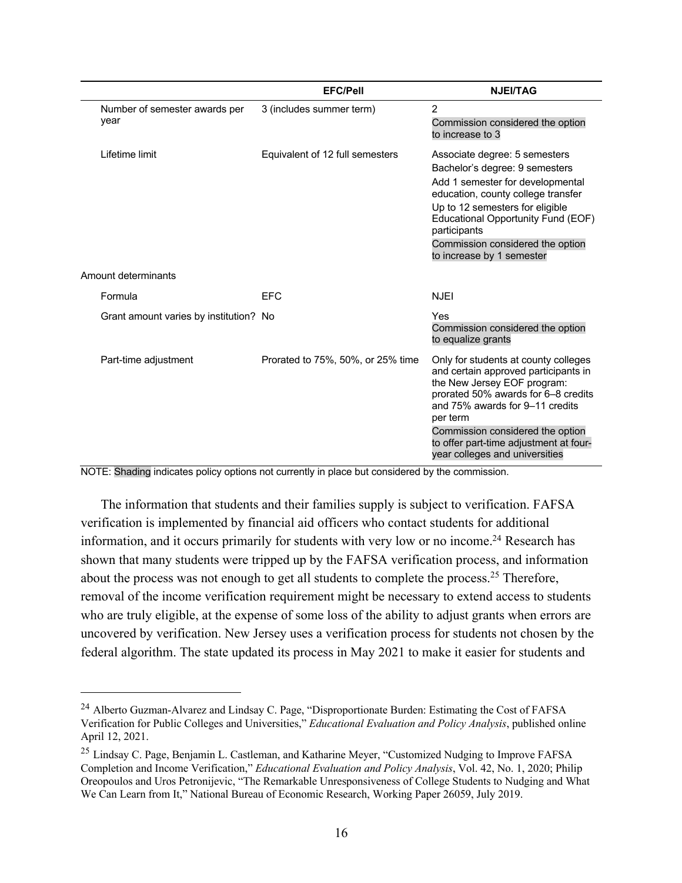| | EFC/Pell | NJEI/TAG |
|---|---|---|
| Number of semester awards per year | 3 (includes summer term) | 2<br>Commission considered the option to increase to 3 |
| Lifetime limit | Equivalent of 12 full semesters | Associate degree: 5 semesters<br>Bachelor's degree: 9 semesters<br>Add 1 semester for developmental education, county college transfer<br>Up to 12 semesters for eligible Educational Opportunity Fund (EOF) participants<br>Commission considered the option to increase by 1 semester |
| Amount determinants | | |
| Formula | EFC | NJEI |
| Grant amount varies by institution? | No | Yes<br>Commission considered the option to equalize grants |
| Part-time adjustment | Prorated to 75%, 50%, or 25% time | Only for students at county colleges and certain approved participants in the New Jersey EOF program: prorated 50% awards for 6–8 credits and 75% awards for 9–11 credits per term<br>Commission considered the option to offer part-time adjustment at four-year colleges and universities |

NOTE: Shading indicates policy options not currently in place but considered by the commission.

The information that students and their families supply is subject to verification. FAFSA verification is implemented by financial aid officers who contact students for additional information, and it occurs primarily for students with very low or no income.[24] Research has shown that many students were tripped up by the FAFSA verification process, and information about the process was not enough to get all students to complete the process.[25] Therefore, removal of the income verification requirement might be necessary to extend access to students who are truly eligible, at the expense of some loss of the ability to adjust grants when errors are uncovered by verification. New Jersey uses a verification process for students not chosen by the federal algorithm. The state updated its process in May 2021 to make it easier for students and

[24] Alberto Guzman-Alvarez and Lindsay C. Page, "Disproportionate Burden: Estimating the Cost of FAFSA Verification for Public Colleges and Universities," *Educational Evaluation and Policy Analysis*, published online April 12, 2021.

[25] Lindsay C. Page, Benjamin L. Castleman, and Katharine Meyer, "Customized Nudging to Improve FAFSA Completion and Income Verification," *Educational Evaluation and Policy Analysis*, Vol. 42, No. 1, 2020; Philip Oreopoulos and Uros Petronijevic, "The Remarkable Unresponsiveness of College Students to Nudging and What We Can Learn from It," National Bureau of Economic Research, Working Paper 26059, July 2019.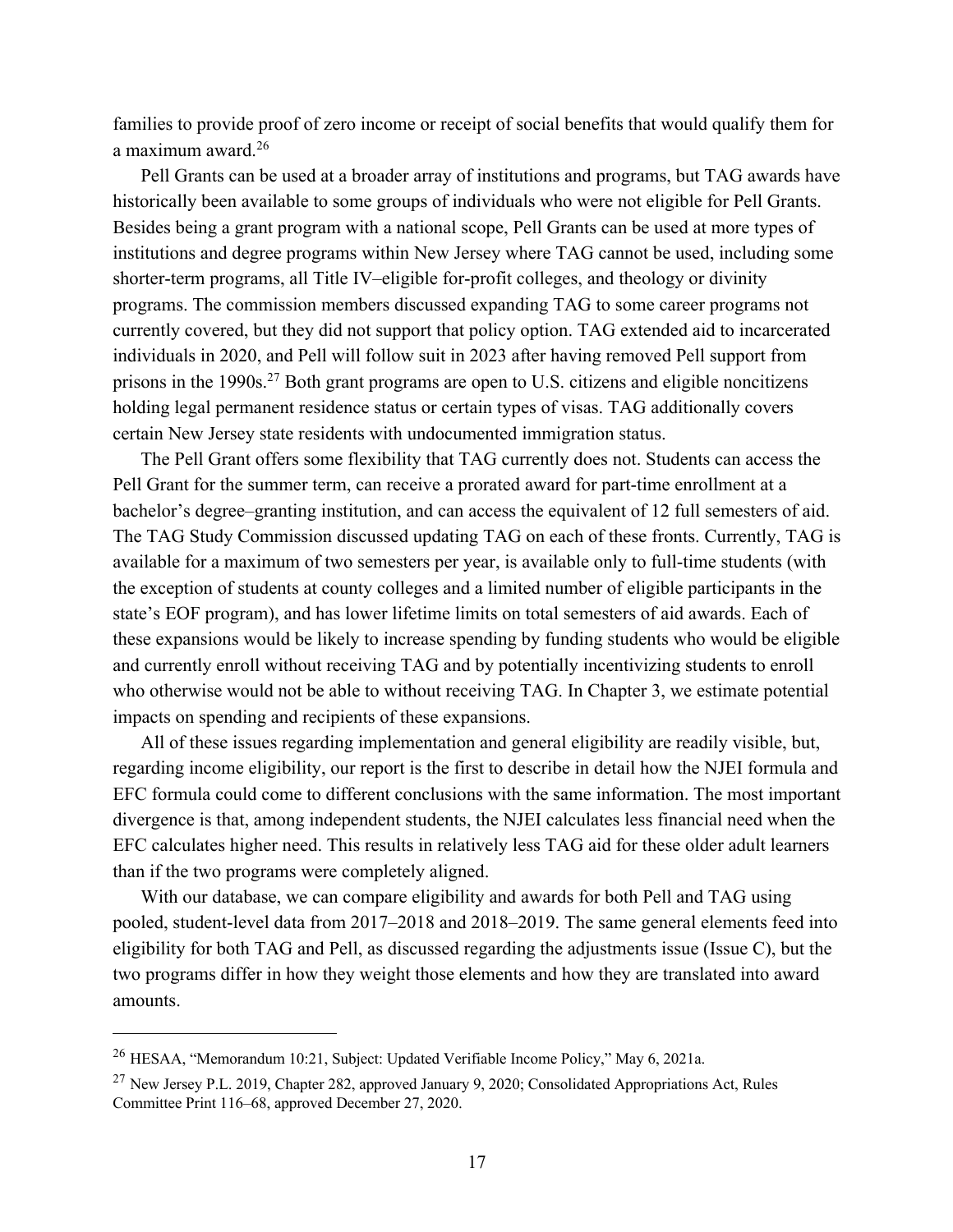families to provide proof of zero income or receipt of social benefits that would qualify them for a maximum award.[26]

Pell Grants can be used at a broader array of institutions and programs, but TAG awards have historically been available to some groups of individuals who were not eligible for Pell Grants. Besides being a grant program with a national scope, Pell Grants can be used at more types of institutions and degree programs within New Jersey where TAG cannot be used, including some shorter-term programs, all Title IV–eligible for-profit colleges, and theology or divinity programs. The commission members discussed expanding TAG to some career programs not currently covered, but they did not support that policy option. TAG extended aid to incarcerated individuals in 2020, and Pell will follow suit in 2023 after having removed Pell support from prisons in the 1990s.[27] Both grant programs are open to U.S. citizens and eligible noncitizens holding legal permanent residence status or certain types of visas. TAG additionally covers certain New Jersey state residents with undocumented immigration status.

The Pell Grant offers some flexibility that TAG currently does not. Students can access the Pell Grant for the summer term, can receive a prorated award for part-time enrollment at a bachelor's degree–granting institution, and can access the equivalent of 12 full semesters of aid. The TAG Study Commission discussed updating TAG on each of these fronts. Currently, TAG is available for a maximum of two semesters per year, is available only to full-time students (with the exception of students at county colleges and a limited number of eligible participants in the state's EOF program), and has lower lifetime limits on total semesters of aid awards. Each of these expansions would be likely to increase spending by funding students who would be eligible and currently enroll without receiving TAG and by potentially incentivizing students to enroll who otherwise would not be able to without receiving TAG. In Chapter 3, we estimate potential impacts on spending and recipients of these expansions.

All of these issues regarding implementation and general eligibility are readily visible, but, regarding income eligibility, our report is the first to describe in detail how the NJEI formula and EFC formula could come to different conclusions with the same information. The most important divergence is that, among independent students, the NJEI calculates less financial need when the EFC calculates higher need. This results in relatively less TAG aid for these older adult learners than if the two programs were completely aligned.

With our database, we can compare eligibility and awards for both Pell and TAG using pooled, student-level data from 2017–2018 and 2018–2019. The same general elements feed into eligibility for both TAG and Pell, as discussed regarding the adjustments issue (Issue C), but the two programs differ in how they weight those elements and how they are translated into award amounts.

---

[26] HESAA, "Memorandum 10:21, Subject: Updated Verifiable Income Policy," May 6, 2021a.

[27] New Jersey P.L. 2019, Chapter 282, approved January 9, 2020; Consolidated Appropriations Act, Rules Committee Print 116–68, approved December 27, 2020.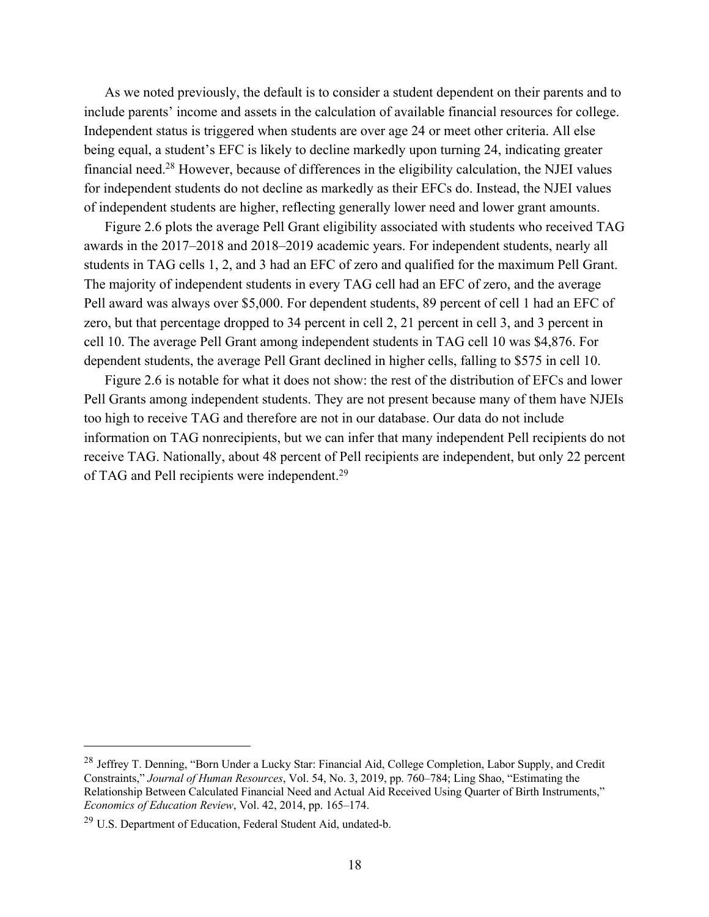As we noted previously, the default is to consider a student dependent on their parents and to include parents' income and assets in the calculation of available financial resources for college. Independent status is triggered when students are over age 24 or meet other criteria. All else being equal, a student's EFC is likely to decline markedly upon turning 24, indicating greater financial need.[28] However, because of differences in the eligibility calculation, the NJEI values for independent students do not decline as markedly as their EFCs do. Instead, the NJEI values of independent students are higher, reflecting generally lower need and lower grant amounts.

Figure 2.6 plots the average Pell Grant eligibility associated with students who received TAG awards in the 2017–2018 and 2018–2019 academic years. For independent students, nearly all students in TAG cells 1, 2, and 3 had an EFC of zero and qualified for the maximum Pell Grant. The majority of independent students in every TAG cell had an EFC of zero, and the average Pell award was always over $5,000. For dependent students, 89 percent of cell 1 had an EFC of zero, but that percentage dropped to 34 percent in cell 2, 21 percent in cell 3, and 3 percent in cell 10. The average Pell Grant among independent students in TAG cell 10 was $4,876. For dependent students, the average Pell Grant declined in higher cells, falling to $575 in cell 10.

Figure 2.6 is notable for what it does not show: the rest of the distribution of EFCs and lower Pell Grants among independent students. They are not present because many of them have NJEIs too high to receive TAG and therefore are not in our database. Our data do not include information on TAG nonrecipients, but we can infer that many independent Pell recipients do not receive TAG. Nationally, about 48 percent of Pell recipients are independent, but only 22 percent of TAG and Pell recipients were independent.[29]

---

[28] Jeffrey T. Denning, "Born Under a Lucky Star: Financial Aid, College Completion, Labor Supply, and Credit Constraints," *Journal of Human Resources*, Vol. 54, No. 3, 2019, pp. 760–784; Ling Shao, "Estimating the Relationship Between Calculated Financial Need and Actual Aid Received Using Quarter of Birth Instruments," *Economics of Education Review*, Vol. 42, 2014, pp. 165–174.

[29] U.S. Department of Education, Federal Student Aid, undated-b.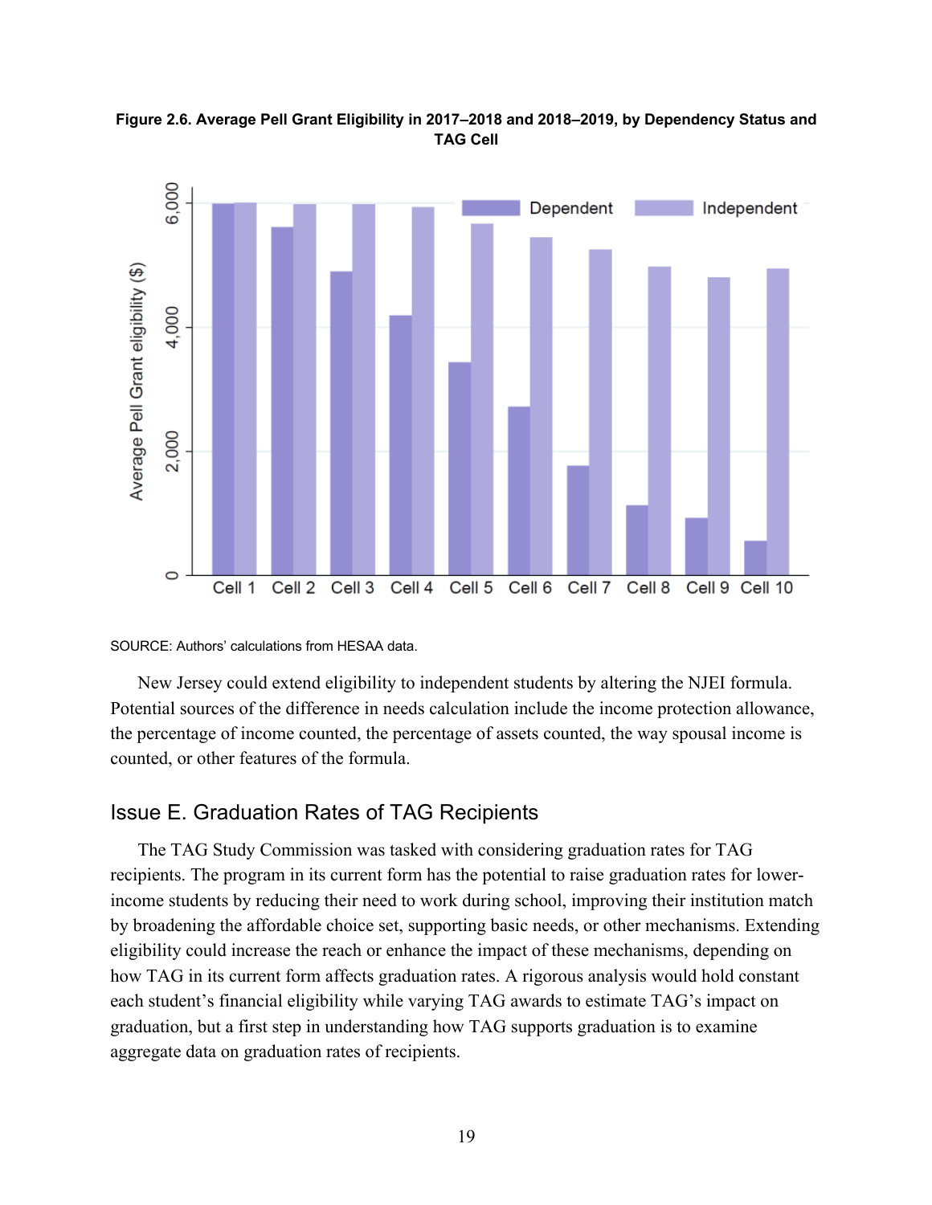**Figure 2.6. Average Pell Grant Eligibility in 2017–2018 and 2018–2019, by Dependency Status and TAG Cell**

SOURCE: Authors' calculations from HESAA data.

New Jersey could extend eligibility to independent students by altering the NJEI formula. Potential sources of the difference in needs calculation include the income protection allowance, the percentage of income counted, the percentage of assets counted, the way spousal income is counted, or other features of the formula.

## Issue E. Graduation Rates of TAG Recipients

The TAG Study Commission was tasked with considering graduation rates for TAG recipients. The program in its current form has the potential to raise graduation rates for lower-income students by reducing their need to work during school, improving their institution match by broadening the affordable choice set, supporting basic needs, or other mechanisms. Extending eligibility could increase the reach or enhance the impact of these mechanisms, depending on how TAG in its current form affects graduation rates. A rigorous analysis would hold constant each student's financial eligibility while varying TAG awards to estimate TAG's impact on graduation, but a first step in understanding how TAG supports graduation is to examine aggregate data on graduation rates of recipients.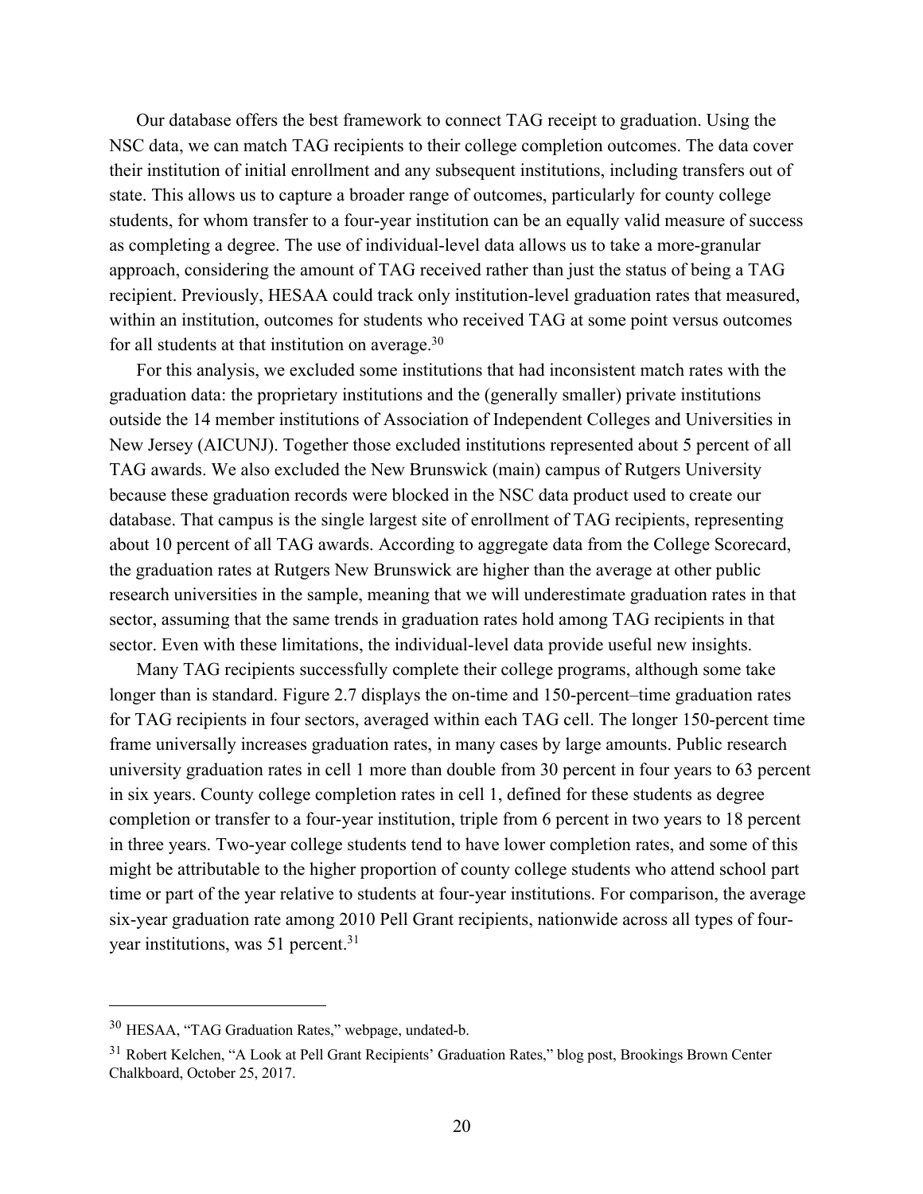Our database offers the best framework to connect TAG receipt to graduation. Using the NSC data, we can match TAG recipients to their college completion outcomes. The data cover their institution of initial enrollment and any subsequent institutions, including transfers out of state. This allows us to capture a broader range of outcomes, particularly for county college students, for whom transfer to a four-year institution can be an equally valid measure of success as completing a degree. The use of individual-level data allows us to take a more-granular approach, considering the amount of TAG received rather than just the status of being a TAG recipient. Previously, HESAA could track only institution-level graduation rates that measured, within an institution, outcomes for students who received TAG at some point versus outcomes for all students at that institution on average.[30]

For this analysis, we excluded some institutions that had inconsistent match rates with the graduation data: the proprietary institutions and the (generally smaller) private institutions outside the 14 member institutions of Association of Independent Colleges and Universities in New Jersey (AICUNJ). Together those excluded institutions represented about 5 percent of all TAG awards. We also excluded the New Brunswick (main) campus of Rutgers University because these graduation records were blocked in the NSC data product used to create our database. That campus is the single largest site of enrollment of TAG recipients, representing about 10 percent of all TAG awards. According to aggregate data from the College Scorecard, the graduation rates at Rutgers New Brunswick are higher than the average at other public research universities in the sample, meaning that we will underestimate graduation rates in that sector, assuming that the same trends in graduation rates hold among TAG recipients in that sector. Even with these limitations, the individual-level data provide useful new insights.

Many TAG recipients successfully complete their college programs, although some take longer than is standard. Figure 2.7 displays the on-time and 150-percent–time graduation rates for TAG recipients in four sectors, averaged within each TAG cell. The longer 150-percent time frame universally increases graduation rates, in many cases by large amounts. Public research university graduation rates in cell 1 more than double from 30 percent in four years to 63 percent in six years. County college completion rates in cell 1, defined for these students as degree completion or transfer to a four-year institution, triple from 6 percent in two years to 18 percent in three years. Two-year college students tend to have lower completion rates, and some of this might be attributable to the higher proportion of county college students who attend school part time or part of the year relative to students at four-year institutions. For comparison, the average six-year graduation rate among 2010 Pell Grant recipients, nationwide across all types of four-year institutions, was 51 percent.[31]

---

[30] HESAA, "TAG Graduation Rates," webpage, undated-b.

[31] Robert Kelchen, "A Look at Pell Grant Recipients' Graduation Rates," blog post, Brookings Brown Center Chalkboard, October 25, 2017.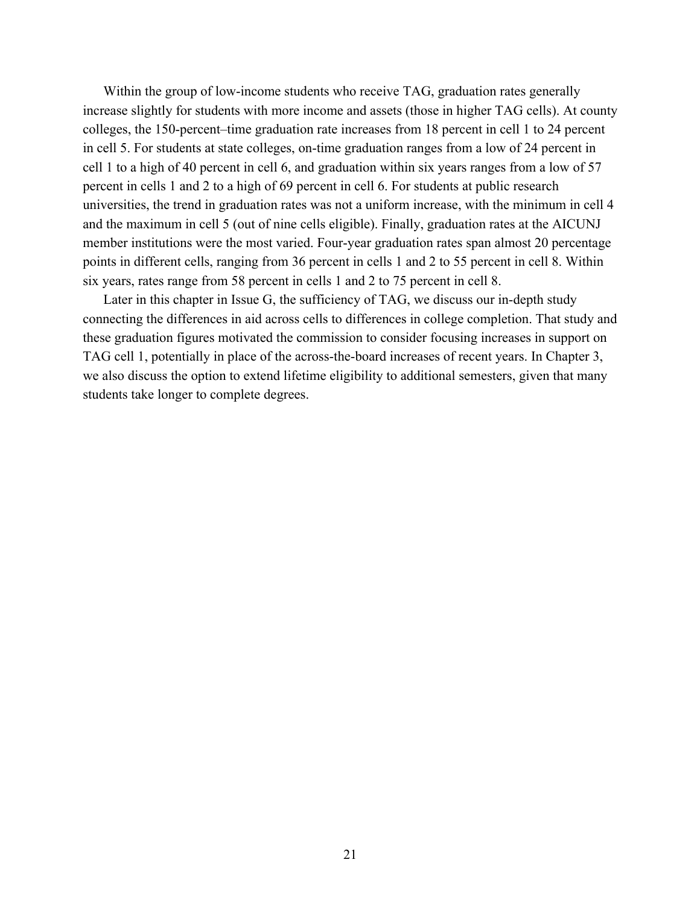Within the group of low-income students who receive TAG, graduation rates generally increase slightly for students with more income and assets (those in higher TAG cells). At county colleges, the 150-percent–time graduation rate increases from 18 percent in cell 1 to 24 percent in cell 5. For students at state colleges, on-time graduation ranges from a low of 24 percent in cell 1 to a high of 40 percent in cell 6, and graduation within six years ranges from a low of 57 percent in cells 1 and 2 to a high of 69 percent in cell 6. For students at public research universities, the trend in graduation rates was not a uniform increase, with the minimum in cell 4 and the maximum in cell 5 (out of nine cells eligible). Finally, graduation rates at the AICUNJ member institutions were the most varied. Four-year graduation rates span almost 20 percentage points in different cells, ranging from 36 percent in cells 1 and 2 to 55 percent in cell 8. Within six years, rates range from 58 percent in cells 1 and 2 to 75 percent in cell 8.

Later in this chapter in Issue G, the sufficiency of TAG, we discuss our in-depth study connecting the differences in aid across cells to differences in college completion. That study and these graduation figures motivated the commission to consider focusing increases in support on TAG cell 1, potentially in place of the across-the-board increases of recent years. In Chapter 3, we also discuss the option to extend lifetime eligibility to additional semesters, given that many students take longer to complete degrees.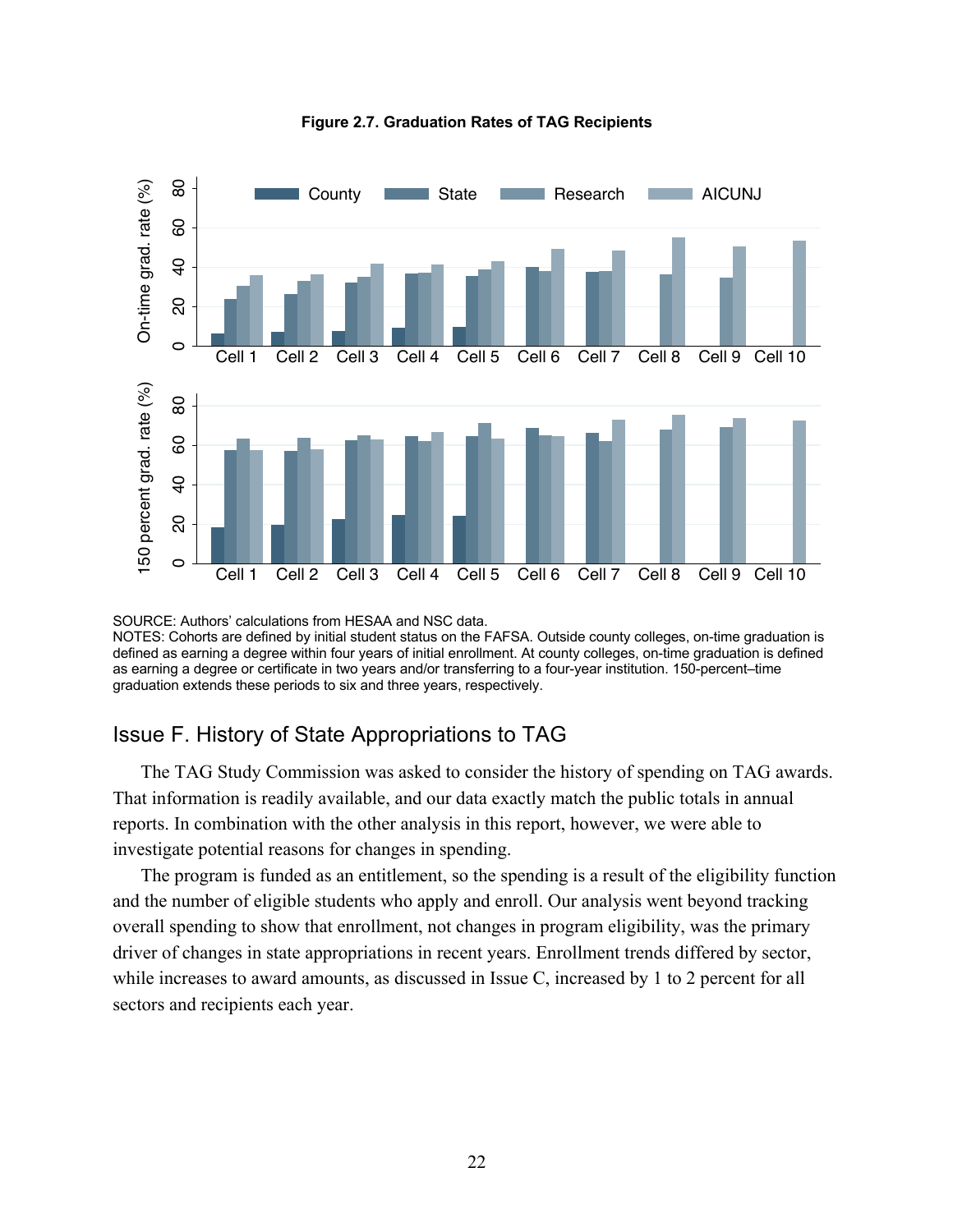**Figure 2.7. Graduation Rates of TAG Recipients**

SOURCE: Authors' calculations from HESAA and NSC data.
NOTES: Cohorts are defined by initial student status on the FAFSA. Outside county colleges, on-time graduation is defined as earning a degree within four years of initial enrollment. At county colleges, on-time graduation is defined as earning a degree or certificate in two years and/or transferring to a four-year institution. 150-percent–time graduation extends these periods to six and three years, respectively.

## Issue F. History of State Appropriations to TAG

The TAG Study Commission was asked to consider the history of spending on TAG awards. That information is readily available, and our data exactly match the public totals in annual reports. In combination with the other analysis in this report, however, we were able to investigate potential reasons for changes in spending.

The program is funded as an entitlement, so the spending is a result of the eligibility function and the number of eligible students who apply and enroll. Our analysis went beyond tracking overall spending to show that enrollment, not changes in program eligibility, was the primary driver of changes in state appropriations in recent years. Enrollment trends differed by sector, while increases to award amounts, as discussed in Issue C, increased by 1 to 2 percent for all sectors and recipients each year.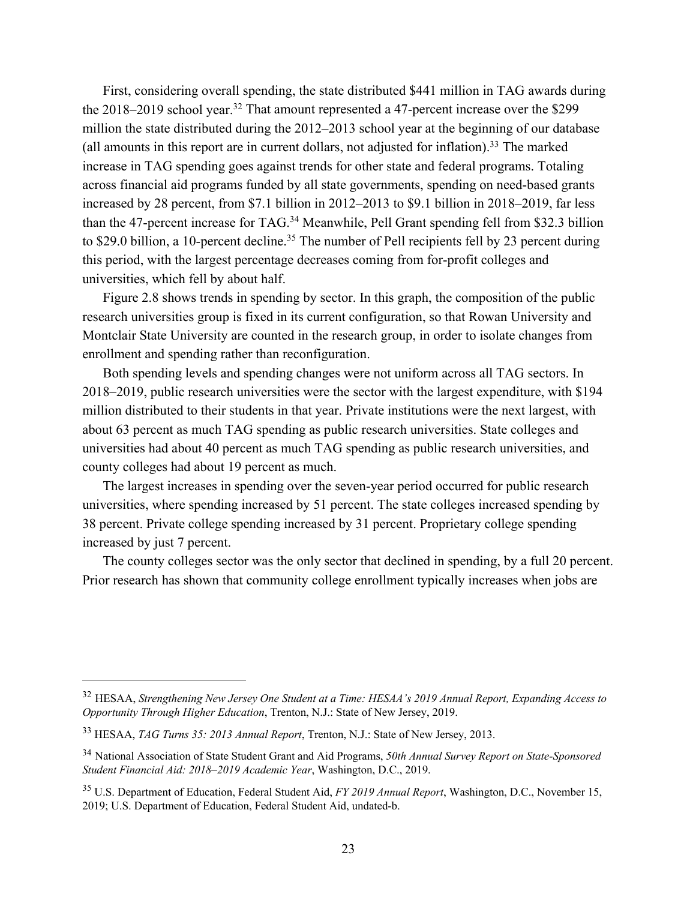First, considering overall spending, the state distributed $441 million in TAG awards during the 2018–2019 school year.[32] That amount represented a 47-percent increase over the $299 million the state distributed during the 2012–2013 school year at the beginning of our database (all amounts in this report are in current dollars, not adjusted for inflation).[33] The marked increase in TAG spending goes against trends for other state and federal programs. Totaling across financial aid programs funded by all state governments, spending on need-based grants increased by 28 percent, from $7.1 billion in 2012–2013 to $9.1 billion in 2018–2019, far less than the 47-percent increase for TAG.[34] Meanwhile, Pell Grant spending fell from $32.3 billion to $29.0 billion, a 10-percent decline.[35] The number of Pell recipients fell by 23 percent during this period, with the largest percentage decreases coming from for-profit colleges and universities, which fell by about half.

Figure 2.8 shows trends in spending by sector. In this graph, the composition of the public research universities group is fixed in its current configuration, so that Rowan University and Montclair State University are counted in the research group, in order to isolate changes from enrollment and spending rather than reconfiguration.

Both spending levels and spending changes were not uniform across all TAG sectors. In 2018–2019, public research universities were the sector with the largest expenditure, with $194 million distributed to their students in that year. Private institutions were the next largest, with about 63 percent as much TAG spending as public research universities. State colleges and universities had about 40 percent as much TAG spending as public research universities, and county colleges had about 19 percent as much.

The largest increases in spending over the seven-year period occurred for public research universities, where spending increased by 51 percent. The state colleges increased spending by 38 percent. Private college spending increased by 31 percent. Proprietary college spending increased by just 7 percent.

The county colleges sector was the only sector that declined in spending, by a full 20 percent. Prior research has shown that community college enrollment typically increases when jobs are

---

[32] HESAA, *Strengthening New Jersey One Student at a Time: HESAA's 2019 Annual Report, Expanding Access to Opportunity Through Higher Education*, Trenton, N.J.: State of New Jersey, 2019.

[33] HESAA, *TAG Turns 35: 2013 Annual Report*, Trenton, N.J.: State of New Jersey, 2013.

[34] National Association of State Student Grant and Aid Programs, *50th Annual Survey Report on State-Sponsored Student Financial Aid: 2018–2019 Academic Year*, Washington, D.C., 2019.

[35] U.S. Department of Education, Federal Student Aid, *FY 2019 Annual Report*, Washington, D.C., November 15, 2019; U.S. Department of Education, Federal Student Aid, undated-b.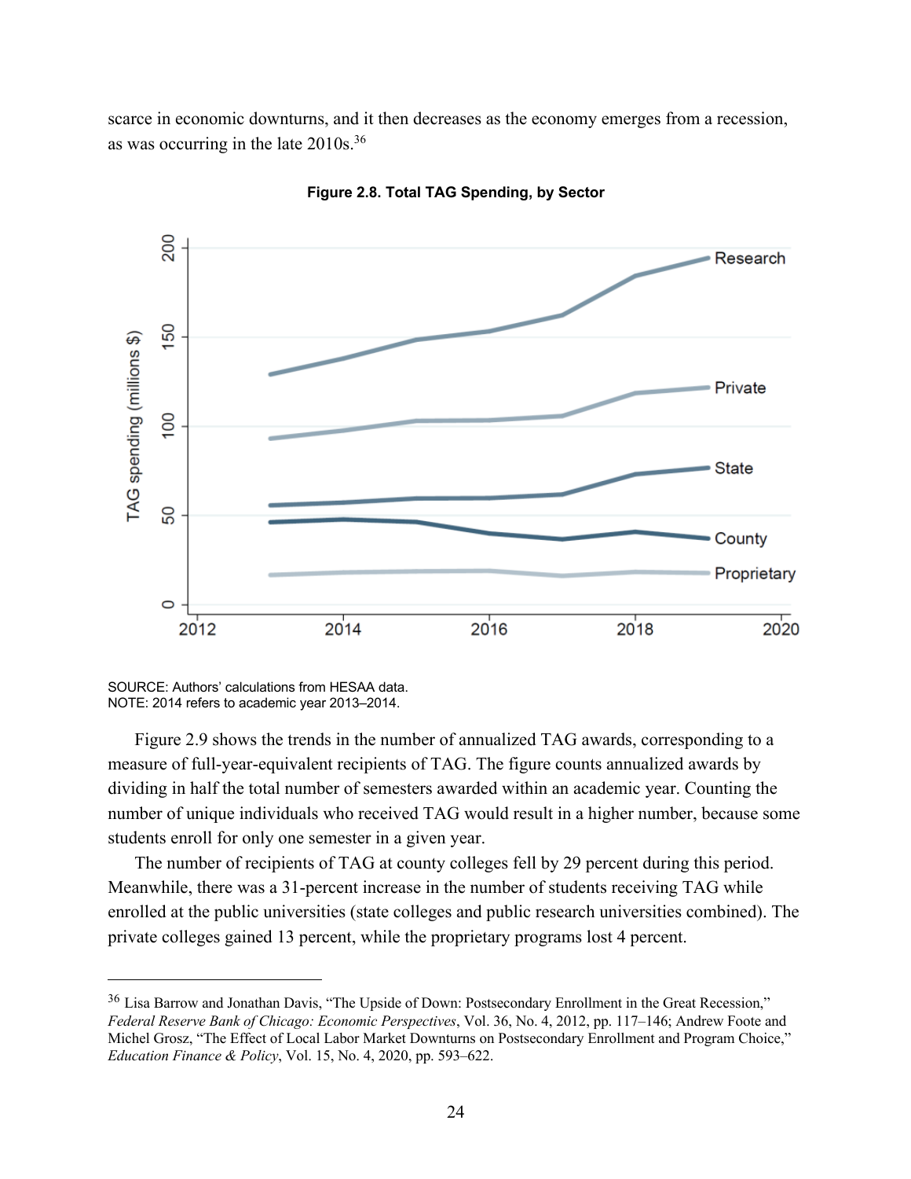scarce in economic downturns, and it then decreases as the economy emerges from a recession, as was occurring in the late 2010s.[36]

**Figure 2.8. Total TAG Spending, by Sector**

SOURCE: Authors' calculations from HESAA data.
NOTE: 2014 refers to academic year 2013–2014.

Figure 2.9 shows the trends in the number of annualized TAG awards, corresponding to a measure of full-year-equivalent recipients of TAG. The figure counts annualized awards by dividing in half the total number of semesters awarded within an academic year. Counting the number of unique individuals who received TAG would result in a higher number, because some students enroll for only one semester in a given year.

The number of recipients of TAG at county colleges fell by 29 percent during this period. Meanwhile, there was a 31-percent increase in the number of students receiving TAG while enrolled at the public universities (state colleges and public research universities combined). The private colleges gained 13 percent, while the proprietary programs lost 4 percent.

---

[36] Lisa Barrow and Jonathan Davis, "The Upside of Down: Postsecondary Enrollment in the Great Recession," *Federal Reserve Bank of Chicago: Economic Perspectives*, Vol. 36, No. 4, 2012, pp. 117–146; Andrew Foote and Michel Grosz, "The Effect of Local Labor Market Downturns on Postsecondary Enrollment and Program Choice," *Education Finance & Policy*, Vol. 15, No. 4, 2020, pp. 593–622.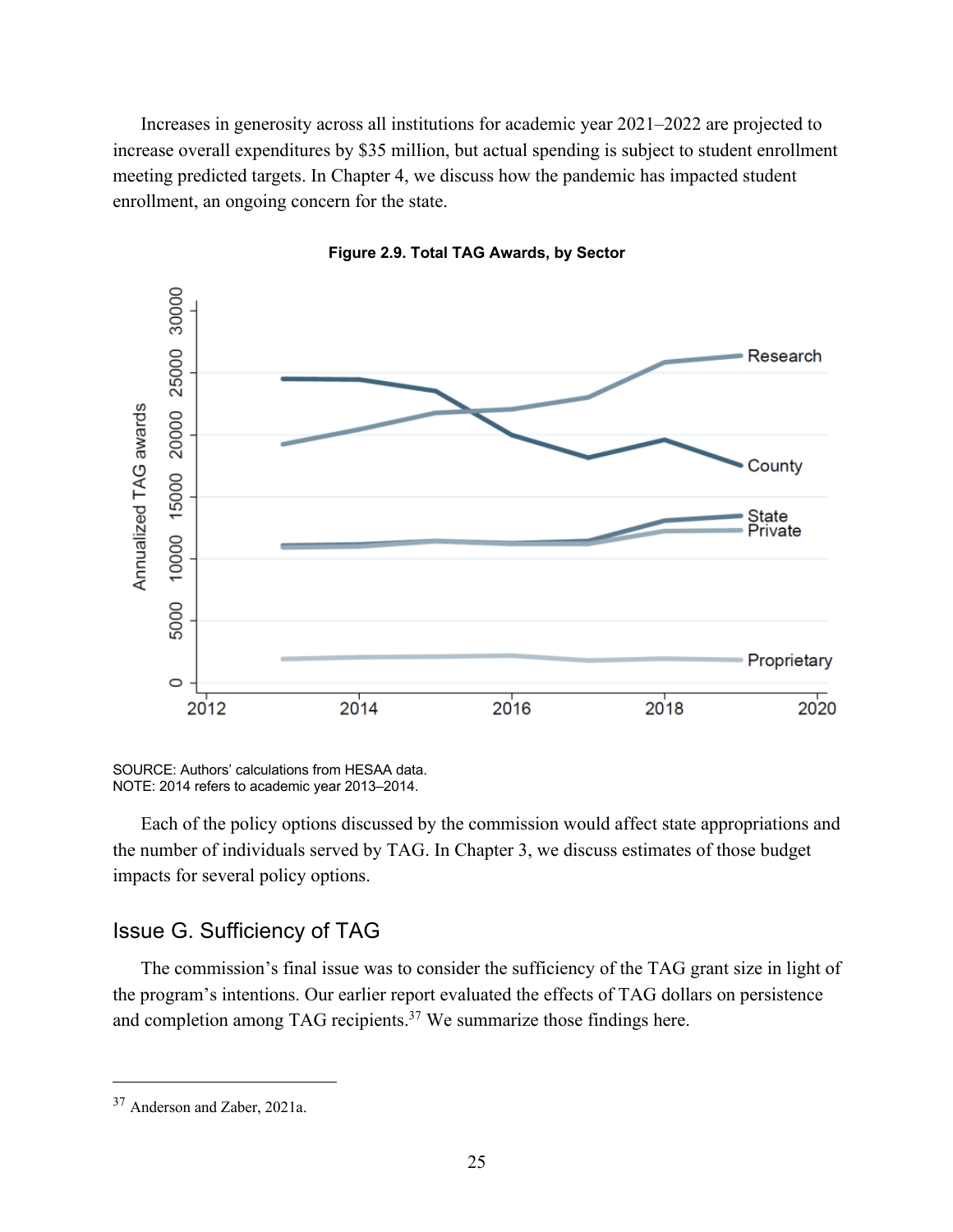Increases in generosity across all institutions for academic year 2021–2022 are projected to increase overall expenditures by $35 million, but actual spending is subject to student enrollment meeting predicted targets. In Chapter 4, we discuss how the pandemic has impacted student enrollment, an ongoing concern for the state.

**Figure 2.9. Total TAG Awards, by Sector**

SOURCE: Authors' calculations from HESAA data.
NOTE: 2014 refers to academic year 2013–2014.

Each of the policy options discussed by the commission would affect state appropriations and the number of individuals served by TAG. In Chapter 3, we discuss estimates of those budget impacts for several policy options.

## Issue G. Sufficiency of TAG

The commission's final issue was to consider the sufficiency of the TAG grant size in light of the program's intentions. Our earlier report evaluated the effects of TAG dollars on persistence and completion among TAG recipients.[37] We summarize those findings here.

[37] Anderson and Zaber, 2021a.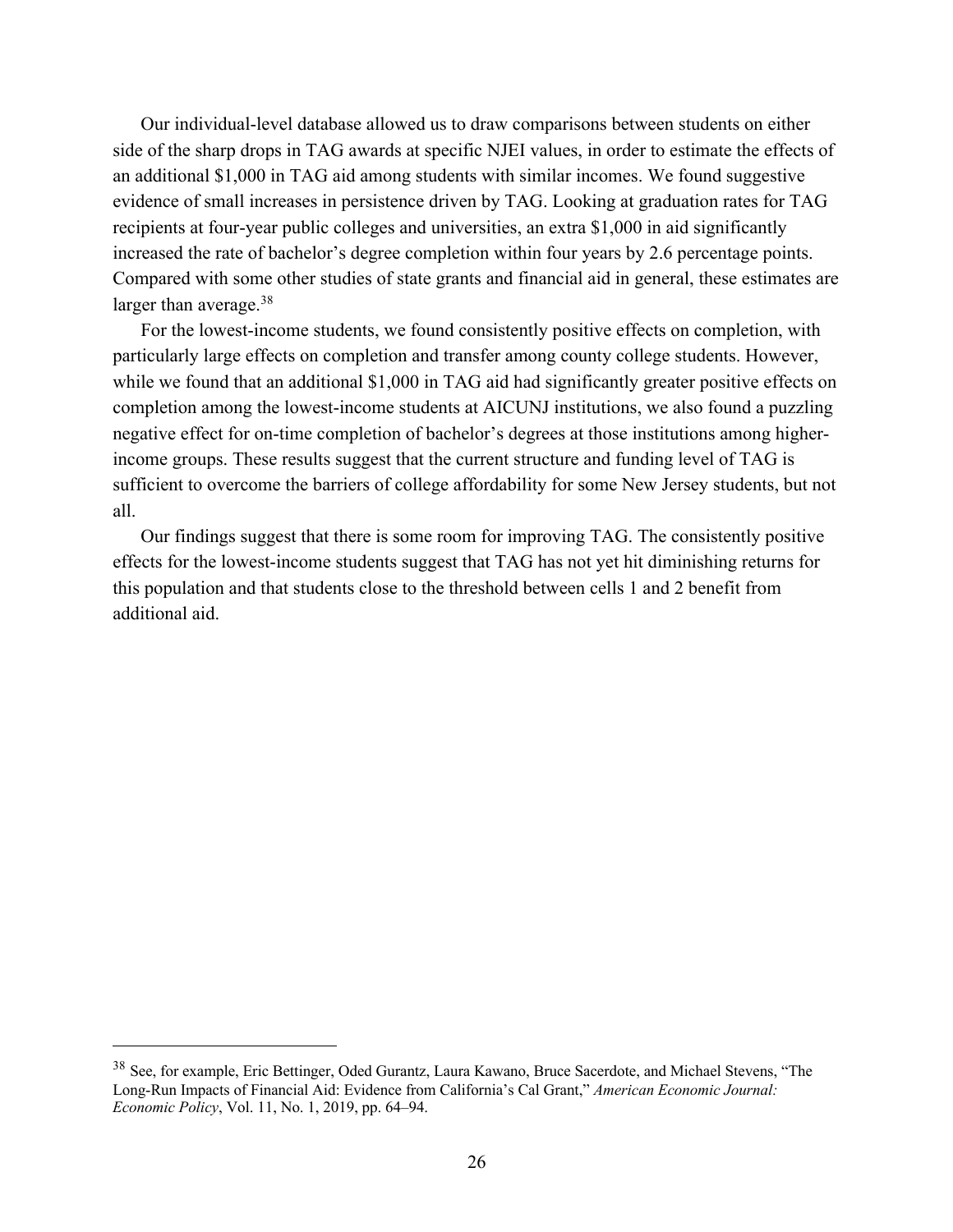Our individual-level database allowed us to draw comparisons between students on either side of the sharp drops in TAG awards at specific NJEI values, in order to estimate the effects of an additional $1,000 in TAG aid among students with similar incomes. We found suggestive evidence of small increases in persistence driven by TAG. Looking at graduation rates for TAG recipients at four-year public colleges and universities, an extra $1,000 in aid significantly increased the rate of bachelor's degree completion within four years by 2.6 percentage points. Compared with some other studies of state grants and financial aid in general, these estimates are larger than average.[38]

For the lowest-income students, we found consistently positive effects on completion, with particularly large effects on completion and transfer among county college students. However, while we found that an additional $1,000 in TAG aid had significantly greater positive effects on completion among the lowest-income students at AICUNJ institutions, we also found a puzzling negative effect for on-time completion of bachelor's degrees at those institutions among higher-income groups. These results suggest that the current structure and funding level of TAG is sufficient to overcome the barriers of college affordability for some New Jersey students, but not all.

Our findings suggest that there is some room for improving TAG. The consistently positive effects for the lowest-income students suggest that TAG has not yet hit diminishing returns for this population and that students close to the threshold between cells 1 and 2 benefit from additional aid.

---

[38] See, for example, Eric Bettinger, Oded Gurantz, Laura Kawano, Bruce Sacerdote, and Michael Stevens, "The Long-Run Impacts of Financial Aid: Evidence from California's Cal Grant," *American Economic Journal: Economic Policy*, Vol. 11, No. 1, 2019, pp. 64–94.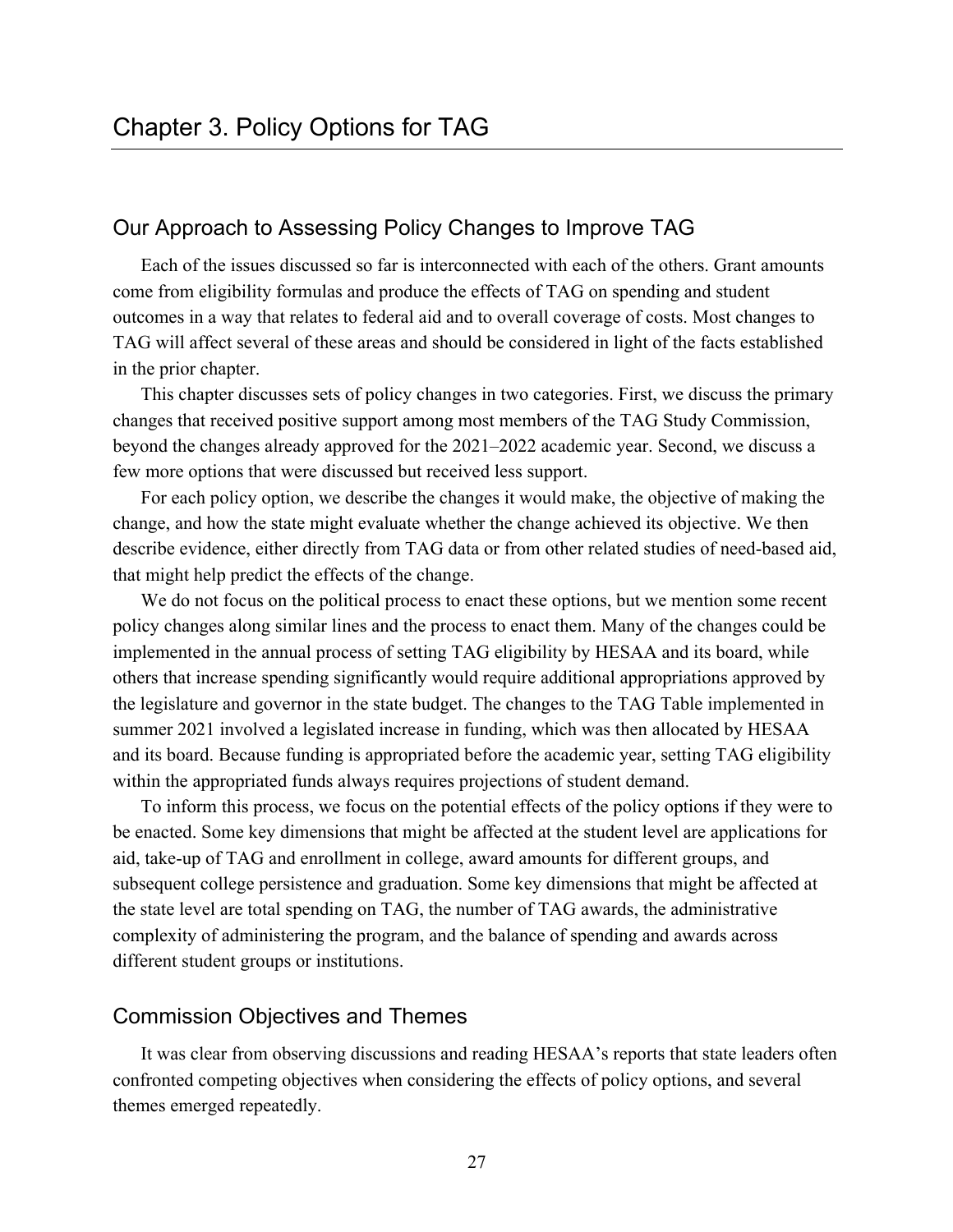# Chapter 3. Policy Options for TAG

## Our Approach to Assessing Policy Changes to Improve TAG

Each of the issues discussed so far is interconnected with each of the others. Grant amounts come from eligibility formulas and produce the effects of TAG on spending and student outcomes in a way that relates to federal aid and to overall coverage of costs. Most changes to TAG will affect several of these areas and should be considered in light of the facts established in the prior chapter.

This chapter discusses sets of policy changes in two categories. First, we discuss the primary changes that received positive support among most members of the TAG Study Commission, beyond the changes already approved for the 2021–2022 academic year. Second, we discuss a few more options that were discussed but received less support.

For each policy option, we describe the changes it would make, the objective of making the change, and how the state might evaluate whether the change achieved its objective. We then describe evidence, either directly from TAG data or from other related studies of need-based aid, that might help predict the effects of the change.

We do not focus on the political process to enact these options, but we mention some recent policy changes along similar lines and the process to enact them. Many of the changes could be implemented in the annual process of setting TAG eligibility by HESAA and its board, while others that increase spending significantly would require additional appropriations approved by the legislature and governor in the state budget. The changes to the TAG Table implemented in summer 2021 involved a legislated increase in funding, which was then allocated by HESAA and its board. Because funding is appropriated before the academic year, setting TAG eligibility within the appropriated funds always requires projections of student demand.

To inform this process, we focus on the potential effects of the policy options if they were to be enacted. Some key dimensions that might be affected at the student level are applications for aid, take-up of TAG and enrollment in college, award amounts for different groups, and subsequent college persistence and graduation. Some key dimensions that might be affected at the state level are total spending on TAG, the number of TAG awards, the administrative complexity of administering the program, and the balance of spending and awards across different student groups or institutions.

## Commission Objectives and Themes

It was clear from observing discussions and reading HESAA's reports that state leaders often confronted competing objectives when considering the effects of policy options, and several themes emerged repeatedly.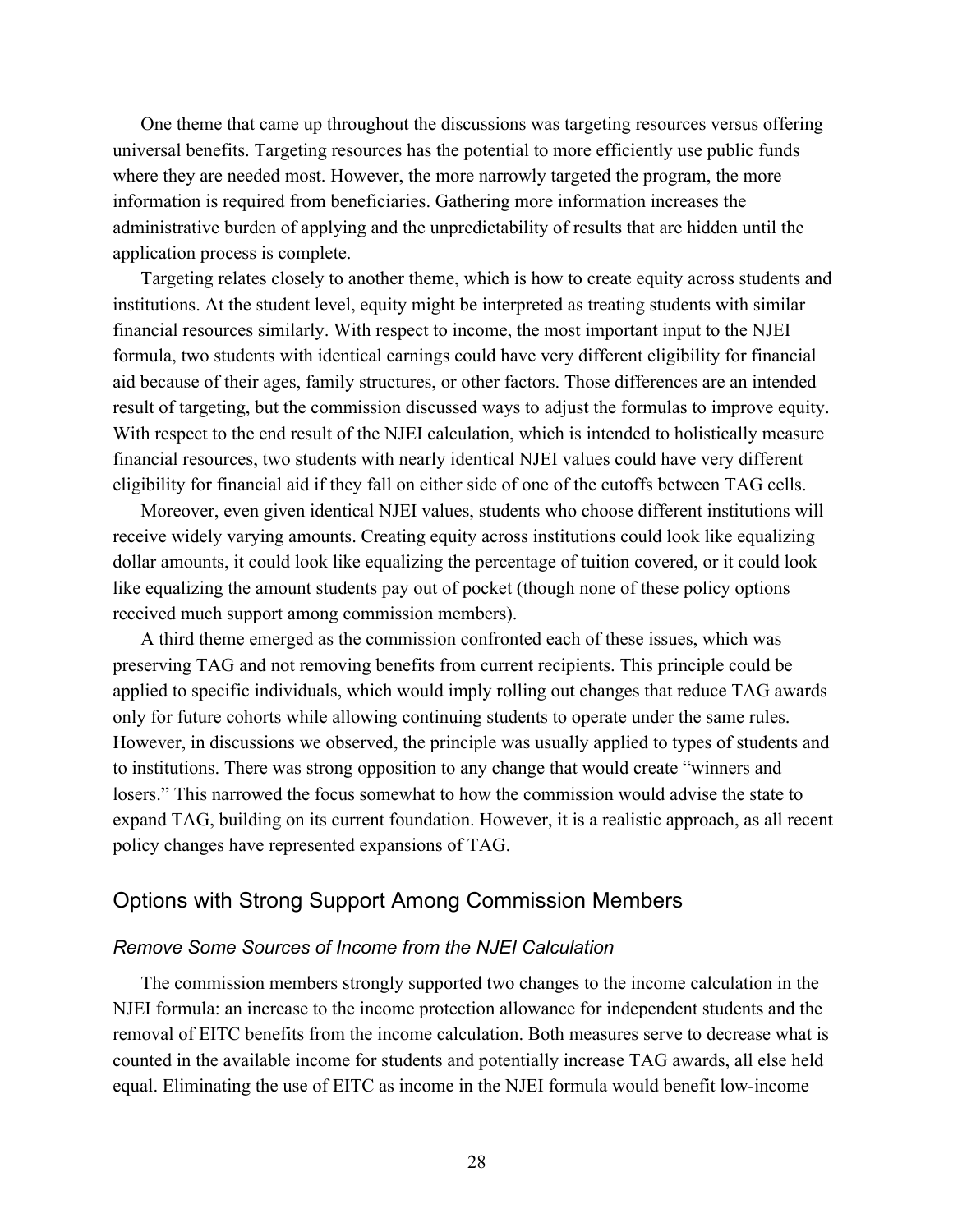One theme that came up throughout the discussions was targeting resources versus offering universal benefits. Targeting resources has the potential to more efficiently use public funds where they are needed most. However, the more narrowly targeted the program, the more information is required from beneficiaries. Gathering more information increases the administrative burden of applying and the unpredictability of results that are hidden until the application process is complete.

Targeting relates closely to another theme, which is how to create equity across students and institutions. At the student level, equity might be interpreted as treating students with similar financial resources similarly. With respect to income, the most important input to the NJEI formula, two students with identical earnings could have very different eligibility for financial aid because of their ages, family structures, or other factors. Those differences are an intended result of targeting, but the commission discussed ways to adjust the formulas to improve equity. With respect to the end result of the NJEI calculation, which is intended to holistically measure financial resources, two students with nearly identical NJEI values could have very different eligibility for financial aid if they fall on either side of one of the cutoffs between TAG cells.

Moreover, even given identical NJEI values, students who choose different institutions will receive widely varying amounts. Creating equity across institutions could look like equalizing dollar amounts, it could look like equalizing the percentage of tuition covered, or it could look like equalizing the amount students pay out of pocket (though none of these policy options received much support among commission members).

A third theme emerged as the commission confronted each of these issues, which was preserving TAG and not removing benefits from current recipients. This principle could be applied to specific individuals, which would imply rolling out changes that reduce TAG awards only for future cohorts while allowing continuing students to operate under the same rules. However, in discussions we observed, the principle was usually applied to types of students and to institutions. There was strong opposition to any change that would create "winners and losers." This narrowed the focus somewhat to how the commission would advise the state to expand TAG, building on its current foundation. However, it is a realistic approach, as all recent policy changes have represented expansions of TAG.

## Options with Strong Support Among Commission Members

### *Remove Some Sources of Income from the NJEI Calculation*

The commission members strongly supported two changes to the income calculation in the NJEI formula: an increase to the income protection allowance for independent students and the removal of EITC benefits from the income calculation. Both measures serve to decrease what is counted in the available income for students and potentially increase TAG awards, all else held equal. Eliminating the use of EITC as income in the NJEI formula would benefit low-income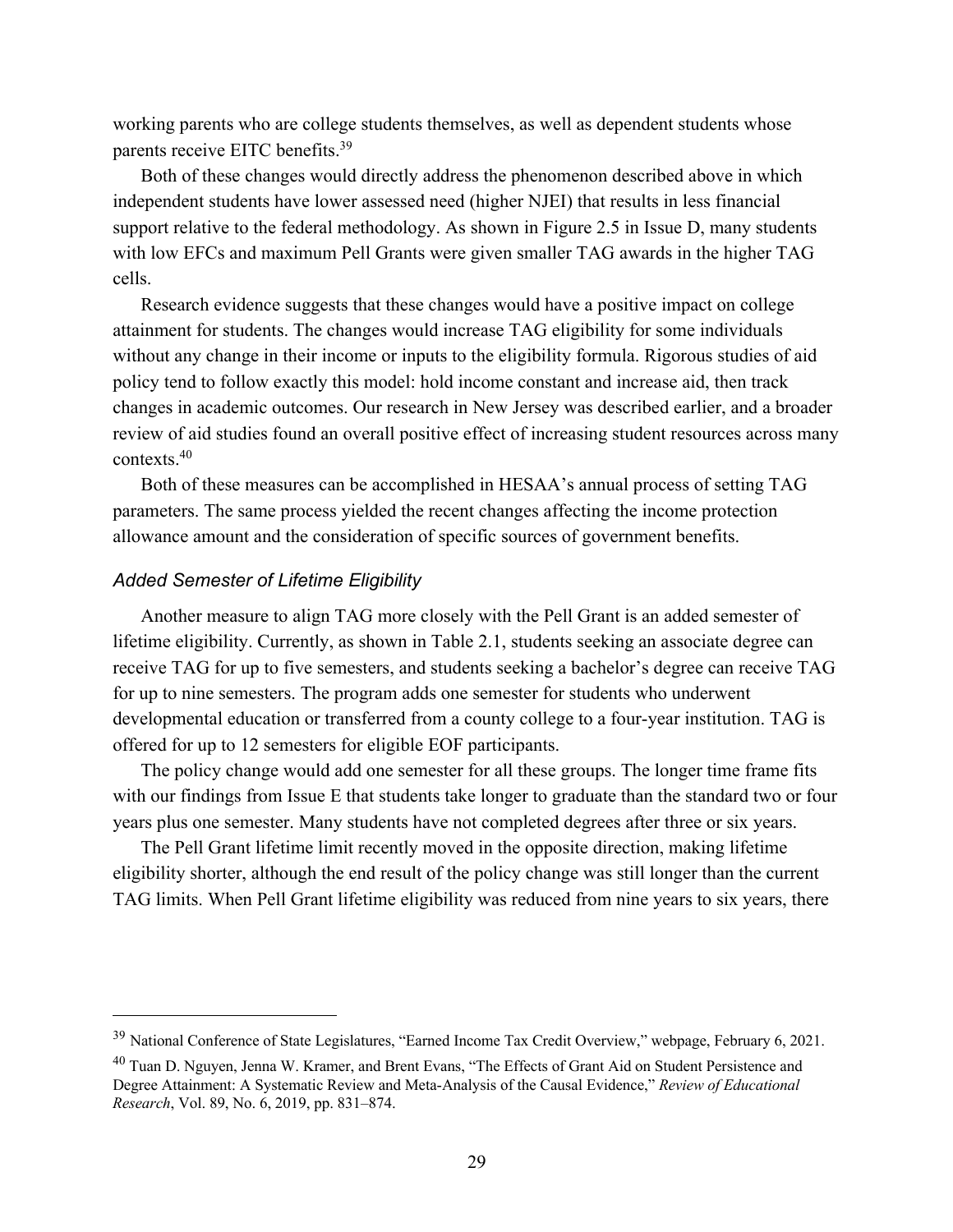working parents who are college students themselves, as well as dependent students whose parents receive EITC benefits.[39]

Both of these changes would directly address the phenomenon described above in which independent students have lower assessed need (higher NJEI) that results in less financial support relative to the federal methodology. As shown in Figure 2.5 in Issue D, many students with low EFCs and maximum Pell Grants were given smaller TAG awards in the higher TAG cells.

Research evidence suggests that these changes would have a positive impact on college attainment for students. The changes would increase TAG eligibility for some individuals without any change in their income or inputs to the eligibility formula. Rigorous studies of aid policy tend to follow exactly this model: hold income constant and increase aid, then track changes in academic outcomes. Our research in New Jersey was described earlier, and a broader review of aid studies found an overall positive effect of increasing student resources across many contexts.[40]

Both of these measures can be accomplished in HESAA's annual process of setting TAG parameters. The same process yielded the recent changes affecting the income protection allowance amount and the consideration of specific sources of government benefits.

### *Added Semester of Lifetime Eligibility*

Another measure to align TAG more closely with the Pell Grant is an added semester of lifetime eligibility. Currently, as shown in Table 2.1, students seeking an associate degree can receive TAG for up to five semesters, and students seeking a bachelor's degree can receive TAG for up to nine semesters. The program adds one semester for students who underwent developmental education or transferred from a county college to a four-year institution. TAG is offered for up to 12 semesters for eligible EOF participants.

The policy change would add one semester for all these groups. The longer time frame fits with our findings from Issue E that students take longer to graduate than the standard two or four years plus one semester. Many students have not completed degrees after three or six years.

The Pell Grant lifetime limit recently moved in the opposite direction, making lifetime eligibility shorter, although the end result of the policy change was still longer than the current TAG limits. When Pell Grant lifetime eligibility was reduced from nine years to six years, there

---

[39] National Conference of State Legislatures, "Earned Income Tax Credit Overview," webpage, February 6, 2021.

[40] Tuan D. Nguyen, Jenna W. Kramer, and Brent Evans, "The Effects of Grant Aid on Student Persistence and Degree Attainment: A Systematic Review and Meta-Analysis of the Causal Evidence," *Review of Educational Research*, Vol. 89, No. 6, 2019, pp. 831–874.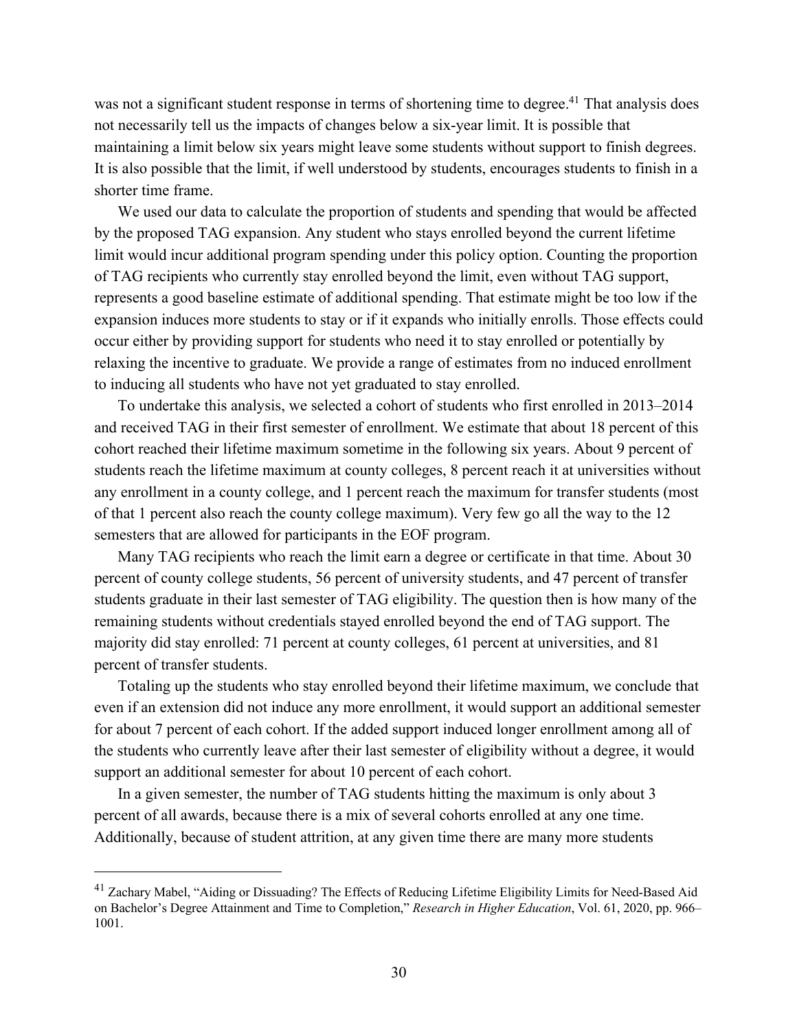was not a significant student response in terms of shortening time to degree.[41] That analysis does not necessarily tell us the impacts of changes below a six-year limit. It is possible that maintaining a limit below six years might leave some students without support to finish degrees. It is also possible that the limit, if well understood by students, encourages students to finish in a shorter time frame.

We used our data to calculate the proportion of students and spending that would be affected by the proposed TAG expansion. Any student who stays enrolled beyond the current lifetime limit would incur additional program spending under this policy option. Counting the proportion of TAG recipients who currently stay enrolled beyond the limit, even without TAG support, represents a good baseline estimate of additional spending. That estimate might be too low if the expansion induces more students to stay or if it expands who initially enrolls. Those effects could occur either by providing support for students who need it to stay enrolled or potentially by relaxing the incentive to graduate. We provide a range of estimates from no induced enrollment to inducing all students who have not yet graduated to stay enrolled.

To undertake this analysis, we selected a cohort of students who first enrolled in 2013–2014 and received TAG in their first semester of enrollment. We estimate that about 18 percent of this cohort reached their lifetime maximum sometime in the following six years. About 9 percent of students reach the lifetime maximum at county colleges, 8 percent reach it at universities without any enrollment in a county college, and 1 percent reach the maximum for transfer students (most of that 1 percent also reach the county college maximum). Very few go all the way to the 12 semesters that are allowed for participants in the EOF program.

Many TAG recipients who reach the limit earn a degree or certificate in that time. About 30 percent of county college students, 56 percent of university students, and 47 percent of transfer students graduate in their last semester of TAG eligibility. The question then is how many of the remaining students without credentials stayed enrolled beyond the end of TAG support. The majority did stay enrolled: 71 percent at county colleges, 61 percent at universities, and 81 percent of transfer students.

Totaling up the students who stay enrolled beyond their lifetime maximum, we conclude that even if an extension did not induce any more enrollment, it would support an additional semester for about 7 percent of each cohort. If the added support induced longer enrollment among all of the students who currently leave after their last semester of eligibility without a degree, it would support an additional semester for about 10 percent of each cohort.

In a given semester, the number of TAG students hitting the maximum is only about 3 percent of all awards, because there is a mix of several cohorts enrolled at any one time. Additionally, because of student attrition, at any given time there are many more students

[41] Zachary Mabel, "Aiding or Dissuading? The Effects of Reducing Lifetime Eligibility Limits for Need-Based Aid on Bachelor's Degree Attainment and Time to Completion," *Research in Higher Education*, Vol. 61, 2020, pp. 966–1001.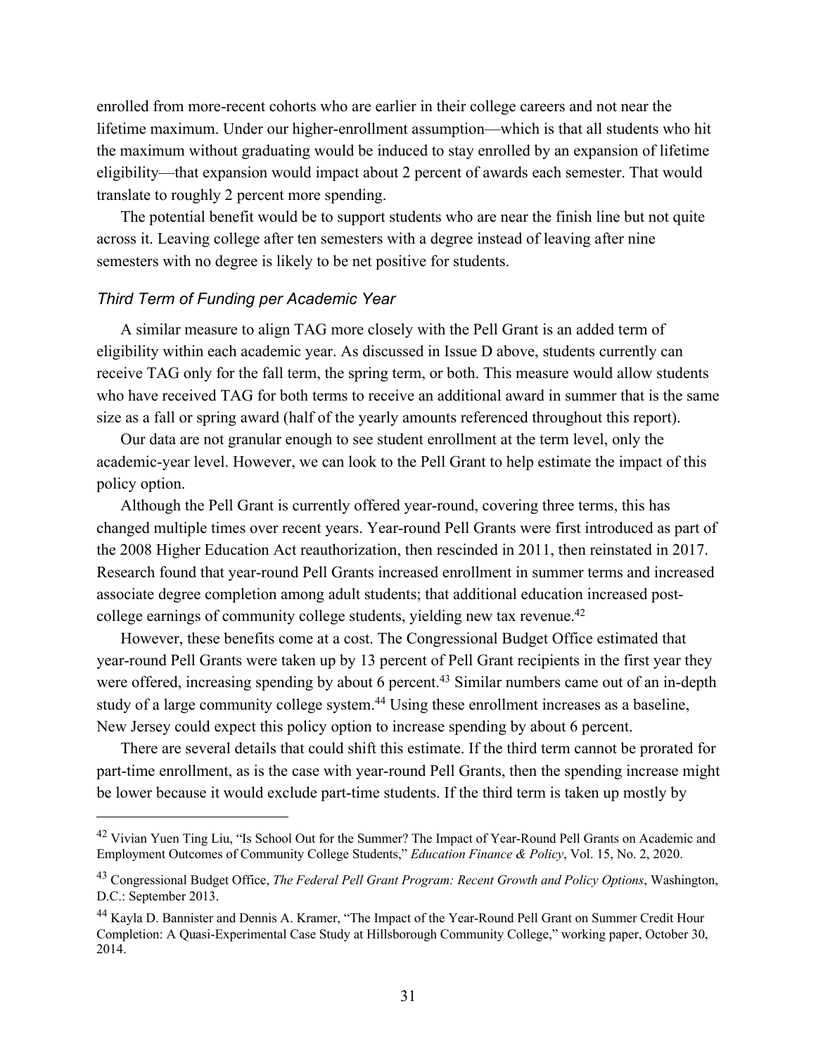enrolled from more-recent cohorts who are earlier in their college careers and not near the lifetime maximum. Under our higher-enrollment assumption—which is that all students who hit the maximum without graduating would be induced to stay enrolled by an expansion of lifetime eligibility—that expansion would impact about 2 percent of awards each semester. That would translate to roughly 2 percent more spending.

The potential benefit would be to support students who are near the finish line but not quite across it. Leaving college after ten semesters with a degree instead of leaving after nine semesters with no degree is likely to be net positive for students.

### *Third Term of Funding per Academic Year*

A similar measure to align TAG more closely with the Pell Grant is an added term of eligibility within each academic year. As discussed in Issue D above, students currently can receive TAG only for the fall term, the spring term, or both. This measure would allow students who have received TAG for both terms to receive an additional award in summer that is the same size as a fall or spring award (half of the yearly amounts referenced throughout this report).

Our data are not granular enough to see student enrollment at the term level, only the academic-year level. However, we can look to the Pell Grant to help estimate the impact of this policy option.

Although the Pell Grant is currently offered year-round, covering three terms, this has changed multiple times over recent years. Year-round Pell Grants were first introduced as part of the 2008 Higher Education Act reauthorization, then rescinded in 2011, then reinstated in 2017. Research found that year-round Pell Grants increased enrollment in summer terms and increased associate degree completion among adult students; that additional education increased post-college earnings of community college students, yielding new tax revenue.[42]

However, these benefits come at a cost. The Congressional Budget Office estimated that year-round Pell Grants were taken up by 13 percent of Pell Grant recipients in the first year they were offered, increasing spending by about 6 percent.[43] Similar numbers came out of an in-depth study of a large community college system.[44] Using these enrollment increases as a baseline, New Jersey could expect this policy option to increase spending by about 6 percent.

There are several details that could shift this estimate. If the third term cannot be prorated for part-time enrollment, as is the case with year-round Pell Grants, then the spending increase might be lower because it would exclude part-time students. If the third term is taken up mostly by

---

[42] Vivian Yuen Ting Liu, "Is School Out for the Summer? The Impact of Year-Round Pell Grants on Academic and Employment Outcomes of Community College Students," *Education Finance & Policy*, Vol. 15, No. 2, 2020.

[43] Congressional Budget Office, *The Federal Pell Grant Program: Recent Growth and Policy Options*, Washington, D.C.: September 2013.

[44] Kayla D. Bannister and Dennis A. Kramer, "The Impact of the Year-Round Pell Grant on Summer Credit Hour Completion: A Quasi-Experimental Case Study at Hillsborough Community College," working paper, October 30, 2014.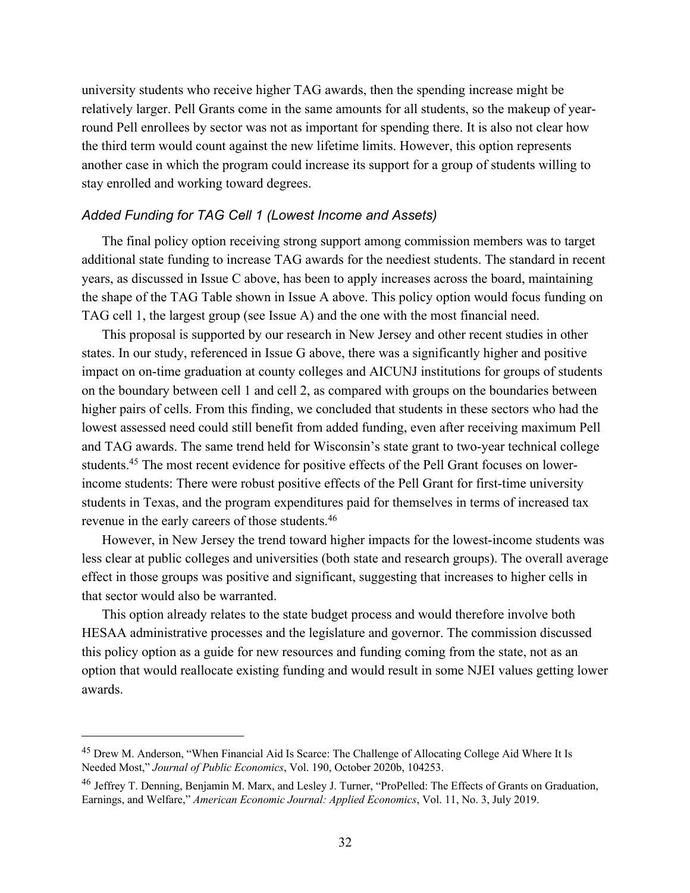university students who receive higher TAG awards, then the spending increase might be relatively larger. Pell Grants come in the same amounts for all students, so the makeup of year-round Pell enrollees by sector was not as important for spending there. It is also not clear how the third term would count against the new lifetime limits. However, this option represents another case in which the program could increase its support for a group of students willing to stay enrolled and working toward degrees.

### *Added Funding for TAG Cell 1 (Lowest Income and Assets)*

The final policy option receiving strong support among commission members was to target additional state funding to increase TAG awards for the neediest students. The standard in recent years, as discussed in Issue C above, has been to apply increases across the board, maintaining the shape of the TAG Table shown in Issue A above. This policy option would focus funding on TAG cell 1, the largest group (see Issue A) and the one with the most financial need.

This proposal is supported by our research in New Jersey and other recent studies in other states. In our study, referenced in Issue G above, there was a significantly higher and positive impact on on-time graduation at county colleges and AICUNJ institutions for groups of students on the boundary between cell 1 and cell 2, as compared with groups on the boundaries between higher pairs of cells. From this finding, we concluded that students in these sectors who had the lowest assessed need could still benefit from added funding, even after receiving maximum Pell and TAG awards. The same trend held for Wisconsin's state grant to two-year technical college students.[45] The most recent evidence for positive effects of the Pell Grant focuses on lower-income students: There were robust positive effects of the Pell Grant for first-time university students in Texas, and the program expenditures paid for themselves in terms of increased tax revenue in the early careers of those students.[46]

However, in New Jersey the trend toward higher impacts for the lowest-income students was less clear at public colleges and universities (both state and research groups). The overall average effect in those groups was positive and significant, suggesting that increases to higher cells in that sector would also be warranted.

This option already relates to the state budget process and would therefore involve both HESAA administrative processes and the legislature and governor. The commission discussed this policy option as a guide for new resources and funding coming from the state, not as an option that would reallocate existing funding and would result in some NJEI values getting lower awards.

---

[45] Drew M. Anderson, "When Financial Aid Is Scarce: The Challenge of Allocating College Aid Where It Is Needed Most," *Journal of Public Economics*, Vol. 190, October 2020b, 104253.

[46] Jeffrey T. Denning, Benjamin M. Marx, and Lesley J. Turner, "ProPelled: The Effects of Grants on Graduation, Earnings, and Welfare," *American Economic Journal: Applied Economics*, Vol. 11, No. 3, July 2019.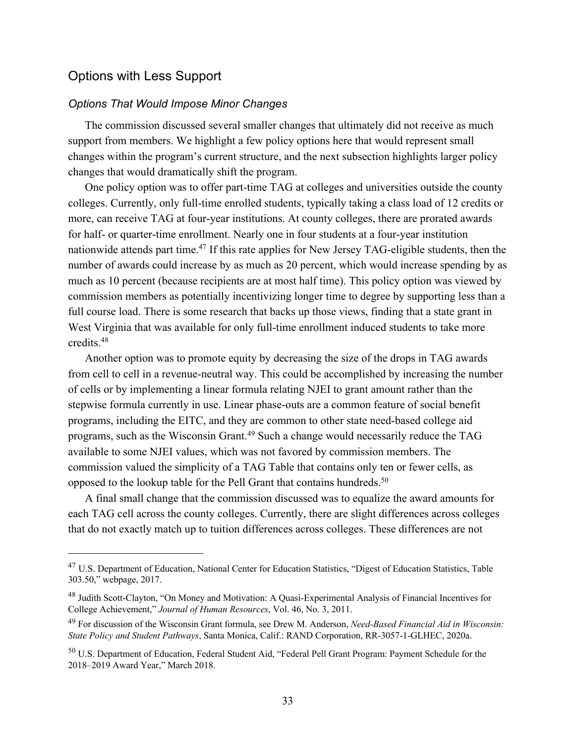## Options with Less Support

### *Options That Would Impose Minor Changes*

The commission discussed several smaller changes that ultimately did not receive as much support from members. We highlight a few policy options here that would represent small changes within the program's current structure, and the next subsection highlights larger policy changes that would dramatically shift the program.

One policy option was to offer part-time TAG at colleges and universities outside the county colleges. Currently, only full-time enrolled students, typically taking a class load of 12 credits or more, can receive TAG at four-year institutions. At county colleges, there are prorated awards for half- or quarter-time enrollment. Nearly one in four students at a four-year institution nationwide attends part time.[47] If this rate applies for New Jersey TAG-eligible students, then the number of awards could increase by as much as 20 percent, which would increase spending by as much as 10 percent (because recipients are at most half time). This policy option was viewed by commission members as potentially incentivizing longer time to degree by supporting less than a full course load. There is some research that backs up those views, finding that a state grant in West Virginia that was available for only full-time enrollment induced students to take more credits.[48]

Another option was to promote equity by decreasing the size of the drops in TAG awards from cell to cell in a revenue-neutral way. This could be accomplished by increasing the number of cells or by implementing a linear formula relating NJEI to grant amount rather than the stepwise formula currently in use. Linear phase-outs are a common feature of social benefit programs, including the EITC, and they are common to other state need-based college aid programs, such as the Wisconsin Grant.[49] Such a change would necessarily reduce the TAG available to some NJEI values, which was not favored by commission members. The commission valued the simplicity of a TAG Table that contains only ten or fewer cells, as opposed to the lookup table for the Pell Grant that contains hundreds.[50]

A final small change that the commission discussed was to equalize the award amounts for each TAG cell across the county colleges. Currently, there are slight differences across colleges that do not exactly match up to tuition differences across colleges. These differences are not

---

[47] U.S. Department of Education, National Center for Education Statistics, "Digest of Education Statistics, Table 303.50," webpage, 2017.

[48] Judith Scott-Clayton, "On Money and Motivation: A Quasi-Experimental Analysis of Financial Incentives for College Achievement," *Journal of Human Resources*, Vol. 46, No. 3, 2011.

[49] For discussion of the Wisconsin Grant formula, see Drew M. Anderson, *Need-Based Financial Aid in Wisconsin: State Policy and Student Pathways*, Santa Monica, Calif.: RAND Corporation, RR-3057-1-GLHEC, 2020a.

[50] U.S. Department of Education, Federal Student Aid, "Federal Pell Grant Program: Payment Schedule for the 2018–2019 Award Year," March 2018.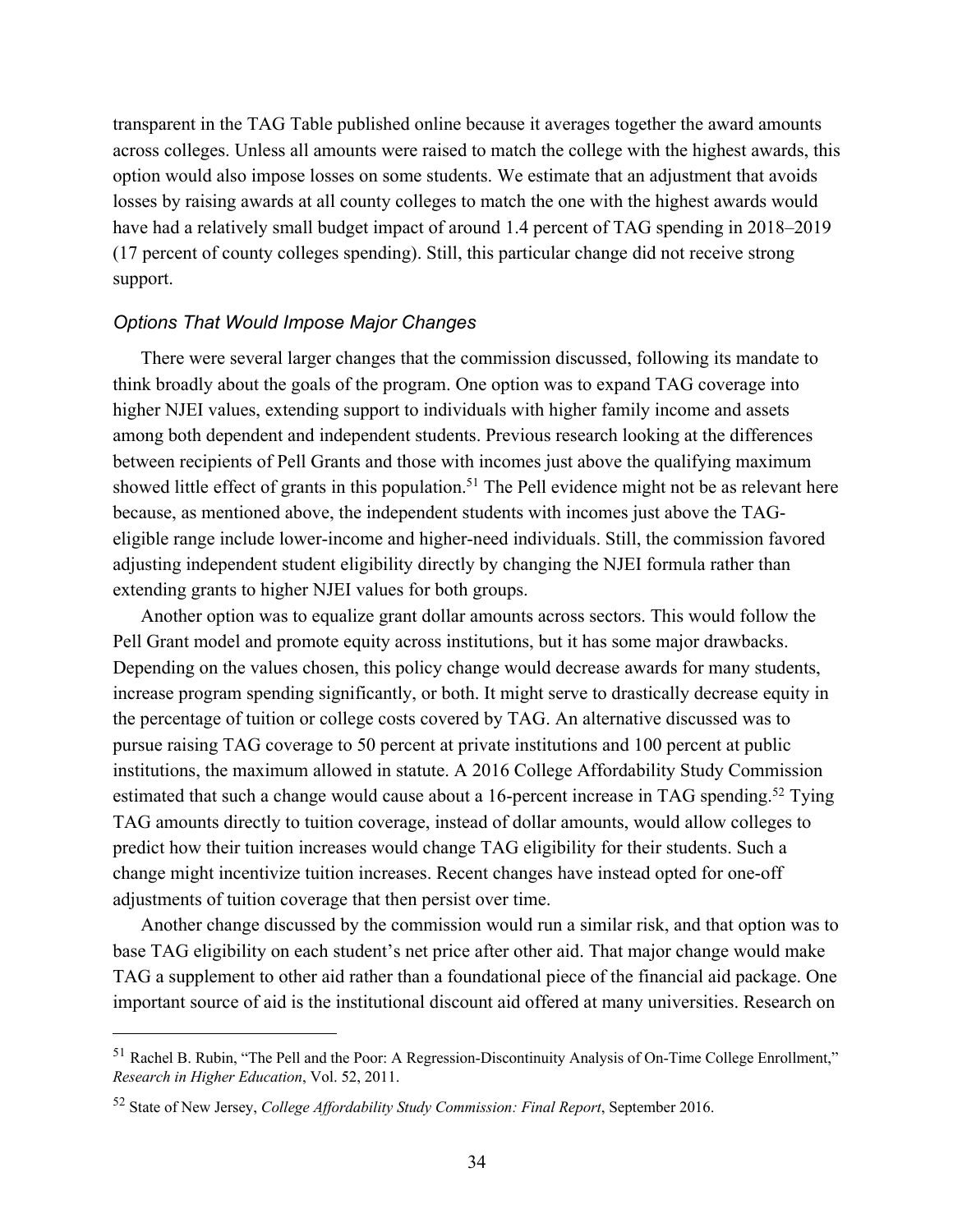transparent in the TAG Table published online because it averages together the award amounts across colleges. Unless all amounts were raised to match the college with the highest awards, this option would also impose losses on some students. We estimate that an adjustment that avoids losses by raising awards at all county colleges to match the one with the highest awards would have had a relatively small budget impact of around 1.4 percent of TAG spending in 2018–2019 (17 percent of county colleges spending). Still, this particular change did not receive strong support.

### *Options That Would Impose Major Changes*

There were several larger changes that the commission discussed, following its mandate to think broadly about the goals of the program. One option was to expand TAG coverage into higher NJEI values, extending support to individuals with higher family income and assets among both dependent and independent students. Previous research looking at the differences between recipients of Pell Grants and those with incomes just above the qualifying maximum showed little effect of grants in this population.[51] The Pell evidence might not be as relevant here because, as mentioned above, the independent students with incomes just above the TAG-eligible range include lower-income and higher-need individuals. Still, the commission favored adjusting independent student eligibility directly by changing the NJEI formula rather than extending grants to higher NJEI values for both groups.

Another option was to equalize grant dollar amounts across sectors. This would follow the Pell Grant model and promote equity across institutions, but it has some major drawbacks. Depending on the values chosen, this policy change would decrease awards for many students, increase program spending significantly, or both. It might serve to drastically decrease equity in the percentage of tuition or college costs covered by TAG. An alternative discussed was to pursue raising TAG coverage to 50 percent at private institutions and 100 percent at public institutions, the maximum allowed in statute. A 2016 College Affordability Study Commission estimated that such a change would cause about a 16-percent increase in TAG spending.[52] Tying TAG amounts directly to tuition coverage, instead of dollar amounts, would allow colleges to predict how their tuition increases would change TAG eligibility for their students. Such a change might incentivize tuition increases. Recent changes have instead opted for one-off adjustments of tuition coverage that then persist over time.

Another change discussed by the commission would run a similar risk, and that option was to base TAG eligibility on each student's net price after other aid. That major change would make TAG a supplement to other aid rather than a foundational piece of the financial aid package. One important source of aid is the institutional discount aid offered at many universities. Research on

---

[51] Rachel B. Rubin, "The Pell and the Poor: A Regression-Discontinuity Analysis of On-Time College Enrollment," *Research in Higher Education*, Vol. 52, 2011.

[52] State of New Jersey, *College Affordability Study Commission: Final Report*, September 2016.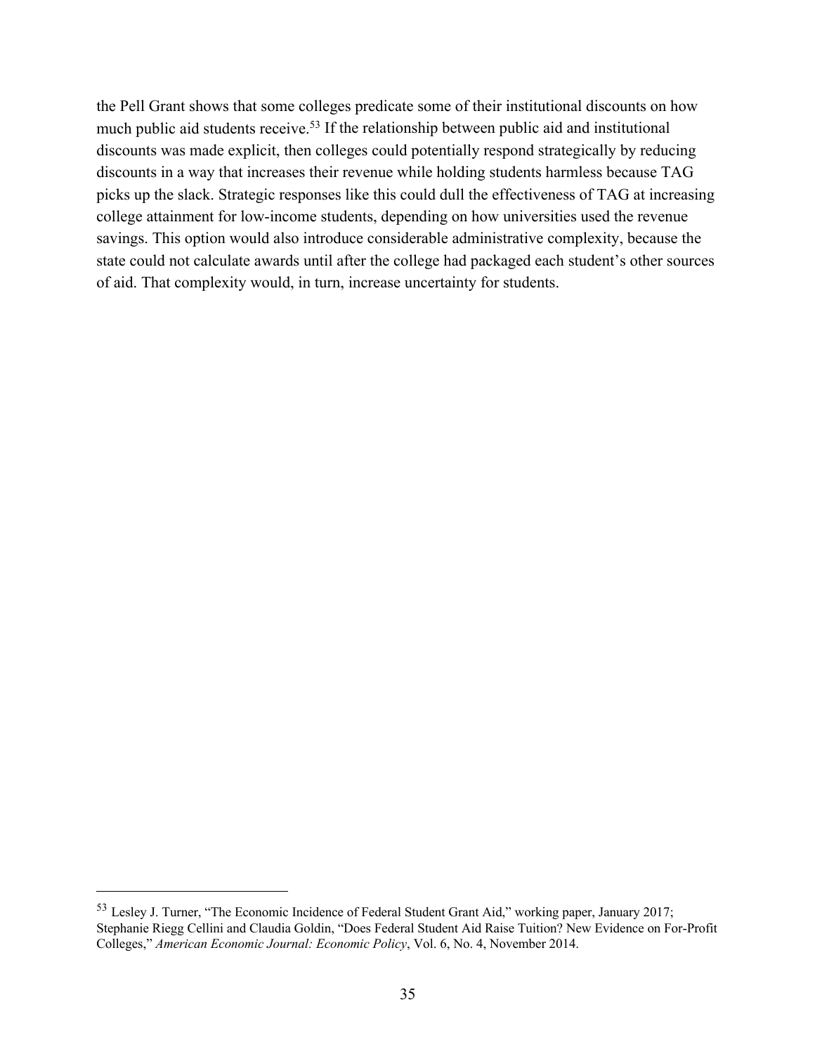the Pell Grant shows that some colleges predicate some of their institutional discounts on how much public aid students receive.[53] If the relationship between public aid and institutional discounts was made explicit, then colleges could potentially respond strategically by reducing discounts in a way that increases their revenue while holding students harmless because TAG picks up the slack. Strategic responses like this could dull the effectiveness of TAG at increasing college attainment for low-income students, depending on how universities used the revenue savings. This option would also introduce considerable administrative complexity, because the state could not calculate awards until after the college had packaged each student's other sources of aid. That complexity would, in turn, increase uncertainty for students.

---

[53] Lesley J. Turner, "The Economic Incidence of Federal Student Grant Aid," working paper, January 2017; Stephanie Riegg Cellini and Claudia Goldin, "Does Federal Student Aid Raise Tuition? New Evidence on For-Profit Colleges," *American Economic Journal: Economic Policy*, Vol. 6, No. 4, November 2014.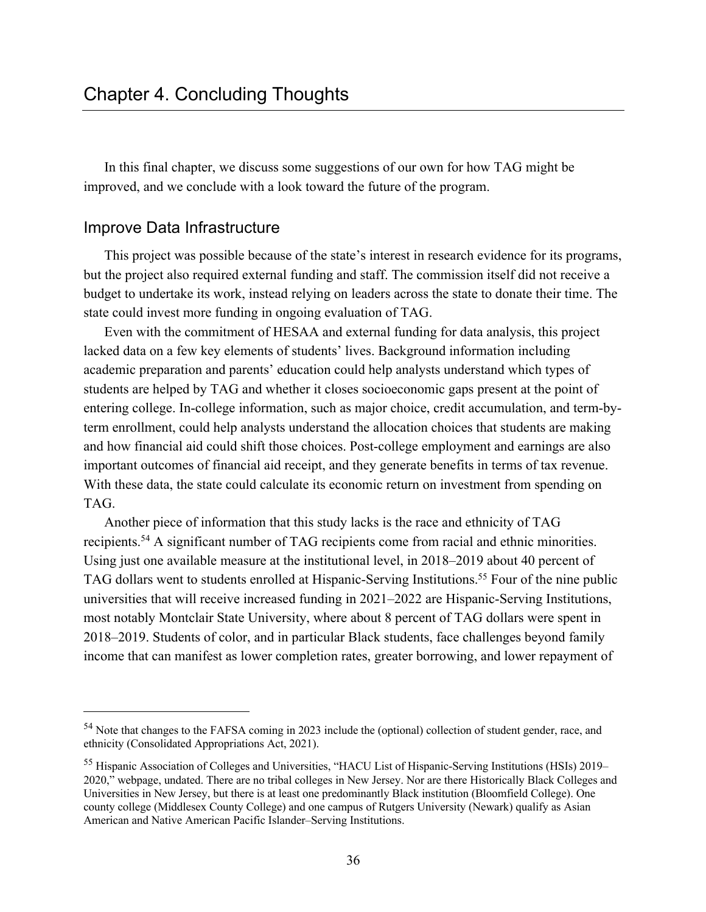# Chapter 4. Concluding Thoughts

In this final chapter, we discuss some suggestions of our own for how TAG might be improved, and we conclude with a look toward the future of the program.

## Improve Data Infrastructure

This project was possible because of the state's interest in research evidence for its programs, but the project also required external funding and staff. The commission itself did not receive a budget to undertake its work, instead relying on leaders across the state to donate their time. The state could invest more funding in ongoing evaluation of TAG.

Even with the commitment of HESAA and external funding for data analysis, this project lacked data on a few key elements of students' lives. Background information including academic preparation and parents' education could help analysts understand which types of students are helped by TAG and whether it closes socioeconomic gaps present at the point of entering college. In-college information, such as major choice, credit accumulation, and term-by-term enrollment, could help analysts understand the allocation choices that students are making and how financial aid could shift those choices. Post-college employment and earnings are also important outcomes of financial aid receipt, and they generate benefits in terms of tax revenue. With these data, the state could calculate its economic return on investment from spending on TAG.

Another piece of information that this study lacks is the race and ethnicity of TAG recipients.[54] A significant number of TAG recipients come from racial and ethnic minorities. Using just one available measure at the institutional level, in 2018–2019 about 40 percent of TAG dollars went to students enrolled at Hispanic-Serving Institutions.[55] Four of the nine public universities that will receive increased funding in 2021–2022 are Hispanic-Serving Institutions, most notably Montclair State University, where about 8 percent of TAG dollars were spent in 2018–2019. Students of color, and in particular Black students, face challenges beyond family income that can manifest as lower completion rates, greater borrowing, and lower repayment of

[54] Note that changes to the FAFSA coming in 2023 include the (optional) collection of student gender, race, and ethnicity (Consolidated Appropriations Act, 2021).

[55] Hispanic Association of Colleges and Universities, "HACU List of Hispanic-Serving Institutions (HSIs) 2019–2020," webpage, undated. There are no tribal colleges in New Jersey. Nor are there Historically Black Colleges and Universities in New Jersey, but there is at least one predominantly Black institution (Bloomfield College). One county college (Middlesex County College) and one campus of Rutgers University (Newark) qualify as Asian American and Native American Pacific Islander–Serving Institutions.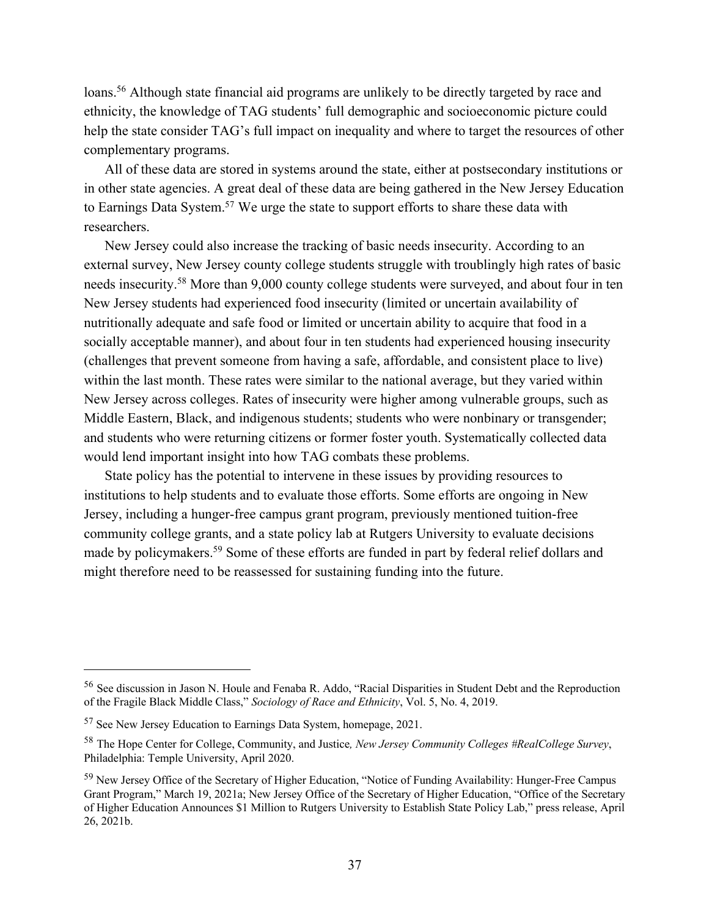loans.[56] Although state financial aid programs are unlikely to be directly targeted by race and ethnicity, the knowledge of TAG students' full demographic and socioeconomic picture could help the state consider TAG's full impact on inequality and where to target the resources of other complementary programs.

All of these data are stored in systems around the state, either at postsecondary institutions or in other state agencies. A great deal of these data are being gathered in the New Jersey Education to Earnings Data System.[57] We urge the state to support efforts to share these data with researchers.

New Jersey could also increase the tracking of basic needs insecurity. According to an external survey, New Jersey county college students struggle with troublingly high rates of basic needs insecurity.[58] More than 9,000 county college students were surveyed, and about four in ten New Jersey students had experienced food insecurity (limited or uncertain availability of nutritionally adequate and safe food or limited or uncertain ability to acquire that food in a socially acceptable manner), and about four in ten students had experienced housing insecurity (challenges that prevent someone from having a safe, affordable, and consistent place to live) within the last month. These rates were similar to the national average, but they varied within New Jersey across colleges. Rates of insecurity were higher among vulnerable groups, such as Middle Eastern, Black, and indigenous students; students who were nonbinary or transgender; and students who were returning citizens or former foster youth. Systematically collected data would lend important insight into how TAG combats these problems.

State policy has the potential to intervene in these issues by providing resources to institutions to help students and to evaluate those efforts. Some efforts are ongoing in New Jersey, including a hunger-free campus grant program, previously mentioned tuition-free community college grants, and a state policy lab at Rutgers University to evaluate decisions made by policymakers.[59] Some of these efforts are funded in part by federal relief dollars and might therefore need to be reassessed for sustaining funding into the future.

---

[56] See discussion in Jason N. Houle and Fenaba R. Addo, "Racial Disparities in Student Debt and the Reproduction of the Fragile Black Middle Class," *Sociology of Race and Ethnicity*, Vol. 5, No. 4, 2019.

[57] See New Jersey Education to Earnings Data System, homepage, 2021.

[58] The Hope Center for College, Community, and Justice*, New Jersey Community Colleges #RealCollege Survey*, Philadelphia: Temple University, April 2020.

[59] New Jersey Office of the Secretary of Higher Education, "Notice of Funding Availability: Hunger-Free Campus Grant Program," March 19, 2021a; New Jersey Office of the Secretary of Higher Education, "Office of the Secretary of Higher Education Announces $1 Million to Rutgers University to Establish State Policy Lab," press release, April 26, 2021b.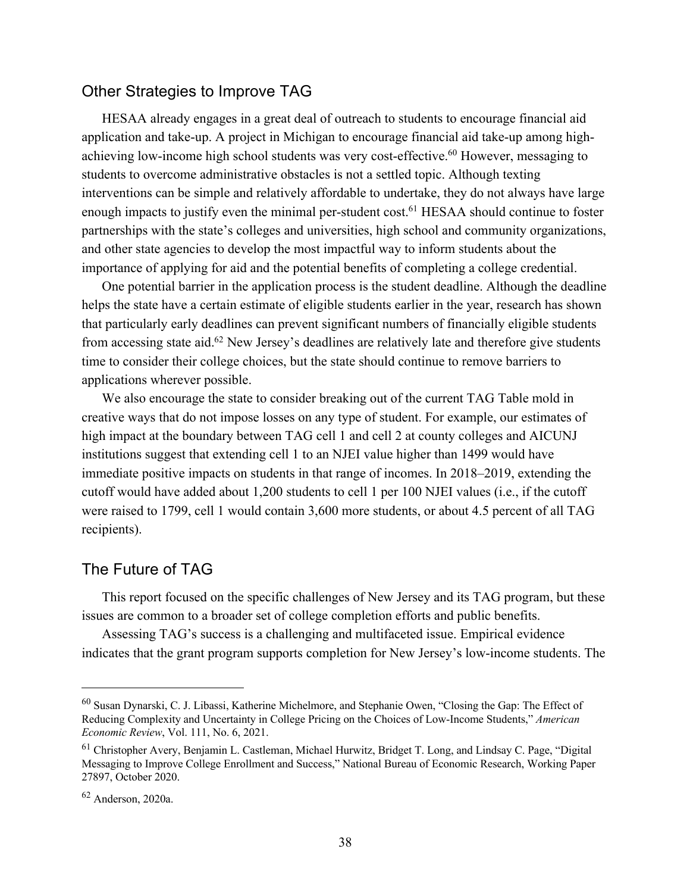## Other Strategies to Improve TAG

HESAA already engages in a great deal of outreach to students to encourage financial aid application and take-up. A project in Michigan to encourage financial aid take-up among high-achieving low-income high school students was very cost-effective.[60] However, messaging to students to overcome administrative obstacles is not a settled topic. Although texting interventions can be simple and relatively affordable to undertake, they do not always have large enough impacts to justify even the minimal per-student cost.[61] HESAA should continue to foster partnerships with the state's colleges and universities, high school and community organizations, and other state agencies to develop the most impactful way to inform students about the importance of applying for aid and the potential benefits of completing a college credential.

One potential barrier in the application process is the student deadline. Although the deadline helps the state have a certain estimate of eligible students earlier in the year, research has shown that particularly early deadlines can prevent significant numbers of financially eligible students from accessing state aid.[62] New Jersey's deadlines are relatively late and therefore give students time to consider their college choices, but the state should continue to remove barriers to applications wherever possible.

We also encourage the state to consider breaking out of the current TAG Table mold in creative ways that do not impose losses on any type of student. For example, our estimates of high impact at the boundary between TAG cell 1 and cell 2 at county colleges and AICUNJ institutions suggest that extending cell 1 to an NJEI value higher than 1499 would have immediate positive impacts on students in that range of incomes. In 2018–2019, extending the cutoff would have added about 1,200 students to cell 1 per 100 NJEI values (i.e., if the cutoff were raised to 1799, cell 1 would contain 3,600 more students, or about 4.5 percent of all TAG recipients).

## The Future of TAG

This report focused on the specific challenges of New Jersey and its TAG program, but these issues are common to a broader set of college completion efforts and public benefits.

Assessing TAG's success is a challenging and multifaceted issue. Empirical evidence indicates that the grant program supports completion for New Jersey's low-income students. The

---

[60] Susan Dynarski, C. J. Libassi, Katherine Michelmore, and Stephanie Owen, "Closing the Gap: The Effect of Reducing Complexity and Uncertainty in College Pricing on the Choices of Low-Income Students," *American Economic Review*, Vol. 111, No. 6, 2021.

[61] Christopher Avery, Benjamin L. Castleman, Michael Hurwitz, Bridget T. Long, and Lindsay C. Page, "Digital Messaging to Improve College Enrollment and Success," National Bureau of Economic Research, Working Paper 27897, October 2020.

[62] Anderson, 2020a.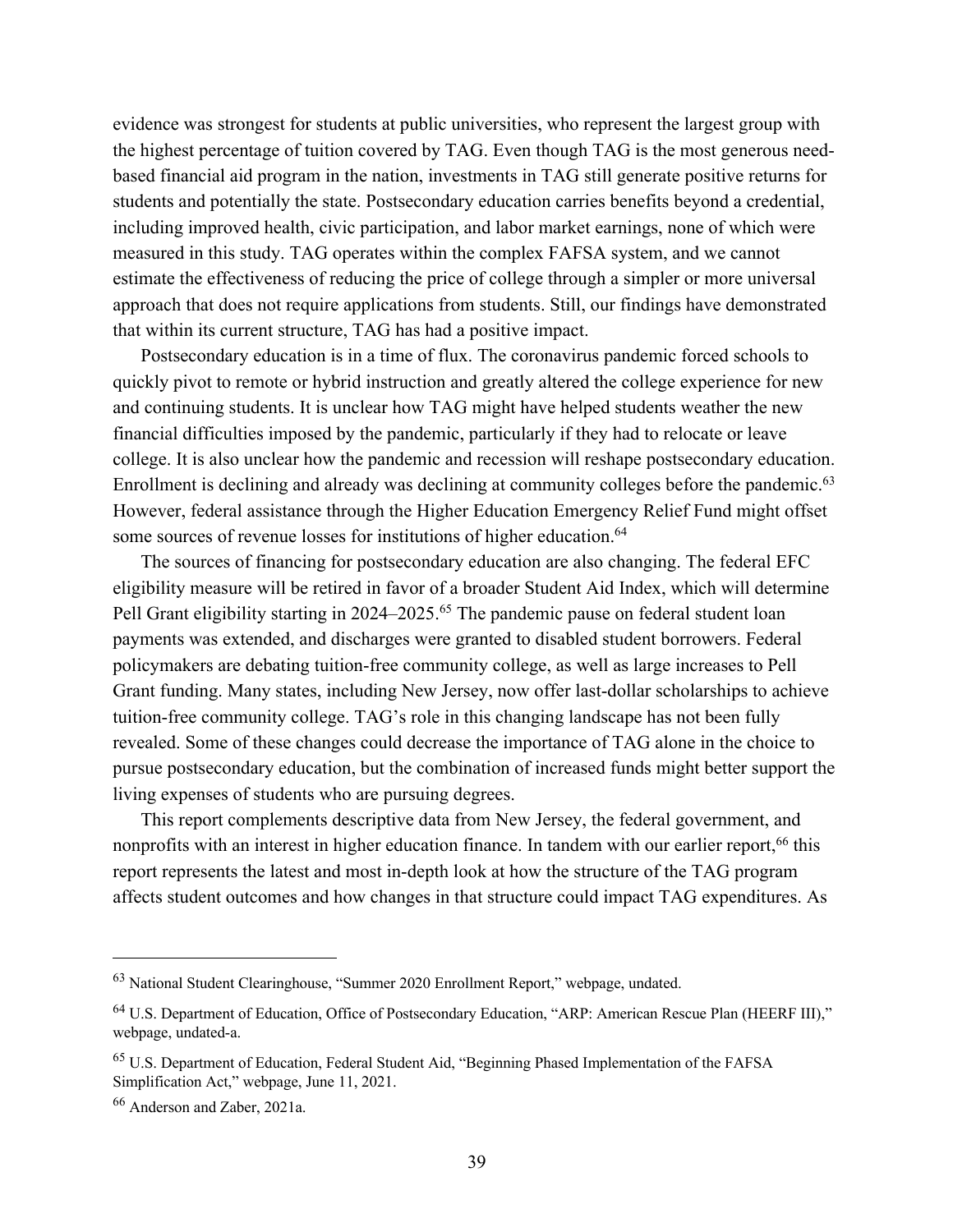evidence was strongest for students at public universities, who represent the largest group with the highest percentage of tuition covered by TAG. Even though TAG is the most generous need-based financial aid program in the nation, investments in TAG still generate positive returns for students and potentially the state. Postsecondary education carries benefits beyond a credential, including improved health, civic participation, and labor market earnings, none of which were measured in this study. TAG operates within the complex FAFSA system, and we cannot estimate the effectiveness of reducing the price of college through a simpler or more universal approach that does not require applications from students. Still, our findings have demonstrated that within its current structure, TAG has had a positive impact.

Postsecondary education is in a time of flux. The coronavirus pandemic forced schools to quickly pivot to remote or hybrid instruction and greatly altered the college experience for new and continuing students. It is unclear how TAG might have helped students weather the new financial difficulties imposed by the pandemic, particularly if they had to relocate or leave college. It is also unclear how the pandemic and recession will reshape postsecondary education. Enrollment is declining and already was declining at community colleges before the pandemic.[63] However, federal assistance through the Higher Education Emergency Relief Fund might offset some sources of revenue losses for institutions of higher education.[64]

The sources of financing for postsecondary education are also changing. The federal EFC eligibility measure will be retired in favor of a broader Student Aid Index, which will determine Pell Grant eligibility starting in 2024–2025.[65] The pandemic pause on federal student loan payments was extended, and discharges were granted to disabled student borrowers. Federal policymakers are debating tuition-free community college, as well as large increases to Pell Grant funding. Many states, including New Jersey, now offer last-dollar scholarships to achieve tuition-free community college. TAG's role in this changing landscape has not been fully revealed. Some of these changes could decrease the importance of TAG alone in the choice to pursue postsecondary education, but the combination of increased funds might better support the living expenses of students who are pursuing degrees.

This report complements descriptive data from New Jersey, the federal government, and nonprofits with an interest in higher education finance. In tandem with our earlier report,[66] this report represents the latest and most in-depth look at how the structure of the TAG program affects student outcomes and how changes in that structure could impact TAG expenditures. As

---

[63] National Student Clearinghouse, "Summer 2020 Enrollment Report," webpage, undated.

[64] U.S. Department of Education, Office of Postsecondary Education, "ARP: American Rescue Plan (HEERF III)," webpage, undated-a.

[65] U.S. Department of Education, Federal Student Aid, "Beginning Phased Implementation of the FAFSA Simplification Act," webpage, June 11, 2021.

[66] Anderson and Zaber, 2021a.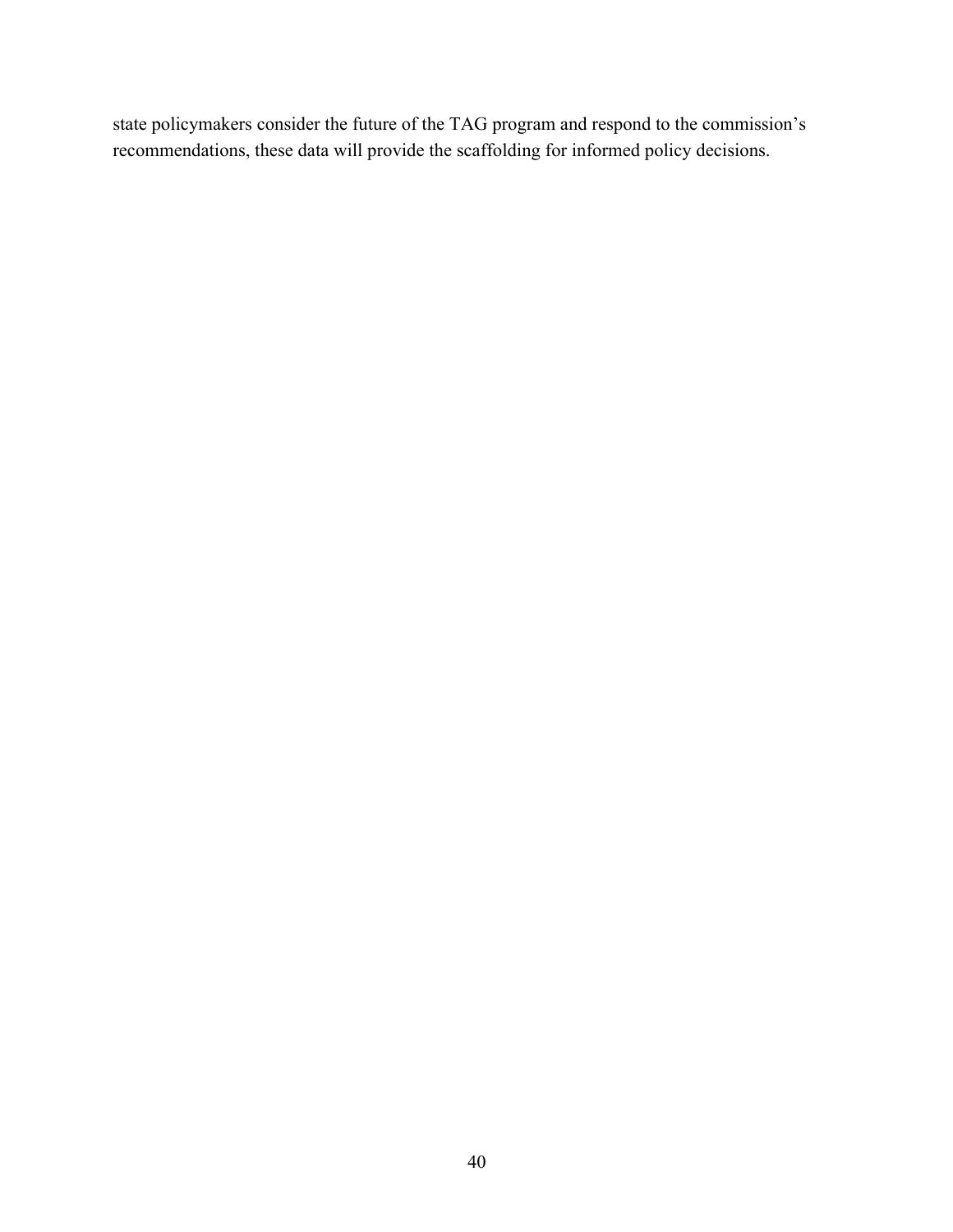state policymakers consider the future of the TAG program and respond to the commission's recommendations, these data will provide the scaffolding for informed policy decisions.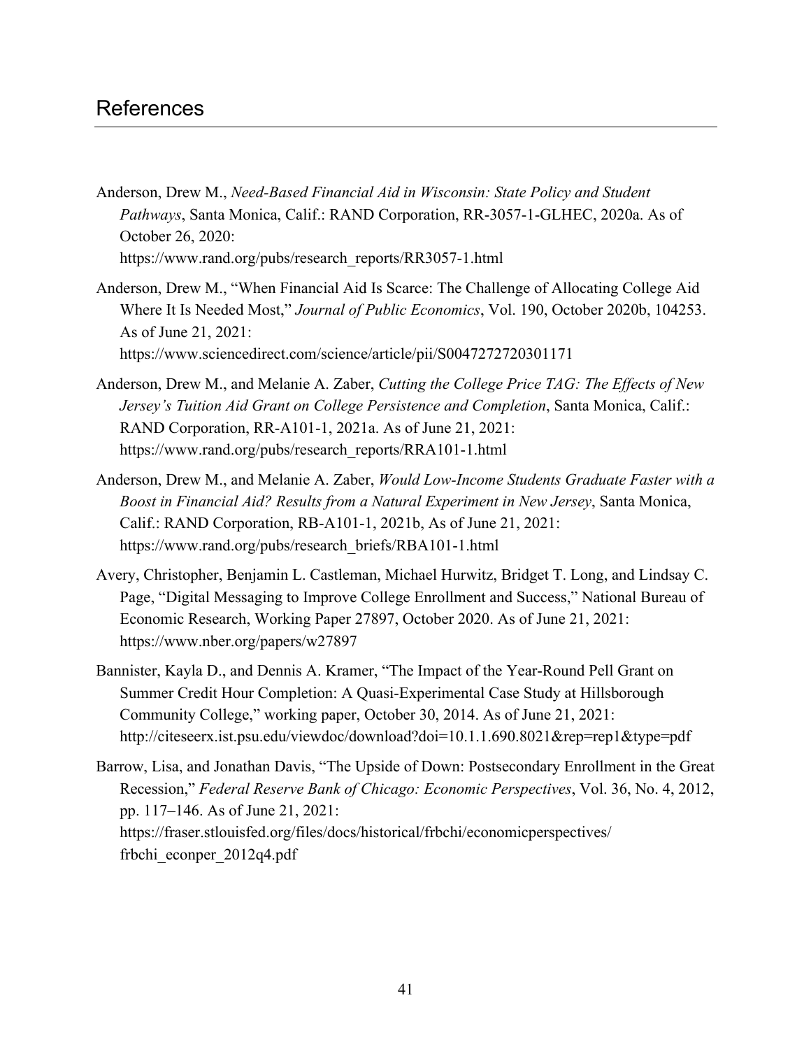# References

Anderson, Drew M., *Need-Based Financial Aid in Wisconsin: State Policy and Student Pathways*, Santa Monica, Calif.: RAND Corporation, RR-3057-1-GLHEC, 2020a. As of October 26, 2020:
https://www.rand.org/pubs/research_reports/RR3057-1.html

Anderson, Drew M., "When Financial Aid Is Scarce: The Challenge of Allocating College Aid Where It Is Needed Most," *Journal of Public Economics*, Vol. 190, October 2020b, 104253. As of June 21, 2021:
https://www.sciencedirect.com/science/article/pii/S0047272720301171

Anderson, Drew M., and Melanie A. Zaber, *Cutting the College Price TAG: The Effects of New Jersey's Tuition Aid Grant on College Persistence and Completion*, Santa Monica, Calif.: RAND Corporation, RR-A101-1, 2021a. As of June 21, 2021:
https://www.rand.org/pubs/research_reports/RRA101-1.html

Anderson, Drew M., and Melanie A. Zaber, *Would Low-Income Students Graduate Faster with a Boost in Financial Aid? Results from a Natural Experiment in New Jersey*, Santa Monica, Calif.: RAND Corporation, RB-A101-1, 2021b, As of June 21, 2021:
https://www.rand.org/pubs/research_briefs/RBA101-1.html

Avery, Christopher, Benjamin L. Castleman, Michael Hurwitz, Bridget T. Long, and Lindsay C. Page, "Digital Messaging to Improve College Enrollment and Success," National Bureau of Economic Research, Working Paper 27897, October 2020. As of June 21, 2021:
https://www.nber.org/papers/w27897

Bannister, Kayla D., and Dennis A. Kramer, "The Impact of the Year-Round Pell Grant on Summer Credit Hour Completion: A Quasi-Experimental Case Study at Hillsborough Community College," working paper, October 30, 2014. As of June 21, 2021:
http://citeseerx.ist.psu.edu/viewdoc/download?doi=10.1.1.690.8021&rep=rep1&type=pdf

Barrow, Lisa, and Jonathan Davis, "The Upside of Down: Postsecondary Enrollment in the Great Recession," *Federal Reserve Bank of Chicago: Economic Perspectives*, Vol. 36, No. 4, 2012, pp. 117–146. As of June 21, 2021:
https://fraser.stlouisfed.org/files/docs/historical/frbchi/economicperspectives/frbchi_econper_2012q4.pdf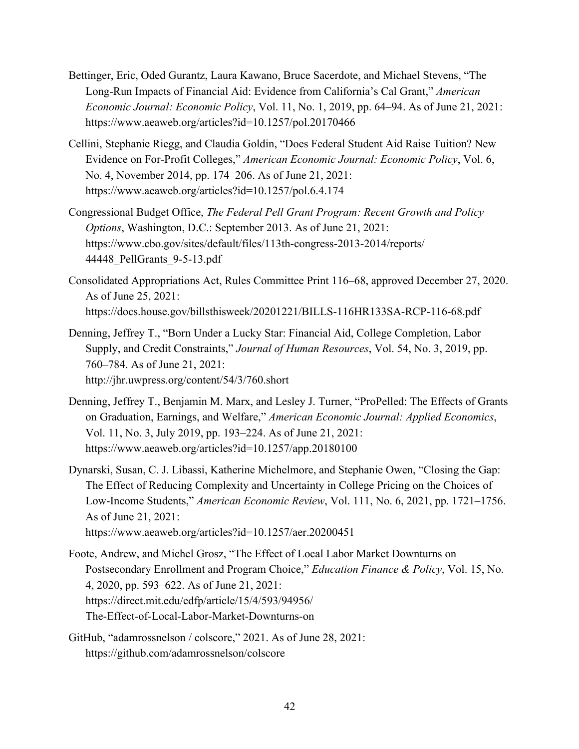Bettinger, Eric, Oded Gurantz, Laura Kawano, Bruce Sacerdote, and Michael Stevens, "The Long-Run Impacts of Financial Aid: Evidence from California's Cal Grant," *American Economic Journal: Economic Policy*, Vol. 11, No. 1, 2019, pp. 64–94. As of June 21, 2021: https://www.aeaweb.org/articles?id=10.1257/pol.20170466

Cellini, Stephanie Riegg, and Claudia Goldin, "Does Federal Student Aid Raise Tuition? New Evidence on For-Profit Colleges," *American Economic Journal: Economic Policy*, Vol. 6, No. 4, November 2014, pp. 174–206. As of June 21, 2021: https://www.aeaweb.org/articles?id=10.1257/pol.6.4.174

Congressional Budget Office, *The Federal Pell Grant Program: Recent Growth and Policy Options*, Washington, D.C.: September 2013. As of June 21, 2021: https://www.cbo.gov/sites/default/files/113th-congress-2013-2014/reports/44448_PellGrants_9-5-13.pdf

Consolidated Appropriations Act, Rules Committee Print 116–68, approved December 27, 2020. As of June 25, 2021: https://docs.house.gov/billsthisweek/20201221/BILLS-116HR133SA-RCP-116-68.pdf

Denning, Jeffrey T., "Born Under a Lucky Star: Financial Aid, College Completion, Labor Supply, and Credit Constraints," *Journal of Human Resources*, Vol. 54, No. 3, 2019, pp. 760–784. As of June 21, 2021: http://jhr.uwpress.org/content/54/3/760.short

Denning, Jeffrey T., Benjamin M. Marx, and Lesley J. Turner, "ProPelled: The Effects of Grants on Graduation, Earnings, and Welfare," *American Economic Journal: Applied Economics*, Vol. 11, No. 3, July 2019, pp. 193–224. As of June 21, 2021: https://www.aeaweb.org/articles?id=10.1257/app.20180100

Dynarski, Susan, C. J. Libassi, Katherine Michelmore, and Stephanie Owen, "Closing the Gap: The Effect of Reducing Complexity and Uncertainty in College Pricing on the Choices of Low-Income Students," *American Economic Review*, Vol. 111, No. 6, 2021, pp. 1721–1756. As of June 21, 2021: https://www.aeaweb.org/articles?id=10.1257/aer.20200451

Foote, Andrew, and Michel Grosz, "The Effect of Local Labor Market Downturns on Postsecondary Enrollment and Program Choice," *Education Finance & Policy*, Vol. 15, No. 4, 2020, pp. 593–622. As of June 21, 2021: https://direct.mit.edu/edfp/article/15/4/593/94956/The-Effect-of-Local-Labor-Market-Downturns-on

GitHub, "adamrossnelson / colscore," 2021. As of June 28, 2021: https://github.com/adamrossnelson/colscore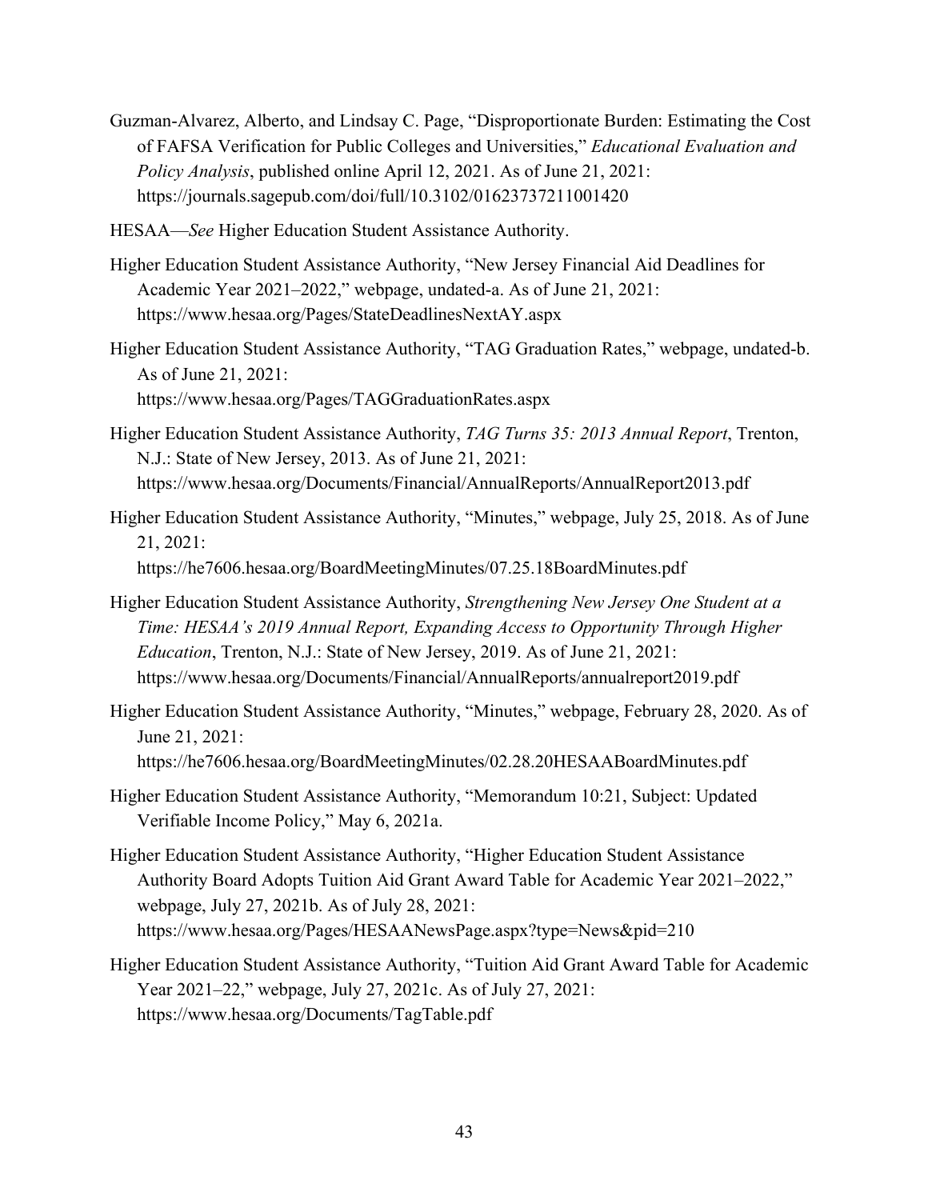Guzman-Alvarez, Alberto, and Lindsay C. Page, "Disproportionate Burden: Estimating the Cost of FAFSA Verification for Public Colleges and Universities," *Educational Evaluation and Policy Analysis*, published online April 12, 2021. As of June 21, 2021: https://journals.sagepub.com/doi/full/10.3102/01623737211001420

HESAA—*See* Higher Education Student Assistance Authority.

Higher Education Student Assistance Authority, "New Jersey Financial Aid Deadlines for Academic Year 2021–2022," webpage, undated-a. As of June 21, 2021: https://www.hesaa.org/Pages/StateDeadlinesNextAY.aspx

Higher Education Student Assistance Authority, "TAG Graduation Rates," webpage, undated-b. As of June 21, 2021: https://www.hesaa.org/Pages/TAGGraduationRates.aspx

Higher Education Student Assistance Authority, *TAG Turns 35: 2013 Annual Report*, Trenton, N.J.: State of New Jersey, 2013. As of June 21, 2021: https://www.hesaa.org/Documents/Financial/AnnualReports/AnnualReport2013.pdf

Higher Education Student Assistance Authority, "Minutes," webpage, July 25, 2018. As of June 21, 2021: https://he7606.hesaa.org/BoardMeetingMinutes/07.25.18BoardMinutes.pdf

Higher Education Student Assistance Authority, *Strengthening New Jersey One Student at a Time: HESAA's 2019 Annual Report, Expanding Access to Opportunity Through Higher Education*, Trenton, N.J.: State of New Jersey, 2019. As of June 21, 2021: https://www.hesaa.org/Documents/Financial/AnnualReports/annualreport2019.pdf

Higher Education Student Assistance Authority, "Minutes," webpage, February 28, 2020. As of June 21, 2021: https://he7606.hesaa.org/BoardMeetingMinutes/02.28.20HESAABoardMinutes.pdf

Higher Education Student Assistance Authority, "Memorandum 10:21, Subject: Updated Verifiable Income Policy," May 6, 2021a.

Higher Education Student Assistance Authority, "Higher Education Student Assistance Authority Board Adopts Tuition Aid Grant Award Table for Academic Year 2021–2022," webpage, July 27, 2021b. As of July 28, 2021: https://www.hesaa.org/Pages/HESAANewsPage.aspx?type=News&pid=210

Higher Education Student Assistance Authority, "Tuition Aid Grant Award Table for Academic Year 2021–22," webpage, July 27, 2021c. As of July 27, 2021: https://www.hesaa.org/Documents/TagTable.pdf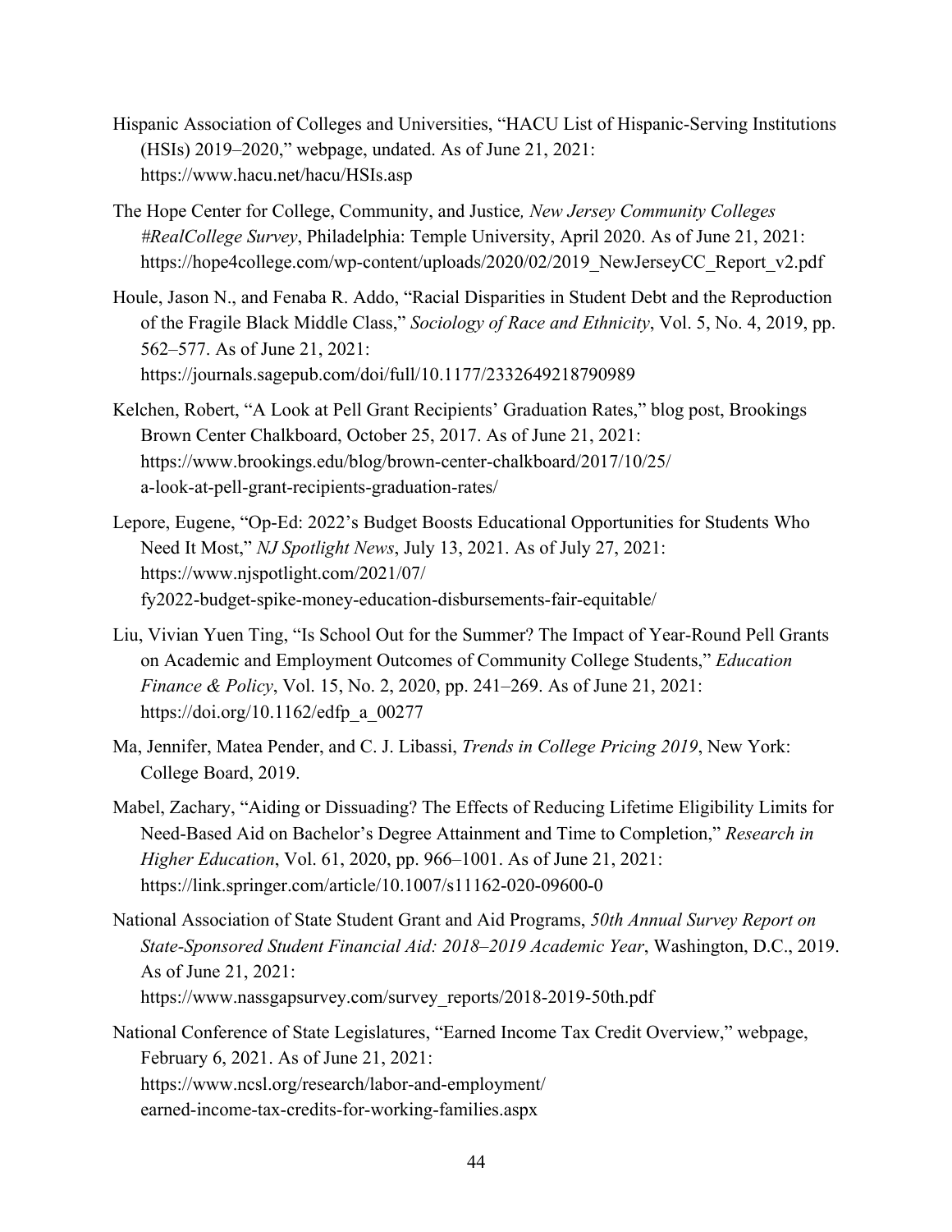Hispanic Association of Colleges and Universities, "HACU List of Hispanic-Serving Institutions (HSIs) 2019–2020," webpage, undated. As of June 21, 2021: https://www.hacu.net/hacu/HSIs.asp

The Hope Center for College, Community, and Justice, *New Jersey Community Colleges #RealCollege Survey*, Philadelphia: Temple University, April 2020. As of June 21, 2021: https://hope4college.com/wp-content/uploads/2020/02/2019_NewJerseyCC_Report_v2.pdf

Houle, Jason N., and Fenaba R. Addo, "Racial Disparities in Student Debt and the Reproduction of the Fragile Black Middle Class," *Sociology of Race and Ethnicity*, Vol. 5, No. 4, 2019, pp. 562–577. As of June 21, 2021: https://journals.sagepub.com/doi/full/10.1177/2332649218790989

Kelchen, Robert, "A Look at Pell Grant Recipients' Graduation Rates," blog post, Brookings Brown Center Chalkboard, October 25, 2017. As of June 21, 2021: https://www.brookings.edu/blog/brown-center-chalkboard/2017/10/25/a-look-at-pell-grant-recipients-graduation-rates/

Lepore, Eugene, "Op-Ed: 2022's Budget Boosts Educational Opportunities for Students Who Need It Most," *NJ Spotlight News*, July 13, 2021. As of July 27, 2021: https://www.njspotlight.com/2021/07/fy2022-budget-spike-money-education-disbursements-fair-equitable/

Liu, Vivian Yuen Ting, "Is School Out for the Summer? The Impact of Year-Round Pell Grants on Academic and Employment Outcomes of Community College Students," *Education Finance & Policy*, Vol. 15, No. 2, 2020, pp. 241–269. As of June 21, 2021: https://doi.org/10.1162/edfp_a_00277

Ma, Jennifer, Matea Pender, and C. J. Libassi, *Trends in College Pricing 2019*, New York: College Board, 2019.

Mabel, Zachary, "Aiding or Dissuading? The Effects of Reducing Lifetime Eligibility Limits for Need-Based Aid on Bachelor's Degree Attainment and Time to Completion," *Research in Higher Education*, Vol. 61, 2020, pp. 966–1001. As of June 21, 2021: https://link.springer.com/article/10.1007/s11162-020-09600-0

National Association of State Student Grant and Aid Programs, *50th Annual Survey Report on State-Sponsored Student Financial Aid: 2018–2019 Academic Year*, Washington, D.C., 2019. As of June 21, 2021: https://www.nassgapsurvey.com/survey_reports/2018-2019-50th.pdf

National Conference of State Legislatures, "Earned Income Tax Credit Overview," webpage, February 6, 2021. As of June 21, 2021: https://www.ncsl.org/research/labor-and-employment/earned-income-tax-credits-for-working-families.aspx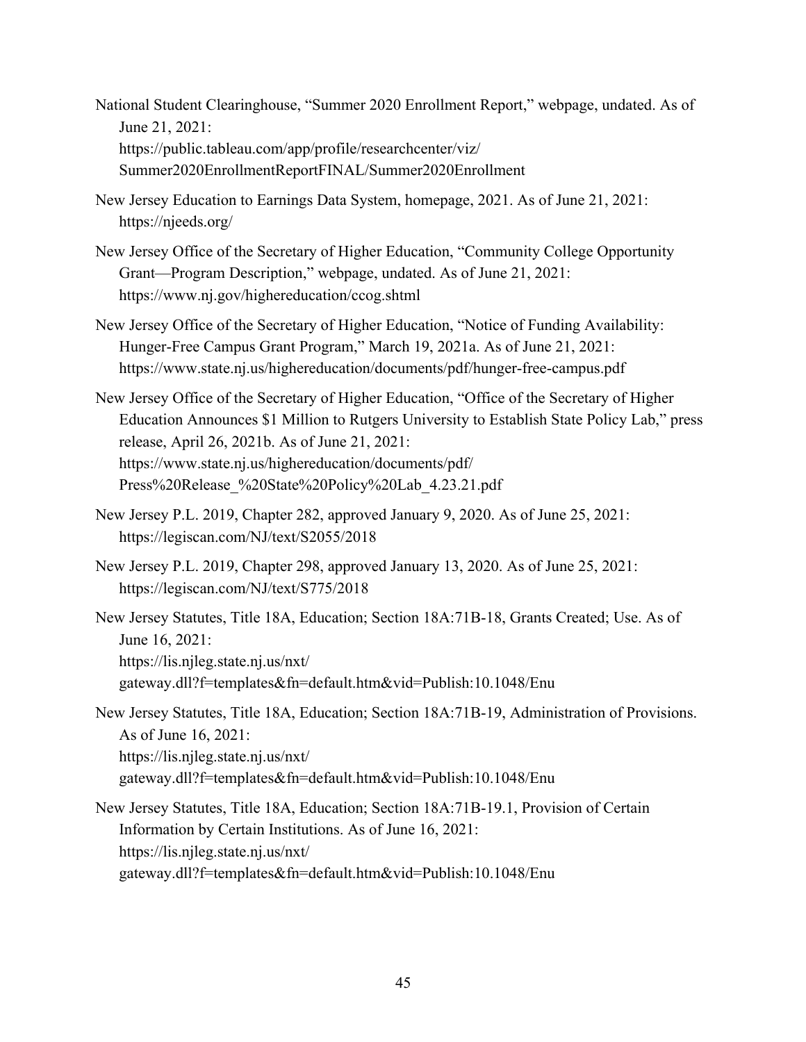National Student Clearinghouse, "Summer 2020 Enrollment Report," webpage, undated. As of June 21, 2021: https://public.tableau.com/app/profile/researchcenter/viz/Summer2020EnrollmentReportFINAL/Summer2020Enrollment

New Jersey Education to Earnings Data System, homepage, 2021. As of June 21, 2021: https://njeeds.org/

New Jersey Office of the Secretary of Higher Education, "Community College Opportunity Grant—Program Description," webpage, undated. As of June 21, 2021: https://www.nj.gov/highereducation/ccog.shtml

New Jersey Office of the Secretary of Higher Education, "Notice of Funding Availability: Hunger-Free Campus Grant Program," March 19, 2021a. As of June 21, 2021: https://www.state.nj.us/highereducation/documents/pdf/hunger-free-campus.pdf

New Jersey Office of the Secretary of Higher Education, "Office of the Secretary of Higher Education Announces $1 Million to Rutgers University to Establish State Policy Lab," press release, April 26, 2021b. As of June 21, 2021: https://www.state.nj.us/highereducation/documents/pdf/Press%20Release_%20State%20Policy%20Lab_4.23.21.pdf

New Jersey P.L. 2019, Chapter 282, approved January 9, 2020. As of June 25, 2021: https://legiscan.com/NJ/text/S2055/2018

New Jersey P.L. 2019, Chapter 298, approved January 13, 2020. As of June 25, 2021: https://legiscan.com/NJ/text/S775/2018

New Jersey Statutes, Title 18A, Education; Section 18A:71B-18, Grants Created; Use. As of June 16, 2021: https://lis.njleg.state.nj.us/nxt/gateway.dll?f=templates&fn=default.htm&vid=Publish:10.1048/Enu

New Jersey Statutes, Title 18A, Education; Section 18A:71B-19, Administration of Provisions. As of June 16, 2021: https://lis.njleg.state.nj.us/nxt/gateway.dll?f=templates&fn=default.htm&vid=Publish:10.1048/Enu

New Jersey Statutes, Title 18A, Education; Section 18A:71B-19.1, Provision of Certain Information by Certain Institutions. As of June 16, 2021: https://lis.njleg.state.nj.us/nxt/gateway.dll?f=templates&fn=default.htm&vid=Publish:10.1048/Enu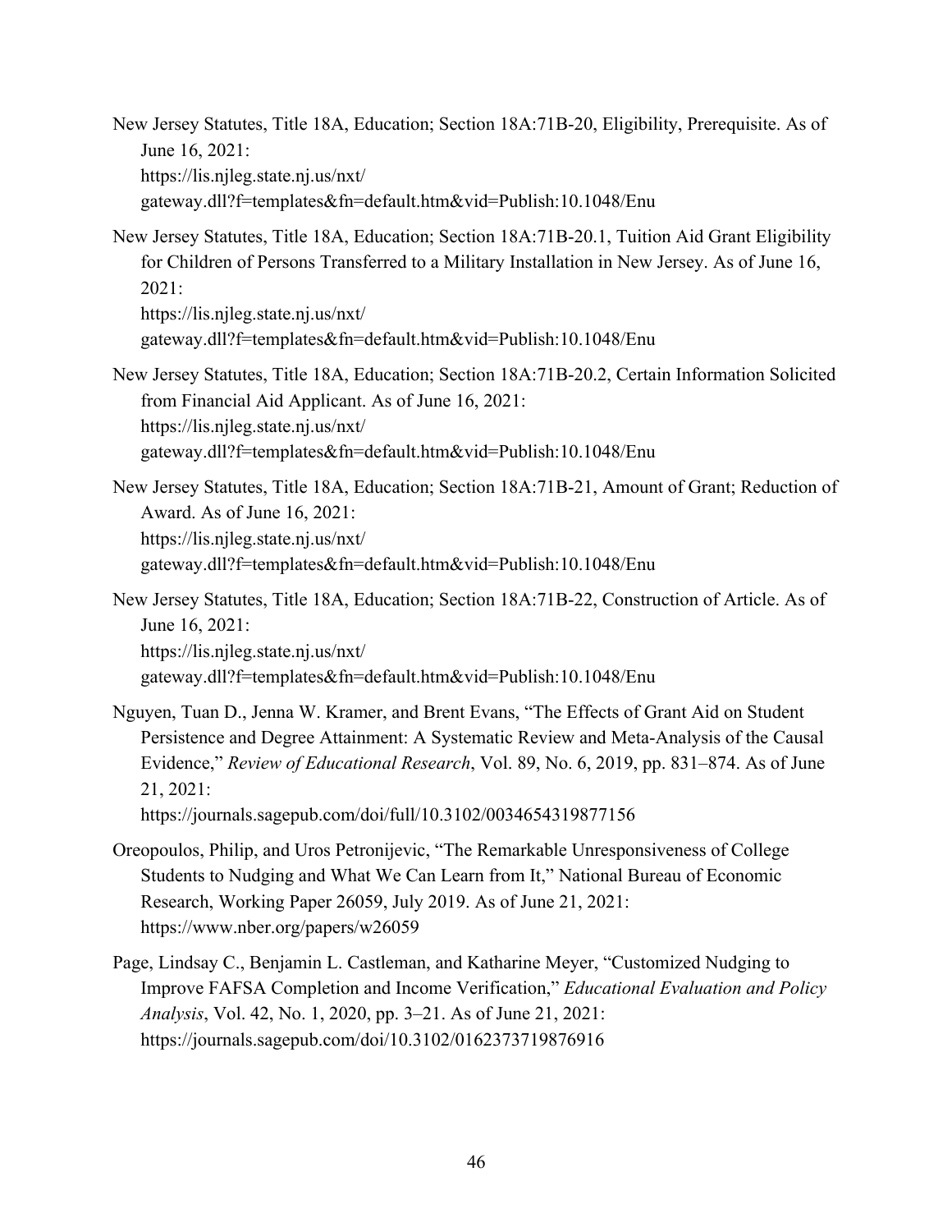New Jersey Statutes, Title 18A, Education; Section 18A:71B-20, Eligibility, Prerequisite. As of June 16, 2021:
https://lis.njleg.state.nj.us/nxt/gateway.dll?f=templates&fn=default.htm&vid=Publish:10.1048/Enu

New Jersey Statutes, Title 18A, Education; Section 18A:71B-20.1, Tuition Aid Grant Eligibility for Children of Persons Transferred to a Military Installation in New Jersey. As of June 16, 2021:
https://lis.njleg.state.nj.us/nxt/gateway.dll?f=templates&fn=default.htm&vid=Publish:10.1048/Enu

New Jersey Statutes, Title 18A, Education; Section 18A:71B-20.2, Certain Information Solicited from Financial Aid Applicant. As of June 16, 2021:
https://lis.njleg.state.nj.us/nxt/gateway.dll?f=templates&fn=default.htm&vid=Publish:10.1048/Enu

New Jersey Statutes, Title 18A, Education; Section 18A:71B-21, Amount of Grant; Reduction of Award. As of June 16, 2021:
https://lis.njleg.state.nj.us/nxt/gateway.dll?f=templates&fn=default.htm&vid=Publish:10.1048/Enu

New Jersey Statutes, Title 18A, Education; Section 18A:71B-22, Construction of Article. As of June 16, 2021:
https://lis.njleg.state.nj.us/nxt/gateway.dll?f=templates&fn=default.htm&vid=Publish:10.1048/Enu

Nguyen, Tuan D., Jenna W. Kramer, and Brent Evans, "The Effects of Grant Aid on Student Persistence and Degree Attainment: A Systematic Review and Meta-Analysis of the Causal Evidence," *Review of Educational Research*, Vol. 89, No. 6, 2019, pp. 831–874. As of June 21, 2021:
https://journals.sagepub.com/doi/full/10.3102/0034654319877156

Oreopoulos, Philip, and Uros Petronijevic, "The Remarkable Unresponsiveness of College Students to Nudging and What We Can Learn from It," National Bureau of Economic Research, Working Paper 26059, July 2019. As of June 21, 2021:
https://www.nber.org/papers/w26059

Page, Lindsay C., Benjamin L. Castleman, and Katharine Meyer, "Customized Nudging to Improve FAFSA Completion and Income Verification," *Educational Evaluation and Policy Analysis*, Vol. 42, No. 1, 2020, pp. 3–21. As of June 21, 2021:
https://journals.sagepub.com/doi/10.3102/0162373719876916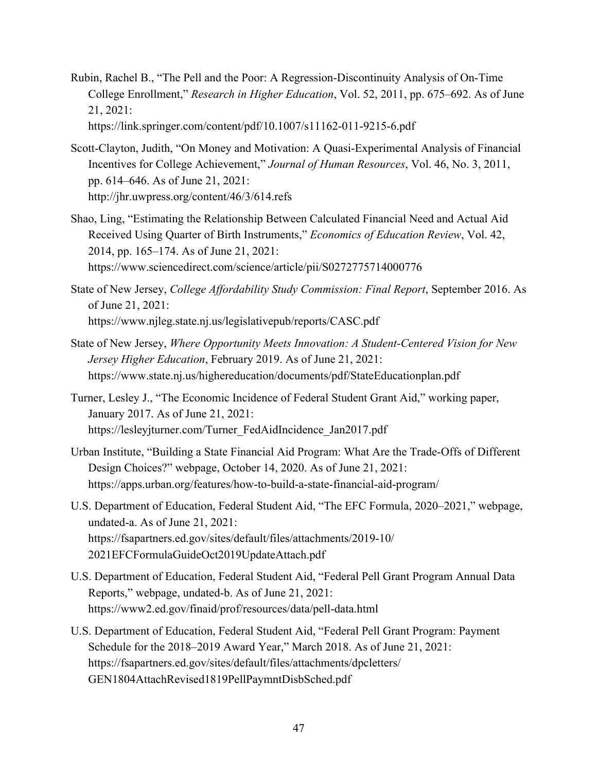Rubin, Rachel B., "The Pell and the Poor: A Regression-Discontinuity Analysis of On-Time College Enrollment," *Research in Higher Education*, Vol. 52, 2011, pp. 675–692. As of June 21, 2021:
https://link.springer.com/content/pdf/10.1007/s11162-011-9215-6.pdf

Scott-Clayton, Judith, "On Money and Motivation: A Quasi-Experimental Analysis of Financial Incentives for College Achievement," *Journal of Human Resources*, Vol. 46, No. 3, 2011, pp. 614–646. As of June 21, 2021:
http://jhr.uwpress.org/content/46/3/614.refs

Shao, Ling, "Estimating the Relationship Between Calculated Financial Need and Actual Aid Received Using Quarter of Birth Instruments," *Economics of Education Review*, Vol. 42, 2014, pp. 165–174. As of June 21, 2021:
https://www.sciencedirect.com/science/article/pii/S0272775714000776

State of New Jersey, *College Affordability Study Commission: Final Report*, September 2016. As of June 21, 2021:
https://www.njleg.state.nj.us/legislativepub/reports/CASC.pdf

State of New Jersey, *Where Opportunity Meets Innovation: A Student-Centered Vision for New Jersey Higher Education*, February 2019. As of June 21, 2021:
https://www.state.nj.us/highereducation/documents/pdf/StateEducationplan.pdf

Turner, Lesley J., "The Economic Incidence of Federal Student Grant Aid," working paper, January 2017. As of June 21, 2021:
https://lesleyjturner.com/Turner_FedAidIncidence_Jan2017.pdf

Urban Institute, "Building a State Financial Aid Program: What Are the Trade-Offs of Different Design Choices?" webpage, October 14, 2020. As of June 21, 2021:
https://apps.urban.org/features/how-to-build-a-state-financial-aid-program/

U.S. Department of Education, Federal Student Aid, "The EFC Formula, 2020–2021," webpage, undated-a. As of June 21, 2021:
https://fsapartners.ed.gov/sites/default/files/attachments/2019-10/2021EFCFormulaGuideOct2019UpdateAttach.pdf

U.S. Department of Education, Federal Student Aid, "Federal Pell Grant Program Annual Data Reports," webpage, undated-b. As of June 21, 2021:
https://www2.ed.gov/finaid/prof/resources/data/pell-data.html

U.S. Department of Education, Federal Student Aid, "Federal Pell Grant Program: Payment Schedule for the 2018–2019 Award Year," March 2018. As of June 21, 2021:
https://fsapartners.ed.gov/sites/default/files/attachments/dpcletters/GEN1804AttachRevised1819PellPaymntDisbSched.pdf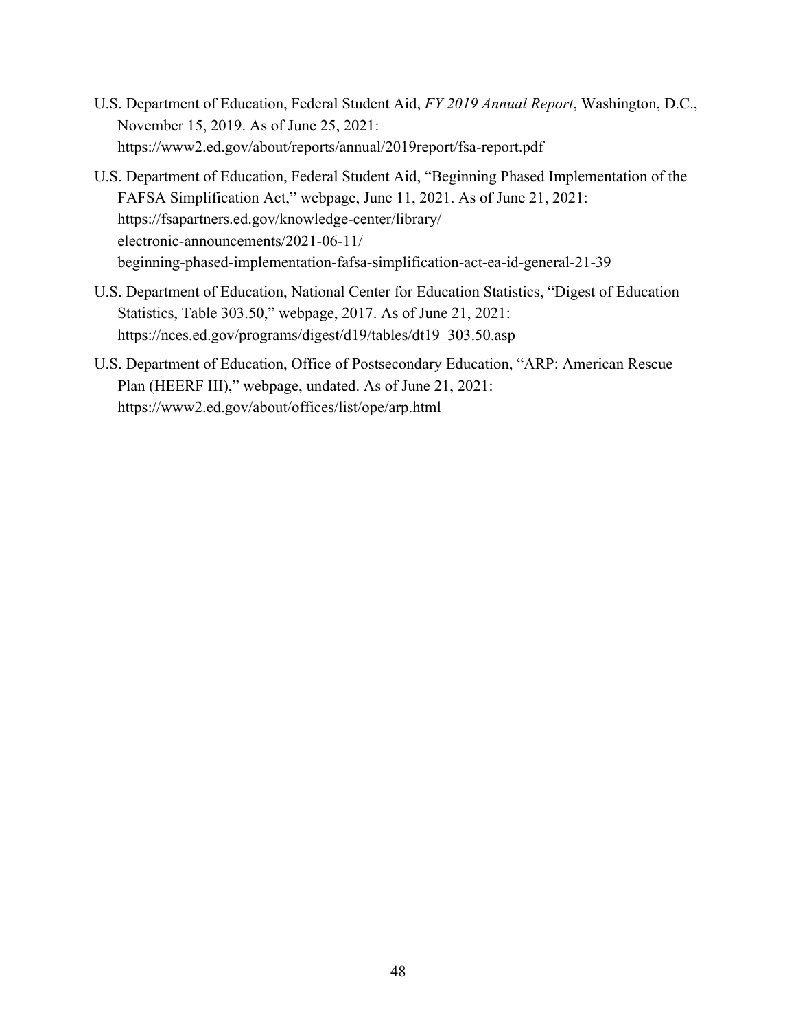U.S. Department of Education, Federal Student Aid, *FY 2019 Annual Report*, Washington, D.C., November 15, 2019. As of June 25, 2021: https://www2.ed.gov/about/reports/annual/2019report/fsa-report.pdf

U.S. Department of Education, Federal Student Aid, "Beginning Phased Implementation of the FAFSA Simplification Act," webpage, June 11, 2021. As of June 21, 2021: https://fsapartners.ed.gov/knowledge-center/library/electronic-announcements/2021-06-11/beginning-phased-implementation-fafsa-simplification-act-ea-id-general-21-39

U.S. Department of Education, National Center for Education Statistics, "Digest of Education Statistics, Table 303.50," webpage, 2017. As of June 21, 2021: https://nces.ed.gov/programs/digest/d19/tables/dt19_303.50.asp

U.S. Department of Education, Office of Postsecondary Education, "ARP: American Rescue Plan (HEERF III)," webpage, undated. As of June 21, 2021: https://www2.ed.gov/about/offices/list/ope/arp.html